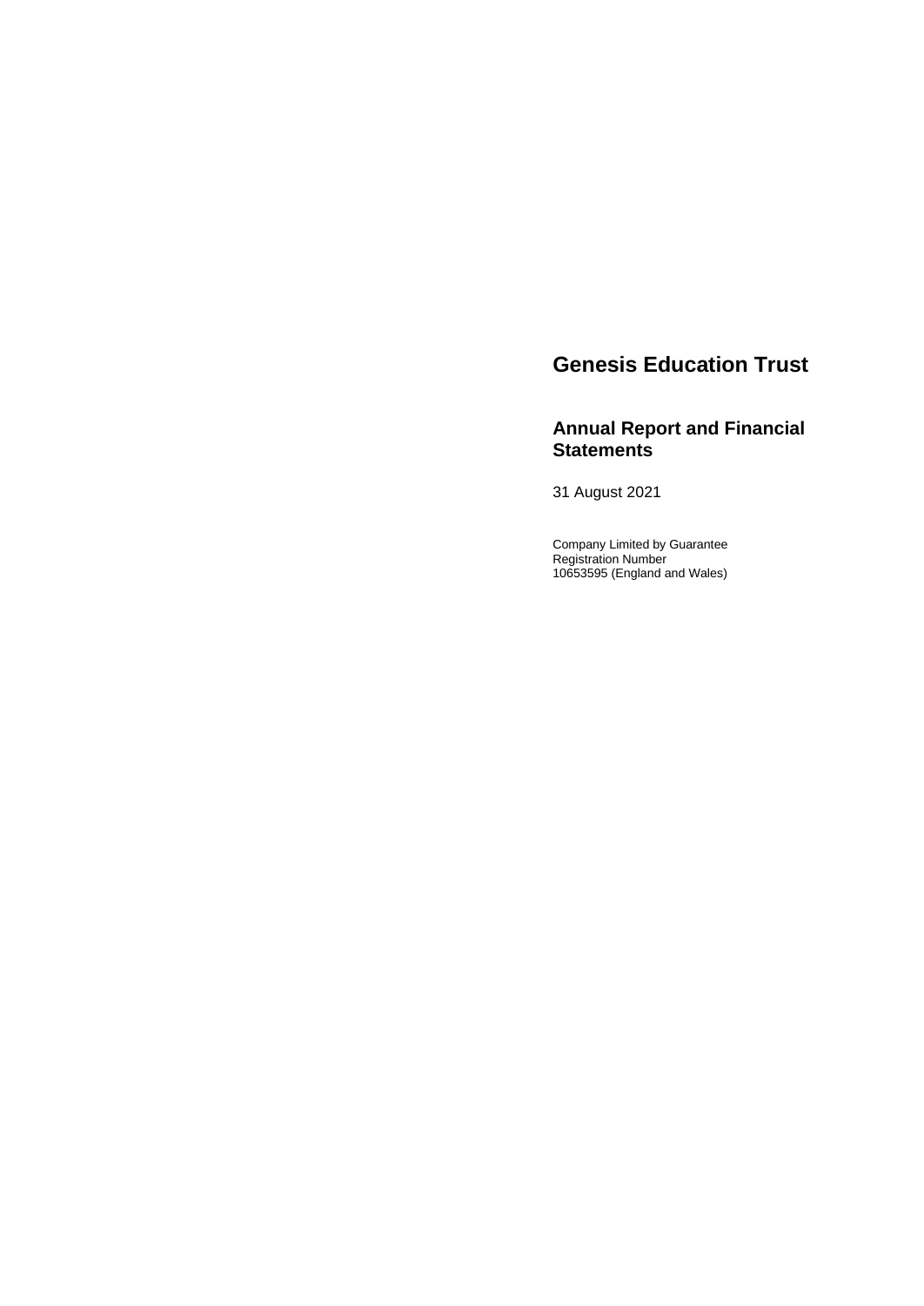# Genesis Education Trust

## Annual Report and Financial Statements

31 August 2021

Company Limited by Guarantee
Registration Number
10653595 (England and Wales)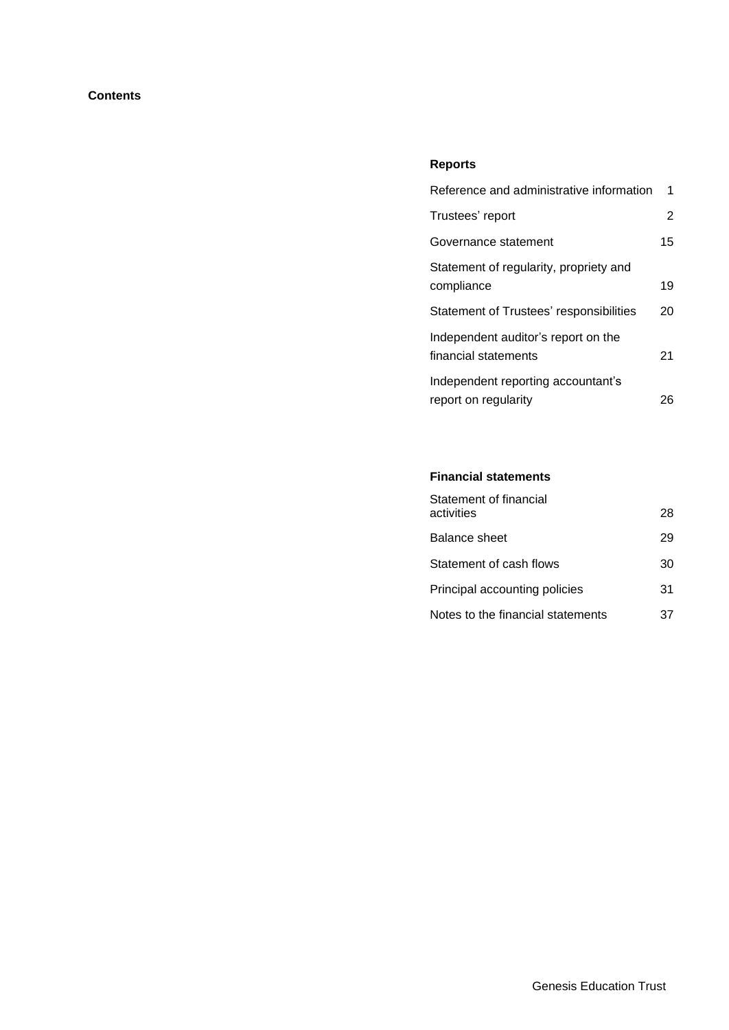# Contents

## Reports

| | |
|---|---|
| Reference and administrative information | 1 |
| Trustees' report | 2 |
| Governance statement | 15 |
| Statement of regularity, propriety and compliance | 19 |
| Statement of Trustees' responsibilities | 20 |
| Independent auditor's report on the financial statements | 21 |
| Independent reporting accountant's report on regularity | 26 |

## Financial statements

| | |
|---|---|
| Statement of financial activities | 28 |
| Balance sheet | 29 |
| Statement of cash flows | 30 |
| Principal accounting policies | 31 |
| Notes to the financial statements | 37 |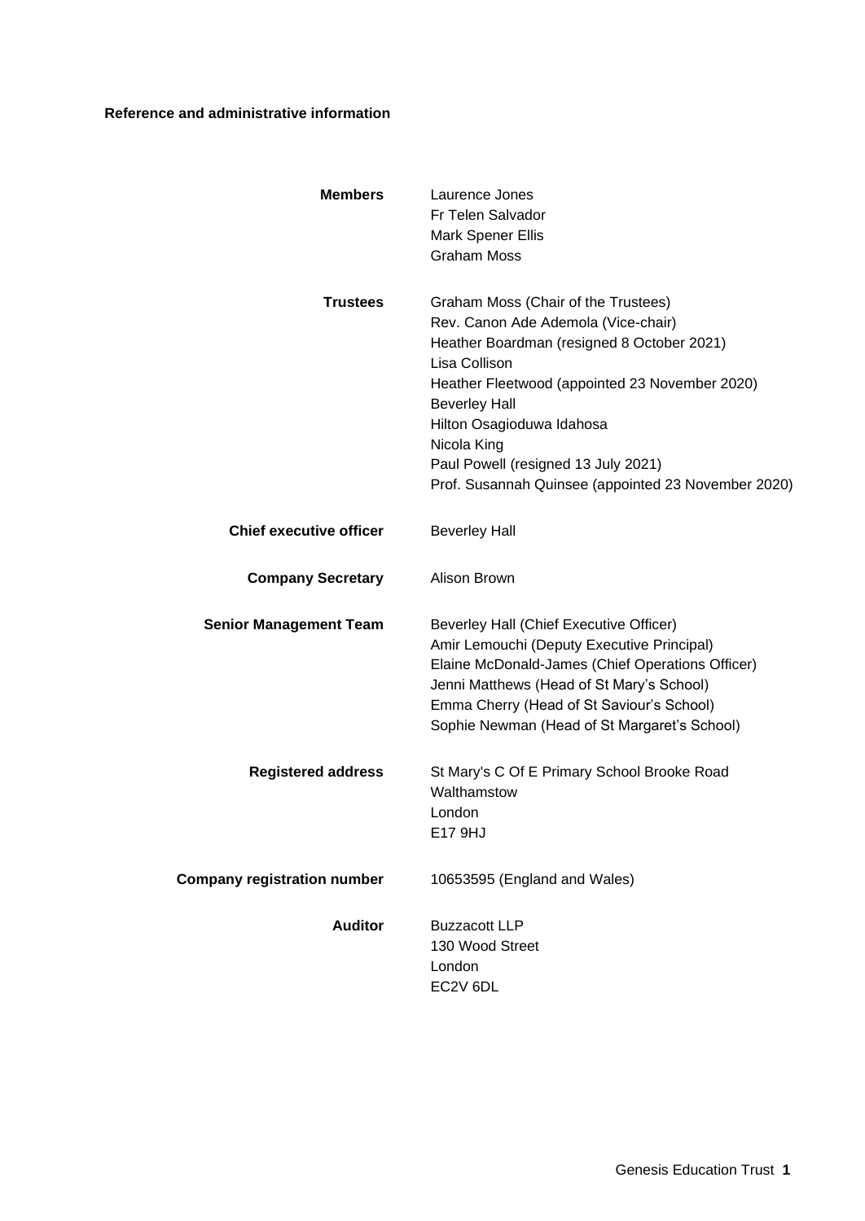**Reference and administrative information**

| | |
|---|---|
| **Members** | Laurence Jones<br>Fr Telen Salvador<br>Mark Spener Ellis<br>Graham Moss |
| **Trustees** | Graham Moss (Chair of the Trustees)<br>Rev. Canon Ade Ademola (Vice-chair)<br>Heather Boardman (resigned 8 October 2021)<br>Lisa Collison<br>Heather Fleetwood (appointed 23 November 2020)<br>Beverley Hall<br>Hilton Osagioduwa Idahosa<br>Nicola King<br>Paul Powell (resigned 13 July 2021)<br>Prof. Susannah Quinsee (appointed 23 November 2020) |
| **Chief executive officer** | Beverley Hall |
| **Company Secretary** | Alison Brown |
| **Senior Management Team** | Beverley Hall (Chief Executive Officer)<br>Amir Lemouchi (Deputy Executive Principal)<br>Elaine McDonald-James (Chief Operations Officer)<br>Jenni Matthews (Head of St Mary's School)<br>Emma Cherry (Head of St Saviour's School)<br>Sophie Newman (Head of St Margaret's School) |
| **Registered address** | St Mary's C Of E Primary School Brooke Road<br>Walthamstow<br>London<br>E17 9HJ |
| **Company registration number** | 10653595 (England and Wales) |
| **Auditor** | Buzzacott LLP<br>130 Wood Street<br>London<br>EC2V 6DL |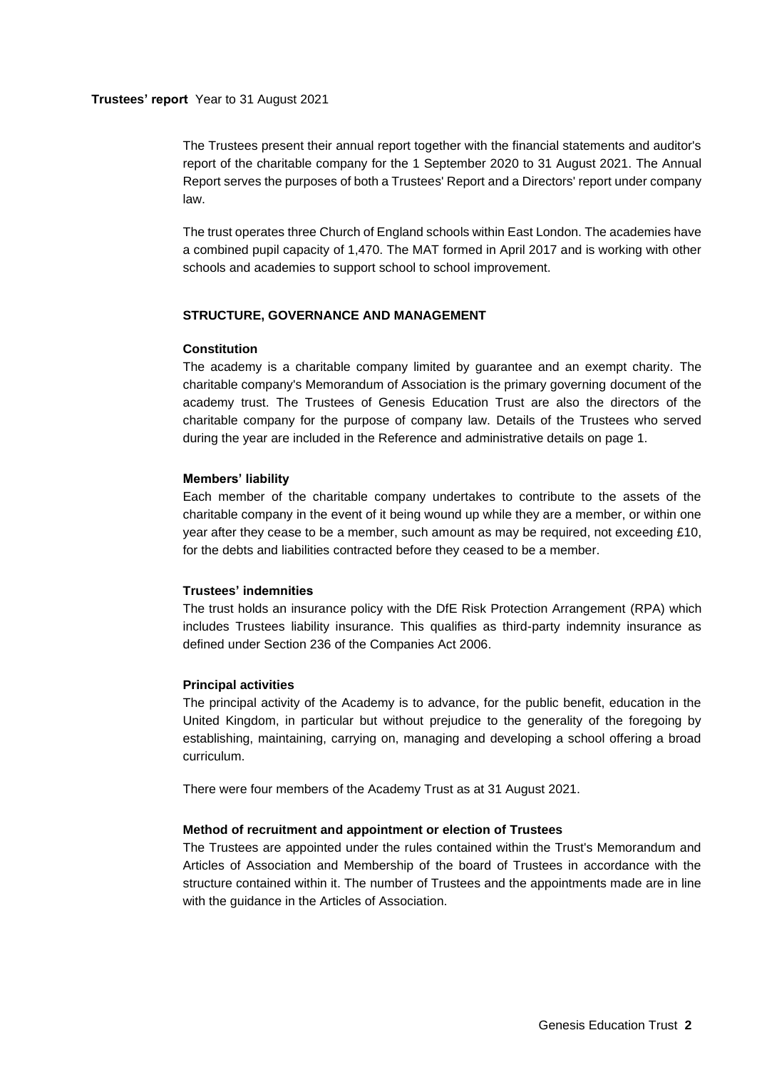**Trustees' report** Year to 31 August 2021

The Trustees present their annual report together with the financial statements and auditor's report of the charitable company for the 1 September 2020 to 31 August 2021. The Annual Report serves the purposes of both a Trustees' Report and a Directors' report under company law.

The trust operates three Church of England schools within East London. The academies have a combined pupil capacity of 1,470. The MAT formed in April 2017 and is working with other schools and academies to support school to school improvement.

## STRUCTURE, GOVERNANCE AND MANAGEMENT

### Constitution

The academy is a charitable company limited by guarantee and an exempt charity. The charitable company's Memorandum of Association is the primary governing document of the academy trust. The Trustees of Genesis Education Trust are also the directors of the charitable company for the purpose of company law. Details of the Trustees who served during the year are included in the Reference and administrative details on page 1.

### Members' liability

Each member of the charitable company undertakes to contribute to the assets of the charitable company in the event of it being wound up while they are a member, or within one year after they cease to be a member, such amount as may be required, not exceeding £10, for the debts and liabilities contracted before they ceased to be a member.

### Trustees' indemnities

The trust holds an insurance policy with the DfE Risk Protection Arrangement (RPA) which includes Trustees liability insurance. This qualifies as third-party indemnity insurance as defined under Section 236 of the Companies Act 2006.

### Principal activities

The principal activity of the Academy is to advance, for the public benefit, education in the United Kingdom, in particular but without prejudice to the generality of the foregoing by establishing, maintaining, carrying on, managing and developing a school offering a broad curriculum.

There were four members of the Academy Trust as at 31 August 2021.

### Method of recruitment and appointment or election of Trustees

The Trustees are appointed under the rules contained within the Trust's Memorandum and Articles of Association and Membership of the board of Trustees in accordance with the structure contained within it. The number of Trustees and the appointments made are in line with the guidance in the Articles of Association.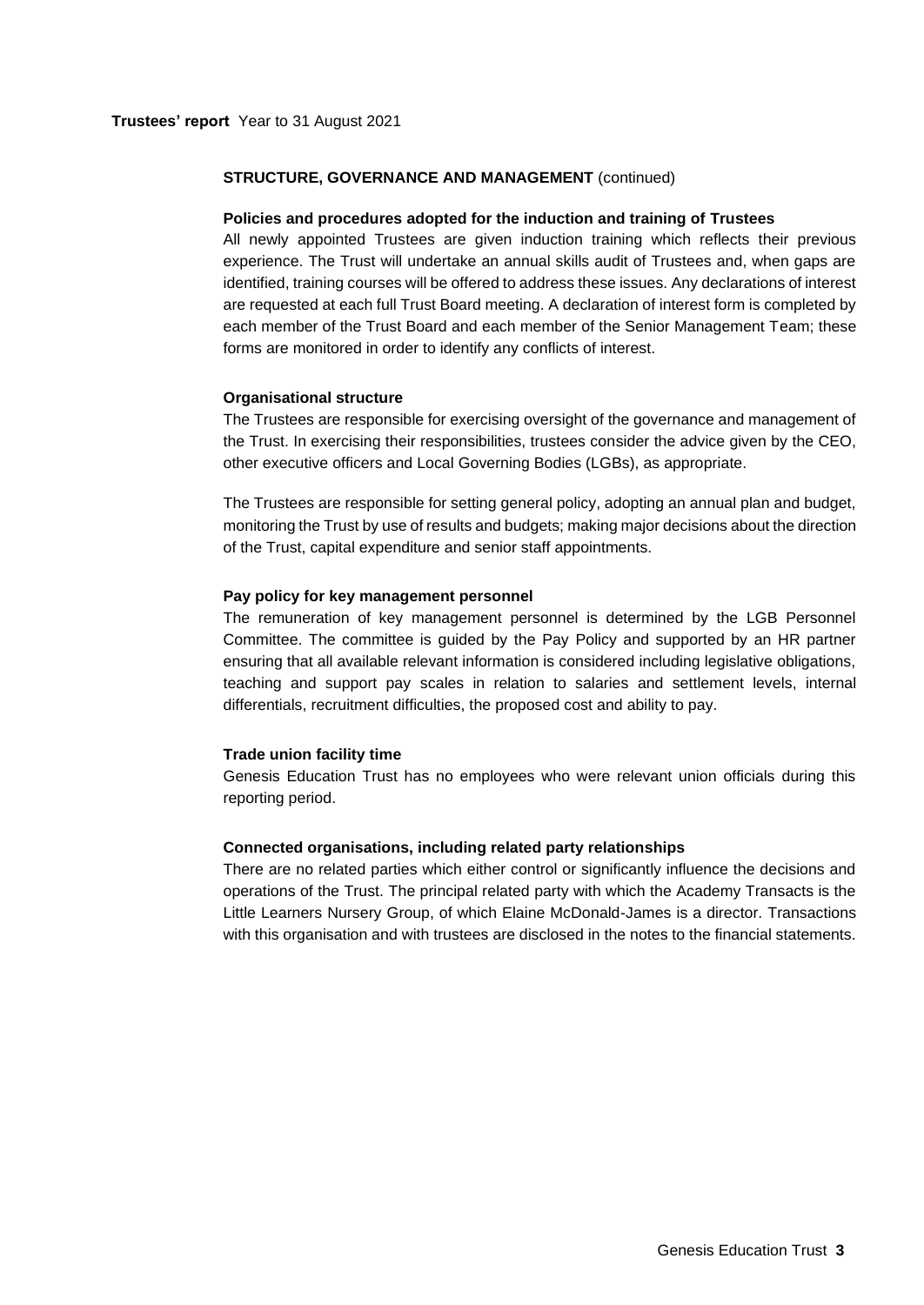## STRUCTURE, GOVERNANCE AND MANAGEMENT (continued)

### Policies and procedures adopted for the induction and training of Trustees

All newly appointed Trustees are given induction training which reflects their previous experience. The Trust will undertake an annual skills audit of Trustees and, when gaps are identified, training courses will be offered to address these issues. Any declarations of interest are requested at each full Trust Board meeting. A declaration of interest form is completed by each member of the Trust Board and each member of the Senior Management Team; these forms are monitored in order to identify any conflicts of interest.

### Organisational structure

The Trustees are responsible for exercising oversight of the governance and management of the Trust. In exercising their responsibilities, trustees consider the advice given by the CEO, other executive officers and Local Governing Bodies (LGBs), as appropriate.

The Trustees are responsible for setting general policy, adopting an annual plan and budget, monitoring the Trust by use of results and budgets; making major decisions about the direction of the Trust, capital expenditure and senior staff appointments.

### Pay policy for key management personnel

The remuneration of key management personnel is determined by the LGB Personnel Committee. The committee is guided by the Pay Policy and supported by an HR partner ensuring that all available relevant information is considered including legislative obligations, teaching and support pay scales in relation to salaries and settlement levels, internal differentials, recruitment difficulties, the proposed cost and ability to pay.

### Trade union facility time

Genesis Education Trust has no employees who were relevant union officials during this reporting period.

### Connected organisations, including related party relationships

There are no related parties which either control or significantly influence the decisions and operations of the Trust. The principal related party with which the Academy Transacts is the Little Learners Nursery Group, of which Elaine McDonald-James is a director. Transactions with this organisation and with trustees are disclosed in the notes to the financial statements.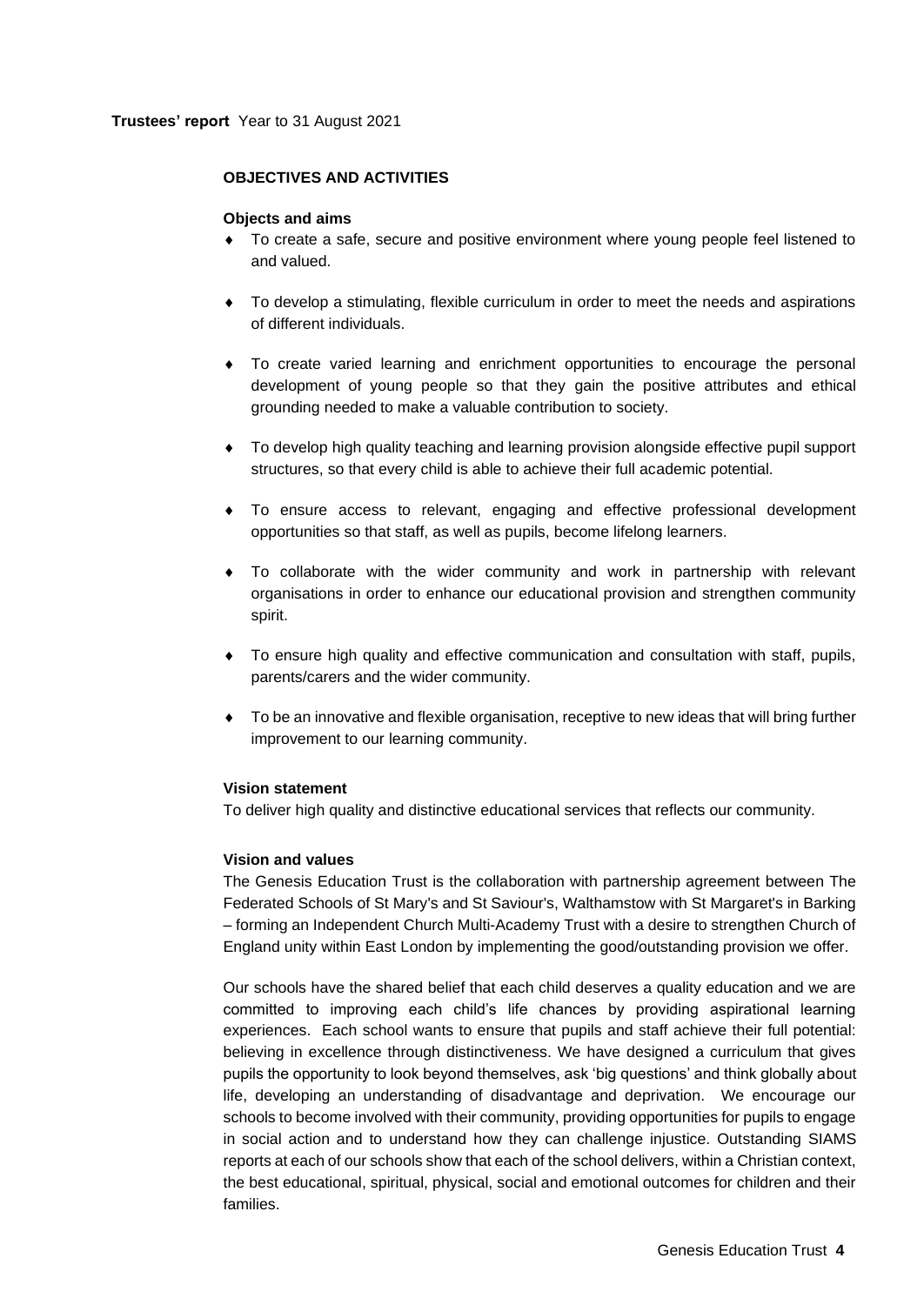**Trustees' report** Year to 31 August 2021

## OBJECTIVES AND ACTIVITIES

### Objects and aims

- To create a safe, secure and positive environment where young people feel listened to and valued.
- To develop a stimulating, flexible curriculum in order to meet the needs and aspirations of different individuals.
- To create varied learning and enrichment opportunities to encourage the personal development of young people so that they gain the positive attributes and ethical grounding needed to make a valuable contribution to society.
- To develop high quality teaching and learning provision alongside effective pupil support structures, so that every child is able to achieve their full academic potential.
- To ensure access to relevant, engaging and effective professional development opportunities so that staff, as well as pupils, become lifelong learners.
- To collaborate with the wider community and work in partnership with relevant organisations in order to enhance our educational provision and strengthen community spirit.
- To ensure high quality and effective communication and consultation with staff, pupils, parents/carers and the wider community.
- To be an innovative and flexible organisation, receptive to new ideas that will bring further improvement to our learning community.

### Vision statement

To deliver high quality and distinctive educational services that reflects our community.

### Vision and values

The Genesis Education Trust is the collaboration with partnership agreement between The Federated Schools of St Mary's and St Saviour's, Walthamstow with St Margaret's in Barking – forming an Independent Church Multi-Academy Trust with a desire to strengthen Church of England unity within East London by implementing the good/outstanding provision we offer.

Our schools have the shared belief that each child deserves a quality education and we are committed to improving each child's life chances by providing aspirational learning experiences. Each school wants to ensure that pupils and staff achieve their full potential: believing in excellence through distinctiveness. We have designed a curriculum that gives pupils the opportunity to look beyond themselves, ask 'big questions' and think globally about life, developing an understanding of disadvantage and deprivation. We encourage our schools to become involved with their community, providing opportunities for pupils to engage in social action and to understand how they can challenge injustice. Outstanding SIAMS reports at each of our schools show that each of the school delivers, within a Christian context, the best educational, spiritual, physical, social and emotional outcomes for children and their families.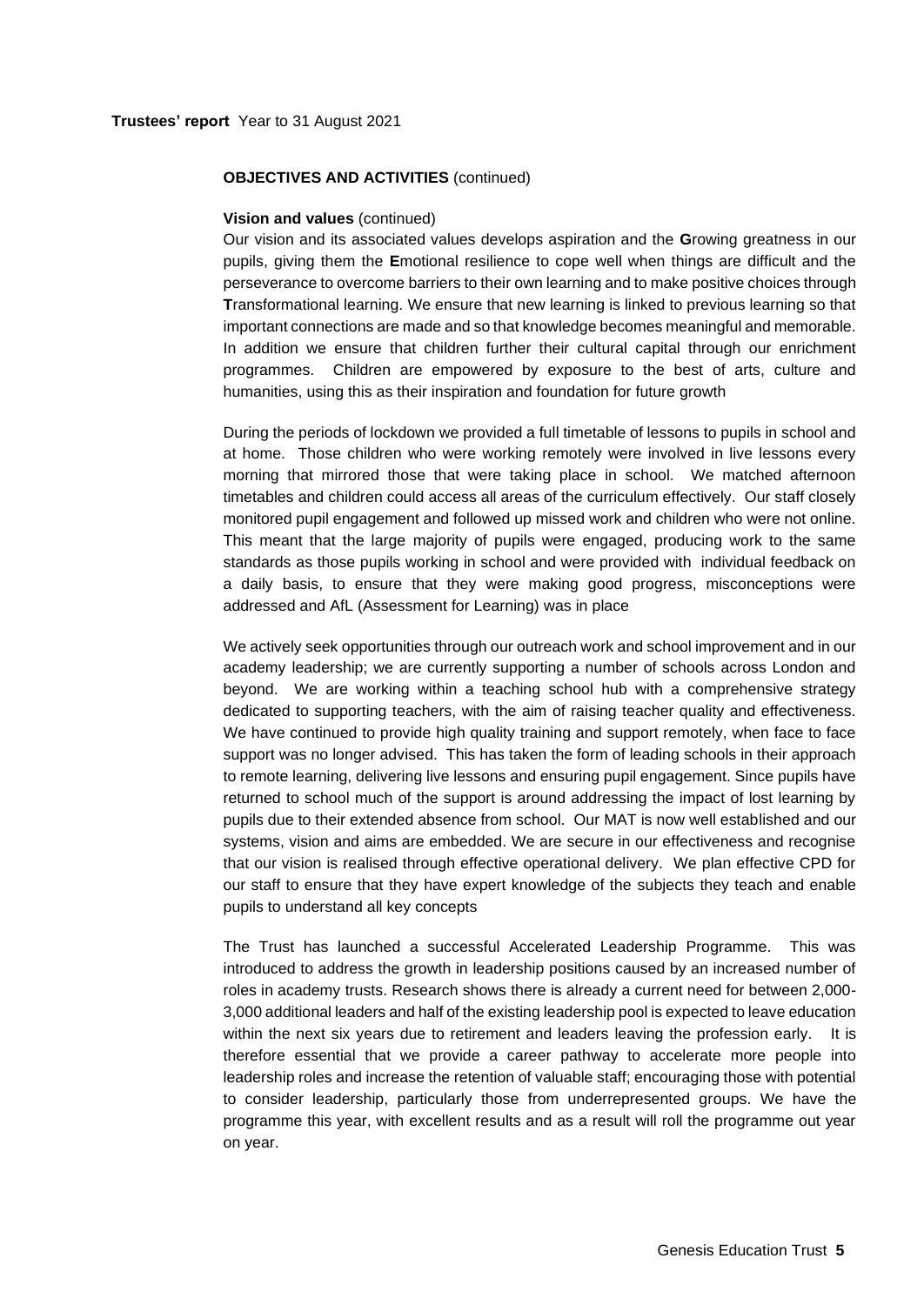**Trustees' report** Year to 31 August 2021

**OBJECTIVES AND ACTIVITIES** (continued)

**Vision and values** (continued)

Our vision and its associated values develops aspiration and the **G**rowing greatness in our pupils, giving them the **E**motional resilience to cope well when things are difficult and the perseverance to overcome barriers to their own learning and to make positive choices through **T**ransformational learning. We ensure that new learning is linked to previous learning so that important connections are made and so that knowledge becomes meaningful and memorable. In addition we ensure that children further their cultural capital through our enrichment programmes. Children are empowered by exposure to the best of arts, culture and humanities, using this as their inspiration and foundation for future growth

During the periods of lockdown we provided a full timetable of lessons to pupils in school and at home. Those children who were working remotely were involved in live lessons every morning that mirrored those that were taking place in school. We matched afternoon timetables and children could access all areas of the curriculum effectively. Our staff closely monitored pupil engagement and followed up missed work and children who were not online. This meant that the large majority of pupils were engaged, producing work to the same standards as those pupils working in school and were provided with individual feedback on a daily basis, to ensure that they were making good progress, misconceptions were addressed and AfL (Assessment for Learning) was in place

We actively seek opportunities through our outreach work and school improvement and in our academy leadership; we are currently supporting a number of schools across London and beyond. We are working within a teaching school hub with a comprehensive strategy dedicated to supporting teachers, with the aim of raising teacher quality and effectiveness. We have continued to provide high quality training and support remotely, when face to face support was no longer advised. This has taken the form of leading schools in their approach to remote learning, delivering live lessons and ensuring pupil engagement. Since pupils have returned to school much of the support is around addressing the impact of lost learning by pupils due to their extended absence from school. Our MAT is now well established and our systems, vision and aims are embedded. We are secure in our effectiveness and recognise that our vision is realised through effective operational delivery. We plan effective CPD for our staff to ensure that they have expert knowledge of the subjects they teach and enable pupils to understand all key concepts

The Trust has launched a successful Accelerated Leadership Programme. This was introduced to address the growth in leadership positions caused by an increased number of roles in academy trusts. Research shows there is already a current need for between 2,000-3,000 additional leaders and half of the existing leadership pool is expected to leave education within the next six years due to retirement and leaders leaving the profession early. It is therefore essential that we provide a career pathway to accelerate more people into leadership roles and increase the retention of valuable staff; encouraging those with potential to consider leadership, particularly those from underrepresented groups. We have the programme this year, with excellent results and as a result will roll the programme out year on year.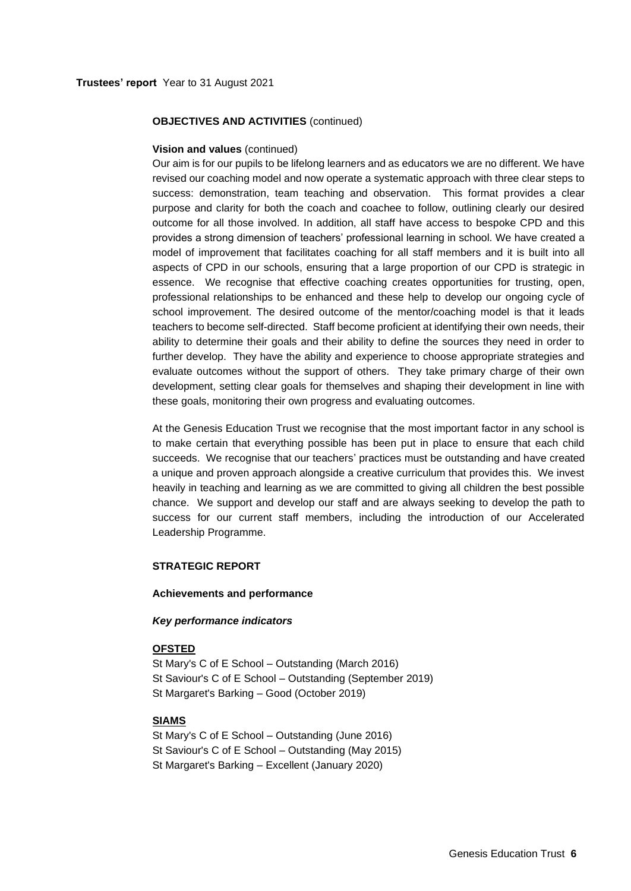**OBJECTIVES AND ACTIVITIES** (continued)

**Vision and values** (continued)

Our aim is for our pupils to be lifelong learners and as educators we are no different. We have revised our coaching model and now operate a systematic approach with three clear steps to success: demonstration, team teaching and observation. This format provides a clear purpose and clarity for both the coach and coachee to follow, outlining clearly our desired outcome for all those involved. In addition, all staff have access to bespoke CPD and this provides a strong dimension of teachers' professional learning in school. We have created a model of improvement that facilitates coaching for all staff members and it is built into all aspects of CPD in our schools, ensuring that a large proportion of our CPD is strategic in essence. We recognise that effective coaching creates opportunities for trusting, open, professional relationships to be enhanced and these help to develop our ongoing cycle of school improvement. The desired outcome of the mentor/coaching model is that it leads teachers to become self-directed. Staff become proficient at identifying their own needs, their ability to determine their goals and their ability to define the sources they need in order to further develop. They have the ability and experience to choose appropriate strategies and evaluate outcomes without the support of others. They take primary charge of their own development, setting clear goals for themselves and shaping their development in line with these goals, monitoring their own progress and evaluating outcomes.

At the Genesis Education Trust we recognise that the most important factor in any school is to make certain that everything possible has been put in place to ensure that each child succeeds. We recognise that our teachers' practices must be outstanding and have created a unique and proven approach alongside a creative curriculum that provides this. We invest heavily in teaching and learning as we are committed to giving all children the best possible chance. We support and develop our staff and are always seeking to develop the path to success for our current staff members, including the introduction of our Accelerated Leadership Programme.

## STRATEGIC REPORT

**Achievements and performance**

***Key performance indicators***

**OFSTED**

St Mary's C of E School – Outstanding (March 2016)
St Saviour's C of E School – Outstanding (September 2019)
St Margaret's Barking – Good (October 2019)

**SIAMS**

St Mary's C of E School – Outstanding (June 2016)
St Saviour's C of E School – Outstanding (May 2015)
St Margaret's Barking – Excellent (January 2020)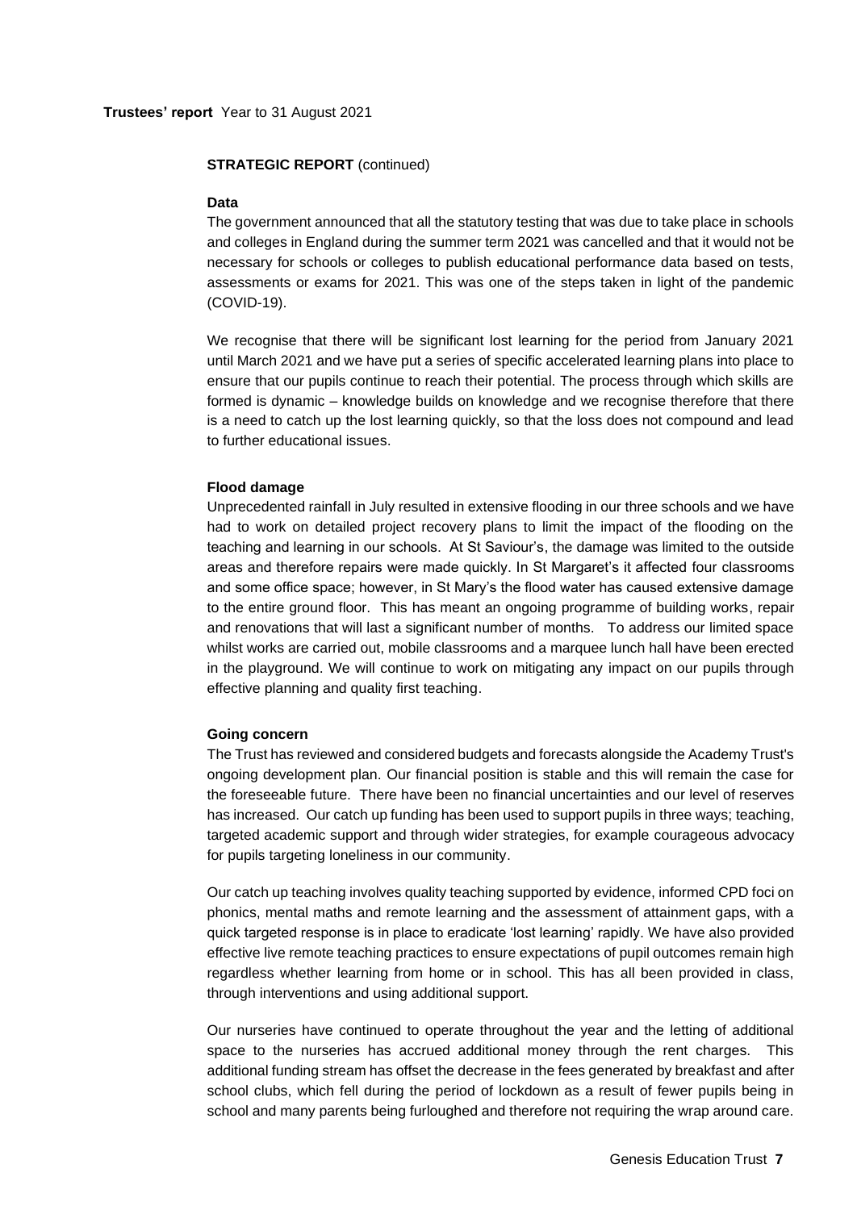**STRATEGIC REPORT** (continued)

**Data**

The government announced that all the statutory testing that was due to take place in schools and colleges in England during the summer term 2021 was cancelled and that it would not be necessary for schools or colleges to publish educational performance data based on tests, assessments or exams for 2021. This was one of the steps taken in light of the pandemic (COVID-19).

We recognise that there will be significant lost learning for the period from January 2021 until March 2021 and we have put a series of specific accelerated learning plans into place to ensure that our pupils continue to reach their potential. The process through which skills are formed is dynamic – knowledge builds on knowledge and we recognise therefore that there is a need to catch up the lost learning quickly, so that the loss does not compound and lead to further educational issues.

**Flood damage**

Unprecedented rainfall in July resulted in extensive flooding in our three schools and we have had to work on detailed project recovery plans to limit the impact of the flooding on the teaching and learning in our schools. At St Saviour's, the damage was limited to the outside areas and therefore repairs were made quickly. In St Margaret's it affected four classrooms and some office space; however, in St Mary's the flood water has caused extensive damage to the entire ground floor. This has meant an ongoing programme of building works, repair and renovations that will last a significant number of months. To address our limited space whilst works are carried out, mobile classrooms and a marquee lunch hall have been erected in the playground. We will continue to work on mitigating any impact on our pupils through effective planning and quality first teaching.

**Going concern**

The Trust has reviewed and considered budgets and forecasts alongside the Academy Trust's ongoing development plan. Our financial position is stable and this will remain the case for the foreseeable future. There have been no financial uncertainties and our level of reserves has increased. Our catch up funding has been used to support pupils in three ways; teaching, targeted academic support and through wider strategies, for example courageous advocacy for pupils targeting loneliness in our community.

Our catch up teaching involves quality teaching supported by evidence, informed CPD foci on phonics, mental maths and remote learning and the assessment of attainment gaps, with a quick targeted response is in place to eradicate 'lost learning' rapidly. We have also provided effective live remote teaching practices to ensure expectations of pupil outcomes remain high regardless whether learning from home or in school. This has all been provided in class, through interventions and using additional support.

Our nurseries have continued to operate throughout the year and the letting of additional space to the nurseries has accrued additional money through the rent charges. This additional funding stream has offset the decrease in the fees generated by breakfast and after school clubs, which fell during the period of lockdown as a result of fewer pupils being in school and many parents being furloughed and therefore not requiring the wrap around care.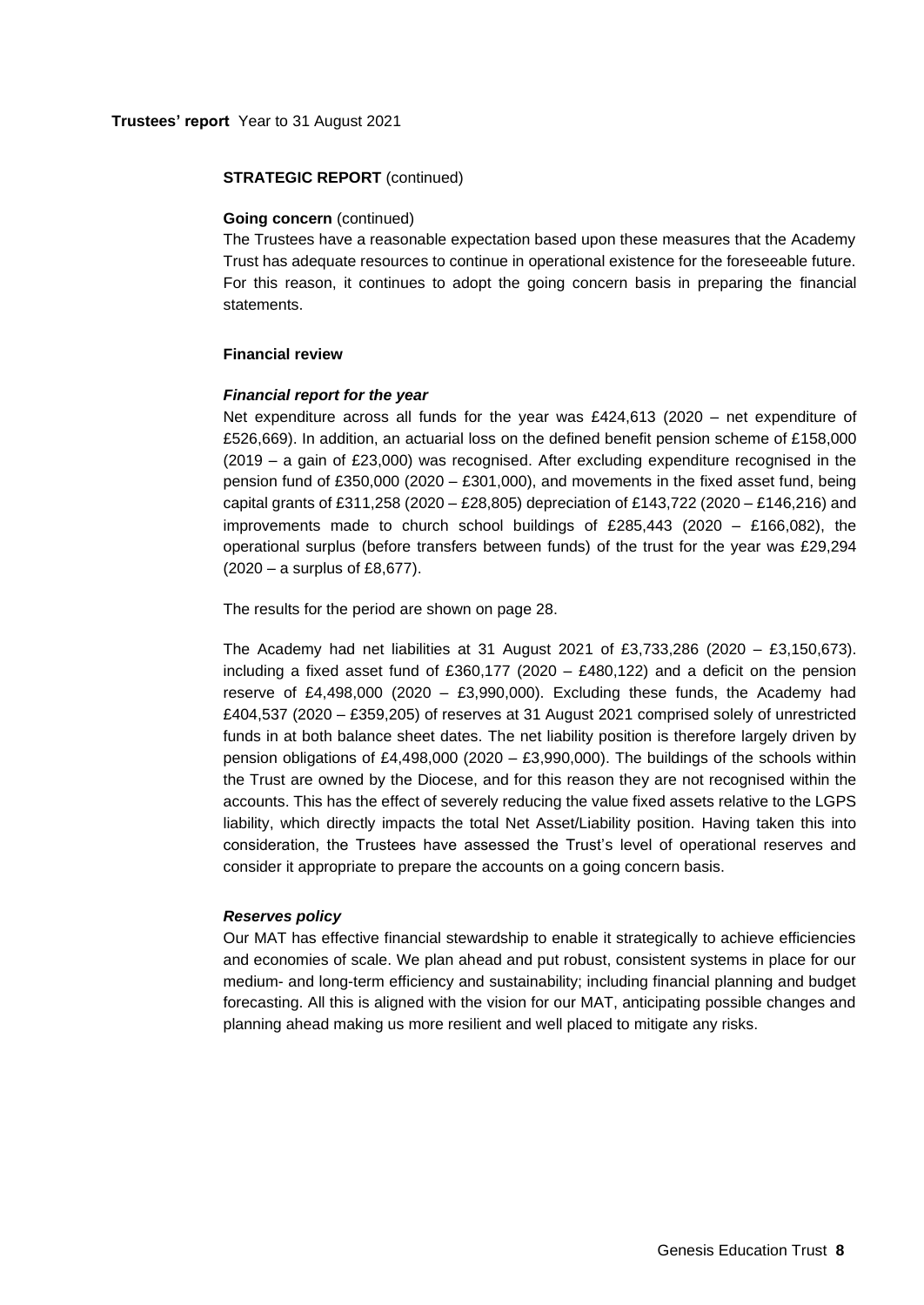**Trustees' report** Year to 31 August 2021

**STRATEGIC REPORT** (continued)

**Going concern** (continued)

The Trustees have a reasonable expectation based upon these measures that the Academy Trust has adequate resources to continue in operational existence for the foreseeable future. For this reason, it continues to adopt the going concern basis in preparing the financial statements.

**Financial review**

***Financial report for the year***

Net expenditure across all funds for the year was £424,613 (2020 – net expenditure of £526,669). In addition, an actuarial loss on the defined benefit pension scheme of £158,000 (2019 – a gain of £23,000) was recognised. After excluding expenditure recognised in the pension fund of £350,000 (2020 – £301,000), and movements in the fixed asset fund, being capital grants of £311,258 (2020 – £28,805) depreciation of £143,722 (2020 – £146,216) and improvements made to church school buildings of £285,443 (2020 – £166,082), the operational surplus (before transfers between funds) of the trust for the year was £29,294 (2020 – a surplus of £8,677).

The results for the period are shown on page 28.

The Academy had net liabilities at 31 August 2021 of £3,733,286 (2020 – £3,150,673). including a fixed asset fund of £360,177 (2020 – £480,122) and a deficit on the pension reserve of £4,498,000 (2020 – £3,990,000). Excluding these funds, the Academy had £404,537 (2020 – £359,205) of reserves at 31 August 2021 comprised solely of unrestricted funds in at both balance sheet dates. The net liability position is therefore largely driven by pension obligations of £4,498,000 (2020 – £3,990,000). The buildings of the schools within the Trust are owned by the Diocese, and for this reason they are not recognised within the accounts. This has the effect of severely reducing the value fixed assets relative to the LGPS liability, which directly impacts the total Net Asset/Liability position. Having taken this into consideration, the Trustees have assessed the Trust's level of operational reserves and consider it appropriate to prepare the accounts on a going concern basis.

***Reserves policy***

Our MAT has effective financial stewardship to enable it strategically to achieve efficiencies and economies of scale. We plan ahead and put robust, consistent systems in place for our medium- and long-term efficiency and sustainability; including financial planning and budget forecasting. All this is aligned with the vision for our MAT, anticipating possible changes and planning ahead making us more resilient and well placed to mitigate any risks.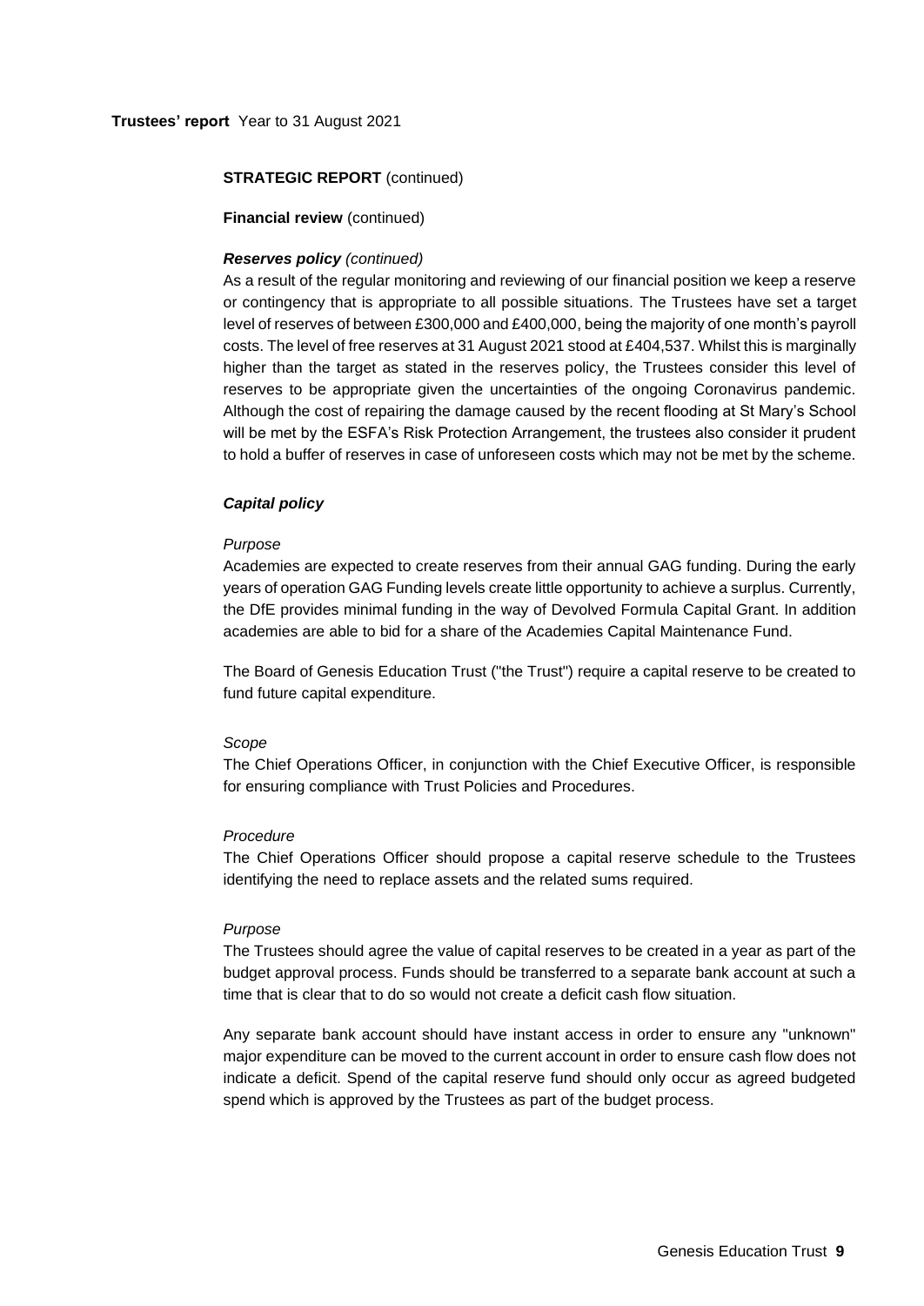**STRATEGIC REPORT** (continued)

**Financial review** (continued)

***Reserves policy*** *(continued)*

As a result of the regular monitoring and reviewing of our financial position we keep a reserve or contingency that is appropriate to all possible situations. The Trustees have set a target level of reserves of between £300,000 and £400,000, being the majority of one month's payroll costs. The level of free reserves at 31 August 2021 stood at £404,537. Whilst this is marginally higher than the target as stated in the reserves policy, the Trustees consider this level of reserves to be appropriate given the uncertainties of the ongoing Coronavirus pandemic. Although the cost of repairing the damage caused by the recent flooding at St Mary's School will be met by the ESFA's Risk Protection Arrangement, the trustees also consider it prudent to hold a buffer of reserves in case of unforeseen costs which may not be met by the scheme.

***Capital policy***

*Purpose*

Academies are expected to create reserves from their annual GAG funding. During the early years of operation GAG Funding levels create little opportunity to achieve a surplus. Currently, the DfE provides minimal funding in the way of Devolved Formula Capital Grant. In addition academies are able to bid for a share of the Academies Capital Maintenance Fund.

The Board of Genesis Education Trust ("the Trust") require a capital reserve to be created to fund future capital expenditure.

*Scope*

The Chief Operations Officer, in conjunction with the Chief Executive Officer, is responsible for ensuring compliance with Trust Policies and Procedures.

*Procedure*

The Chief Operations Officer should propose a capital reserve schedule to the Trustees identifying the need to replace assets and the related sums required.

*Purpose*

The Trustees should agree the value of capital reserves to be created in a year as part of the budget approval process. Funds should be transferred to a separate bank account at such a time that is clear that to do so would not create a deficit cash flow situation.

Any separate bank account should have instant access in order to ensure any "unknown" major expenditure can be moved to the current account in order to ensure cash flow does not indicate a deficit. Spend of the capital reserve fund should only occur as agreed budgeted spend which is approved by the Trustees as part of the budget process.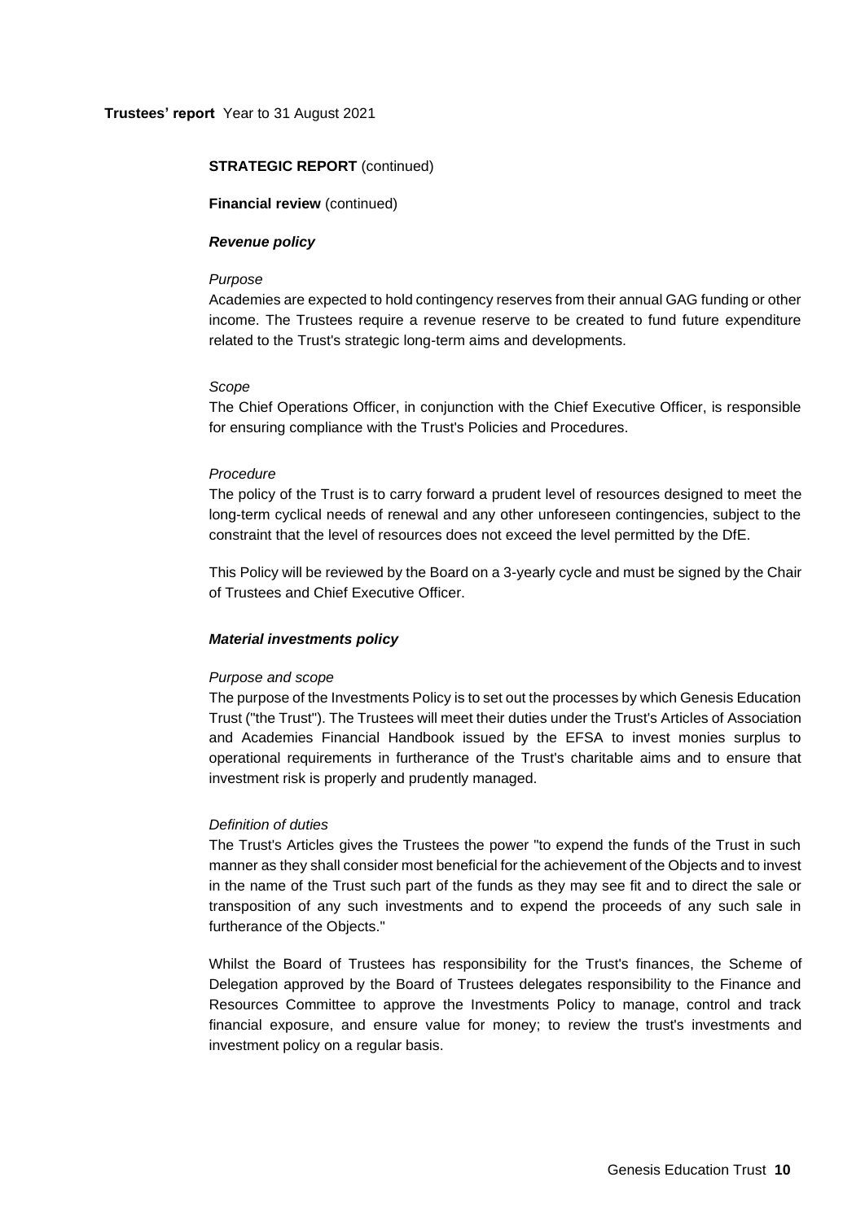## STRATEGIC REPORT (continued)

**Financial review** (continued)

***Revenue policy***

*Purpose*

Academies are expected to hold contingency reserves from their annual GAG funding or other income. The Trustees require a revenue reserve to be created to fund future expenditure related to the Trust's strategic long-term aims and developments.

*Scope*

The Chief Operations Officer, in conjunction with the Chief Executive Officer, is responsible for ensuring compliance with the Trust's Policies and Procedures.

*Procedure*

The policy of the Trust is to carry forward a prudent level of resources designed to meet the long-term cyclical needs of renewal and any other unforeseen contingencies, subject to the constraint that the level of resources does not exceed the level permitted by the DfE.

This Policy will be reviewed by the Board on a 3-yearly cycle and must be signed by the Chair of Trustees and Chief Executive Officer.

***Material investments policy***

*Purpose and scope*

The purpose of the Investments Policy is to set out the processes by which Genesis Education Trust ("the Trust"). The Trustees will meet their duties under the Trust's Articles of Association and Academies Financial Handbook issued by the EFSA to invest monies surplus to operational requirements in furtherance of the Trust's charitable aims and to ensure that investment risk is properly and prudently managed.

*Definition of duties*

The Trust's Articles gives the Trustees the power "to expend the funds of the Trust in such manner as they shall consider most beneficial for the achievement of the Objects and to invest in the name of the Trust such part of the funds as they may see fit and to direct the sale or transposition of any such investments and to expend the proceeds of any such sale in furtherance of the Objects."

Whilst the Board of Trustees has responsibility for the Trust's finances, the Scheme of Delegation approved by the Board of Trustees delegates responsibility to the Finance and Resources Committee to approve the Investments Policy to manage, control and track financial exposure, and ensure value for money; to review the trust's investments and investment policy on a regular basis.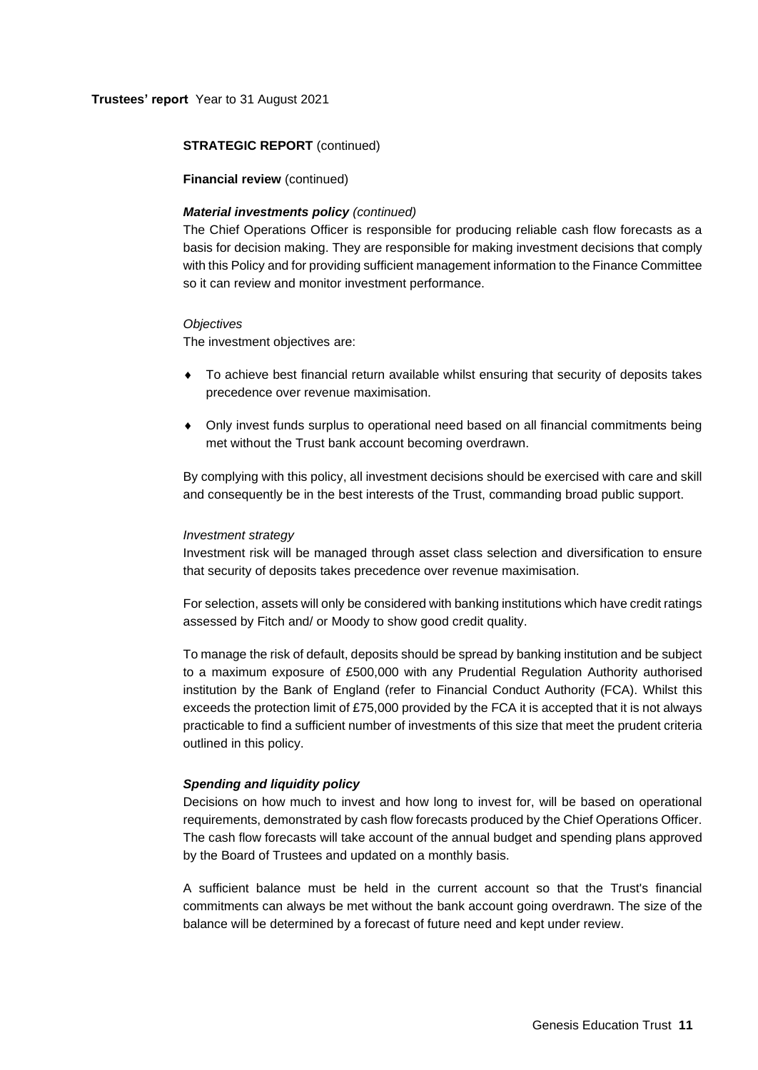**STRATEGIC REPORT** (continued)

**Financial review** (continued)

***Material investments policy*** *(continued)*

The Chief Operations Officer is responsible for producing reliable cash flow forecasts as a basis for decision making. They are responsible for making investment decisions that comply with this Policy and for providing sufficient management information to the Finance Committee so it can review and monitor investment performance.

*Objectives*

The investment objectives are:

- To achieve best financial return available whilst ensuring that security of deposits takes precedence over revenue maximisation.
- Only invest funds surplus to operational need based on all financial commitments being met without the Trust bank account becoming overdrawn.

By complying with this policy, all investment decisions should be exercised with care and skill and consequently be in the best interests of the Trust, commanding broad public support.

*Investment strategy*

Investment risk will be managed through asset class selection and diversification to ensure that security of deposits takes precedence over revenue maximisation.

For selection, assets will only be considered with banking institutions which have credit ratings assessed by Fitch and/ or Moody to show good credit quality.

To manage the risk of default, deposits should be spread by banking institution and be subject to a maximum exposure of £500,000 with any Prudential Regulation Authority authorised institution by the Bank of England (refer to Financial Conduct Authority (FCA). Whilst this exceeds the protection limit of £75,000 provided by the FCA it is accepted that it is not always practicable to find a sufficient number of investments of this size that meet the prudent criteria outlined in this policy.

***Spending and liquidity policy***

Decisions on how much to invest and how long to invest for, will be based on operational requirements, demonstrated by cash flow forecasts produced by the Chief Operations Officer. The cash flow forecasts will take account of the annual budget and spending plans approved by the Board of Trustees and updated on a monthly basis.

A sufficient balance must be held in the current account so that the Trust's financial commitments can always be met without the bank account going overdrawn. The size of the balance will be determined by a forecast of future need and kept under review.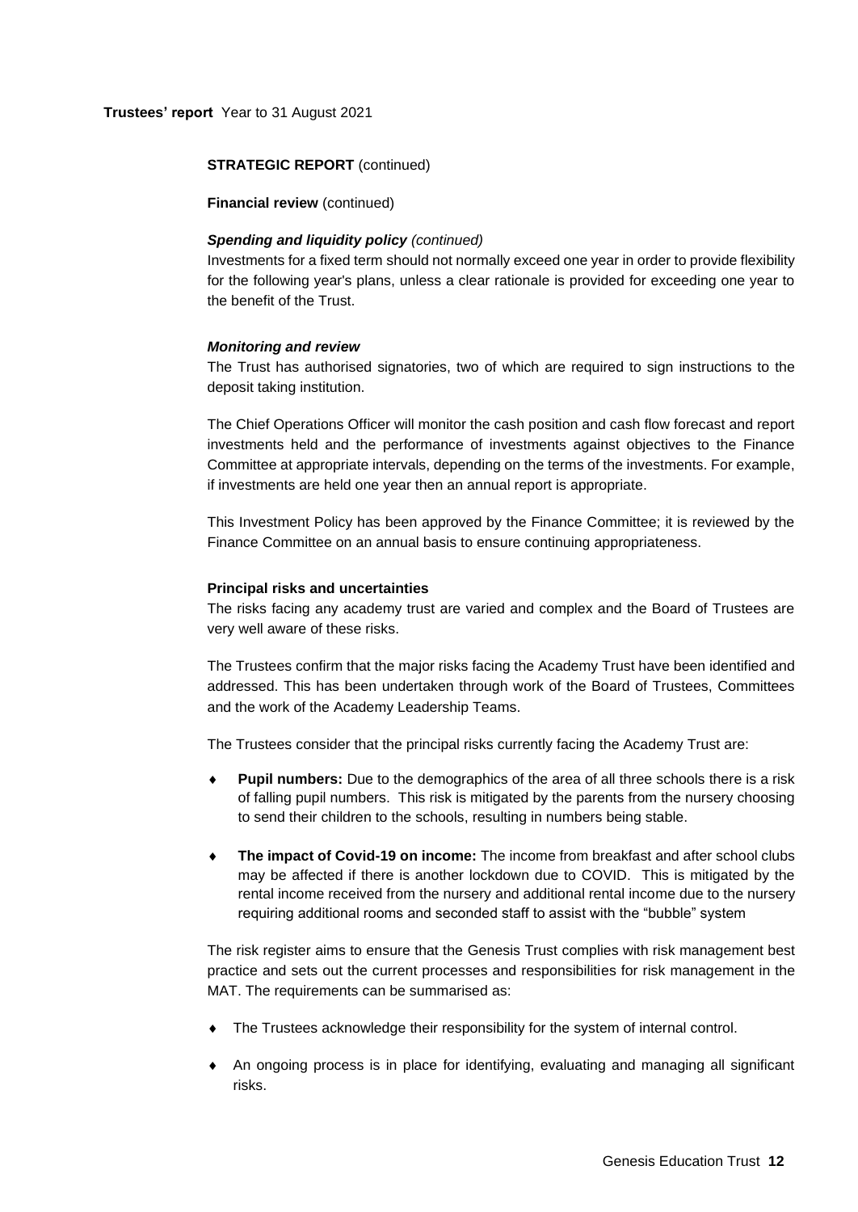**STRATEGIC REPORT** (continued)

**Financial review** (continued)

***Spending and liquidity policy*** *(continued)*

Investments for a fixed term should not normally exceed one year in order to provide flexibility for the following year's plans, unless a clear rationale is provided for exceeding one year to the benefit of the Trust.

***Monitoring and review***

The Trust has authorised signatories, two of which are required to sign instructions to the deposit taking institution.

The Chief Operations Officer will monitor the cash position and cash flow forecast and report investments held and the performance of investments against objectives to the Finance Committee at appropriate intervals, depending on the terms of the investments. For example, if investments are held one year then an annual report is appropriate.

This Investment Policy has been approved by the Finance Committee; it is reviewed by the Finance Committee on an annual basis to ensure continuing appropriateness.

**Principal risks and uncertainties**

The risks facing any academy trust are varied and complex and the Board of Trustees are very well aware of these risks.

The Trustees confirm that the major risks facing the Academy Trust have been identified and addressed. This has been undertaken through work of the Board of Trustees, Committees and the work of the Academy Leadership Teams.

The Trustees consider that the principal risks currently facing the Academy Trust are:

- **Pupil numbers:** Due to the demographics of the area of all three schools there is a risk of falling pupil numbers. This risk is mitigated by the parents from the nursery choosing to send their children to the schools, resulting in numbers being stable.
- **The impact of Covid-19 on income:** The income from breakfast and after school clubs may be affected if there is another lockdown due to COVID. This is mitigated by the rental income received from the nursery and additional rental income due to the nursery requiring additional rooms and seconded staff to assist with the "bubble" system

The risk register aims to ensure that the Genesis Trust complies with risk management best practice and sets out the current processes and responsibilities for risk management in the MAT. The requirements can be summarised as:

- The Trustees acknowledge their responsibility for the system of internal control.
- An ongoing process is in place for identifying, evaluating and managing all significant risks.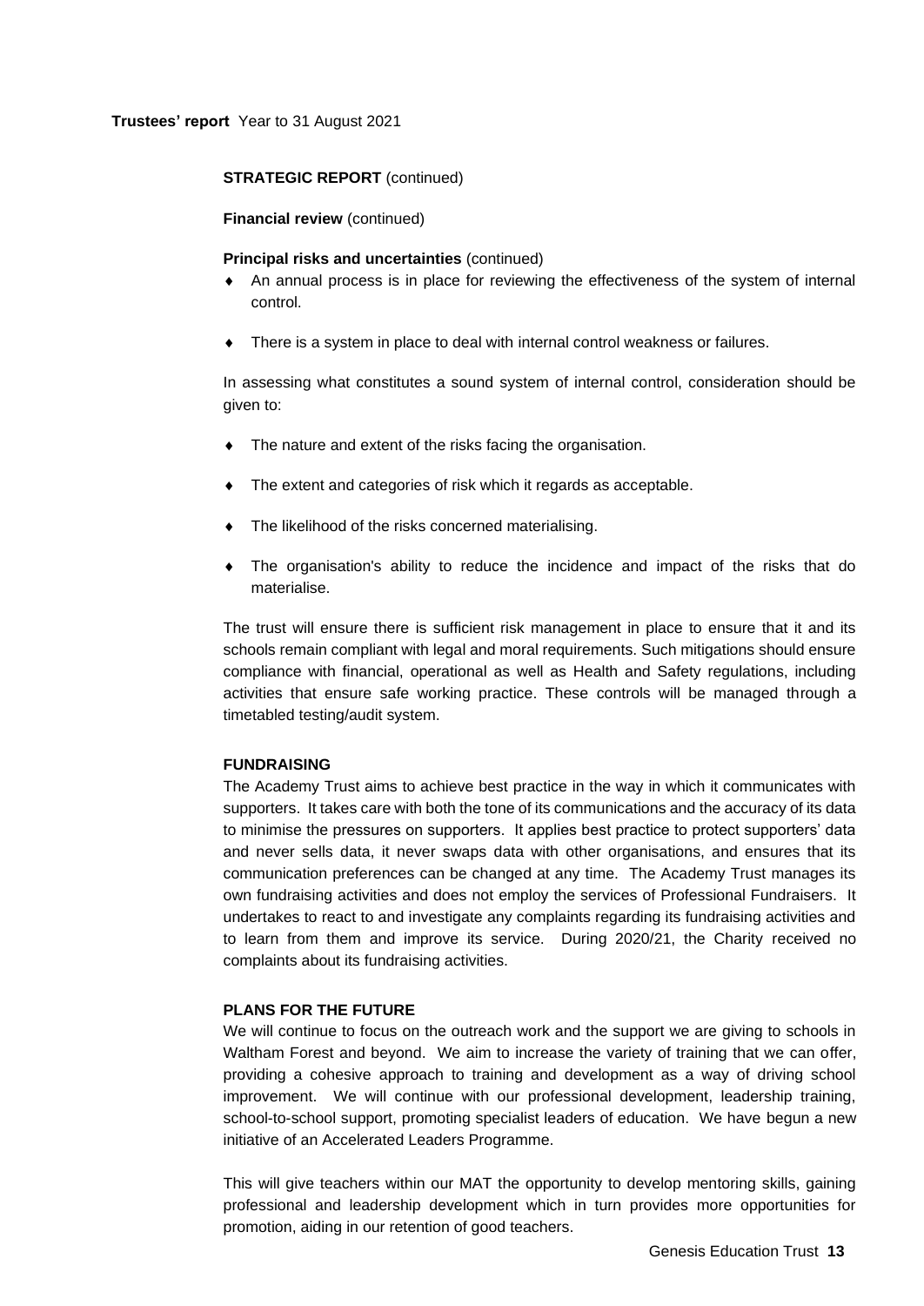**STRATEGIC REPORT** (continued)

**Financial review** (continued)

**Principal risks and uncertainties** (continued)

- An annual process is in place for reviewing the effectiveness of the system of internal control.
- There is a system in place to deal with internal control weakness or failures.

In assessing what constitutes a sound system of internal control, consideration should be given to:

- The nature and extent of the risks facing the organisation.
- The extent and categories of risk which it regards as acceptable.
- The likelihood of the risks concerned materialising.
- The organisation's ability to reduce the incidence and impact of the risks that do materialise.

The trust will ensure there is sufficient risk management in place to ensure that it and its schools remain compliant with legal and moral requirements. Such mitigations should ensure compliance with financial, operational as well as Health and Safety regulations, including activities that ensure safe working practice. These controls will be managed through a timetabled testing/audit system.

**FUNDRAISING**

The Academy Trust aims to achieve best practice in the way in which it communicates with supporters. It takes care with both the tone of its communications and the accuracy of its data to minimise the pressures on supporters. It applies best practice to protect supporters' data and never sells data, it never swaps data with other organisations, and ensures that its communication preferences can be changed at any time. The Academy Trust manages its own fundraising activities and does not employ the services of Professional Fundraisers. It undertakes to react to and investigate any complaints regarding its fundraising activities and to learn from them and improve its service. During 2020/21, the Charity received no complaints about its fundraising activities.

**PLANS FOR THE FUTURE**

We will continue to focus on the outreach work and the support we are giving to schools in Waltham Forest and beyond. We aim to increase the variety of training that we can offer, providing a cohesive approach to training and development as a way of driving school improvement. We will continue with our professional development, leadership training, school-to-school support, promoting specialist leaders of education. We have begun a new initiative of an Accelerated Leaders Programme.

This will give teachers within our MAT the opportunity to develop mentoring skills, gaining professional and leadership development which in turn provides more opportunities for promotion, aiding in our retention of good teachers.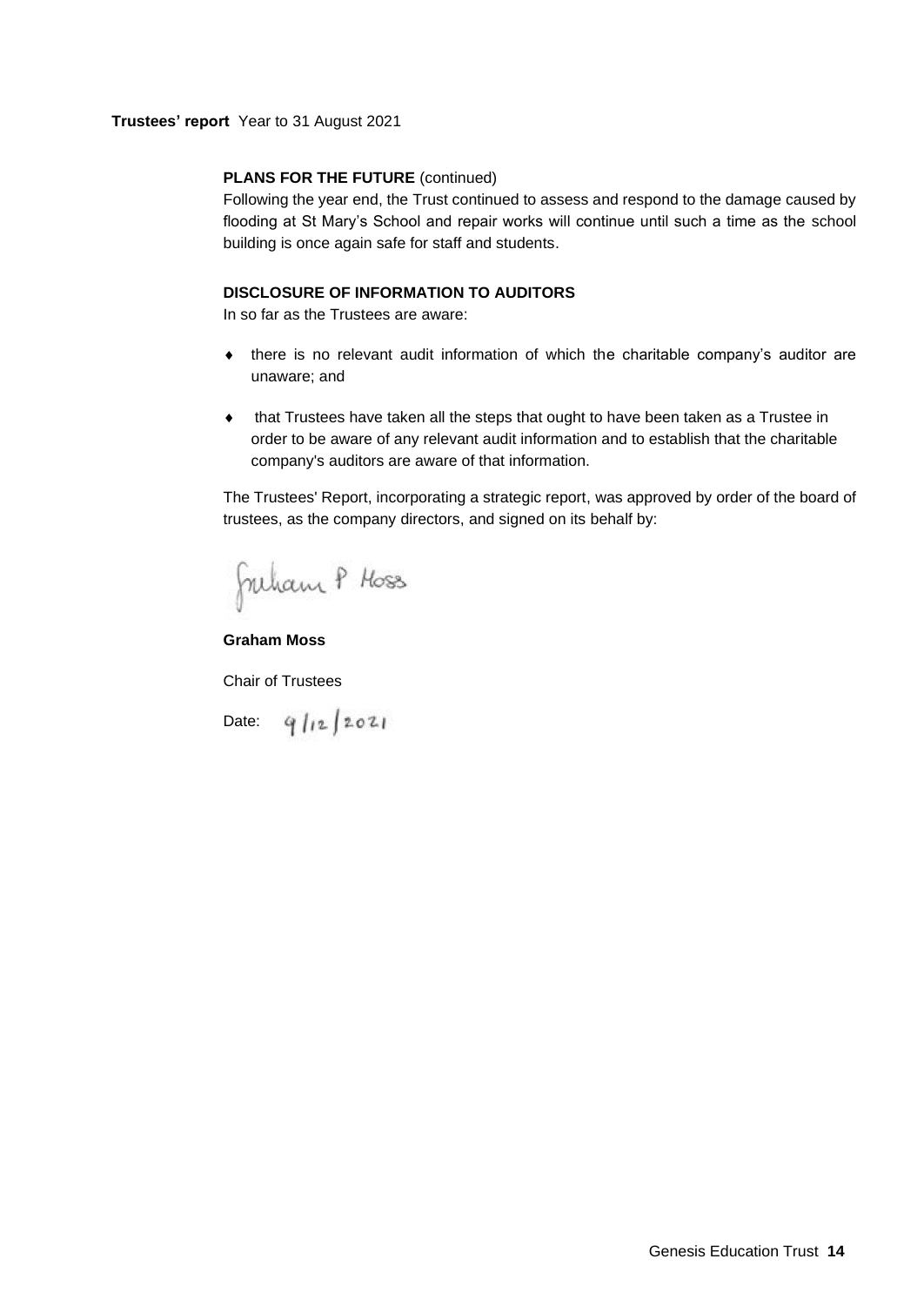**PLANS FOR THE FUTURE** (continued)

Following the year end, the Trust continued to assess and respond to the damage caused by flooding at St Mary's School and repair works will continue until such a time as the school building is once again safe for staff and students.

**DISCLOSURE OF INFORMATION TO AUDITORS**

In so far as the Trustees are aware:

- there is no relevant audit information of which the charitable company's auditor are unaware; and
- that Trustees have taken all the steps that ought to have been taken as a Trustee in order to be aware of any relevant audit information and to establish that the charitable company's auditors are aware of that information.

The Trustees' Report, incorporating a strategic report, was approved by order of the board of trustees, as the company directors, and signed on its behalf by:

Graham P Moss

**Graham Moss**

Chair of Trustees

Date: 9/12/2021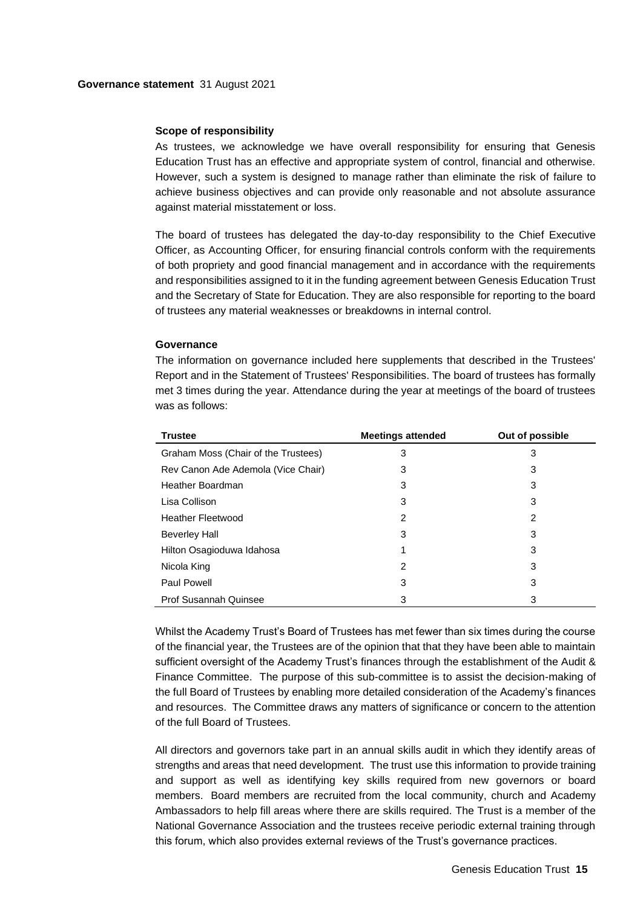**Governance statement** 31 August 2021

### Scope of responsibility

As trustees, we acknowledge we have overall responsibility for ensuring that Genesis Education Trust has an effective and appropriate system of control, financial and otherwise. However, such a system is designed to manage rather than eliminate the risk of failure to achieve business objectives and can provide only reasonable and not absolute assurance against material misstatement or loss.

The board of trustees has delegated the day-to-day responsibility to the Chief Executive Officer, as Accounting Officer, for ensuring financial controls conform with the requirements of both propriety and good financial management and in accordance with the requirements and responsibilities assigned to it in the funding agreement between Genesis Education Trust and the Secretary of State for Education. They are also responsible for reporting to the board of trustees any material weaknesses or breakdowns in internal control.

### Governance

The information on governance included here supplements that described in the Trustees' Report and in the Statement of Trustees' Responsibilities. The board of trustees has formally met 3 times during the year. Attendance during the year at meetings of the board of trustees was as follows:

| Trustee | Meetings attended | Out of possible |
|---|---|---|
| Graham Moss (Chair of the Trustees) | 3 | 3 |
| Rev Canon Ade Ademola (Vice Chair) | 3 | 3 |
| Heather Boardman | 3 | 3 |
| Lisa Collison | 3 | 3 |
| Heather Fleetwood | 2 | 2 |
| Beverley Hall | 3 | 3 |
| Hilton Osagioduwa Idahosa | 1 | 3 |
| Nicola King | 2 | 3 |
| Paul Powell | 3 | 3 |
| Prof Susannah Quinsee | 3 | 3 |

Whilst the Academy Trust's Board of Trustees has met fewer than six times during the course of the financial year, the Trustees are of the opinion that that they have been able to maintain sufficient oversight of the Academy Trust's finances through the establishment of the Audit & Finance Committee. The purpose of this sub-committee is to assist the decision-making of the full Board of Trustees by enabling more detailed consideration of the Academy's finances and resources. The Committee draws any matters of significance or concern to the attention of the full Board of Trustees.

All directors and governors take part in an annual skills audit in which they identify areas of strengths and areas that need development. The trust use this information to provide training and support as well as identifying key skills required from new governors or board members. Board members are recruited from the local community, church and Academy Ambassadors to help fill areas where there are skills required. The Trust is a member of the National Governance Association and the trustees receive periodic external training through this forum, which also provides external reviews of the Trust's governance practices.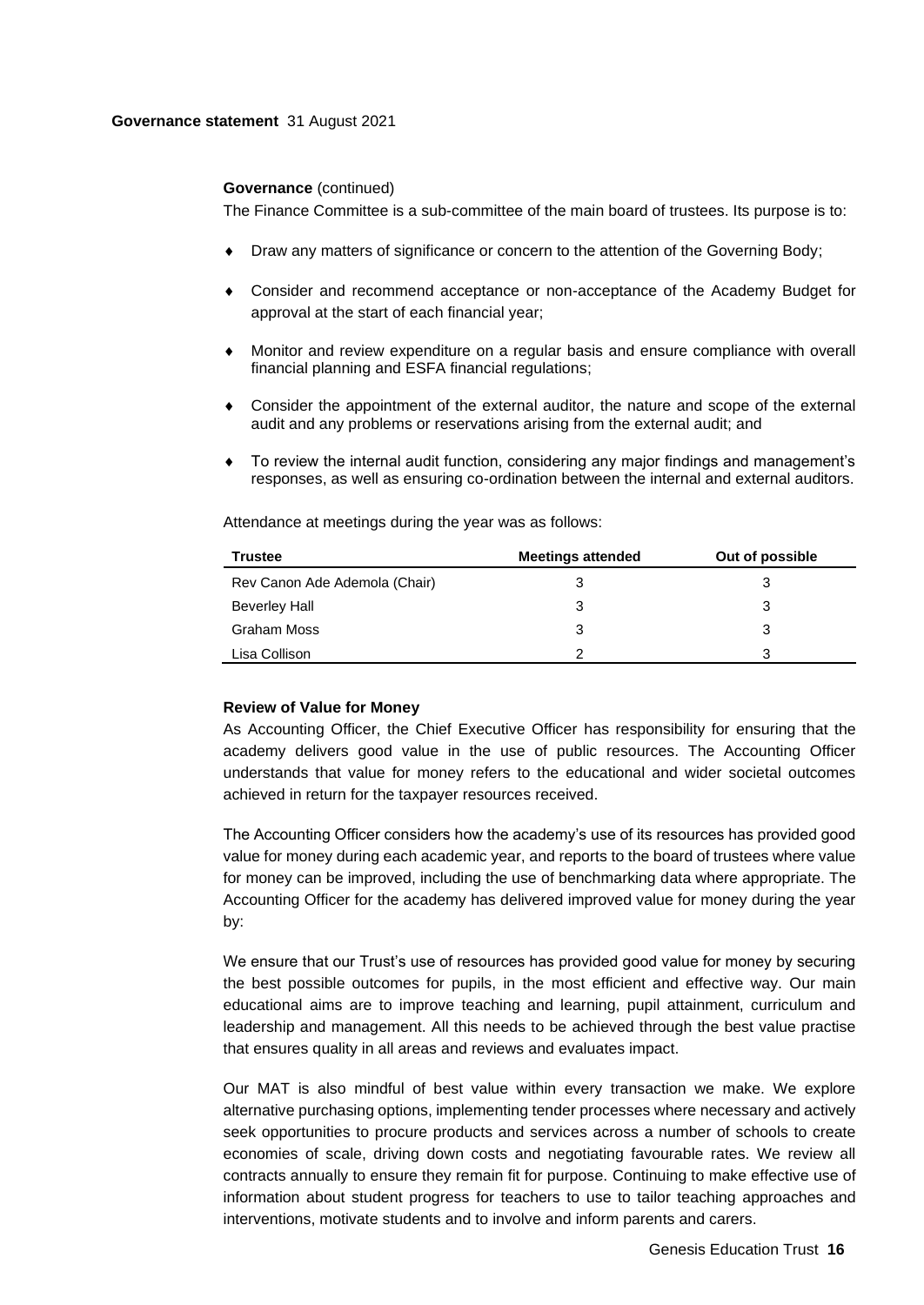**Governance** (continued)

The Finance Committee is a sub-committee of the main board of trustees. Its purpose is to:

- Draw any matters of significance or concern to the attention of the Governing Body;
- Consider and recommend acceptance or non-acceptance of the Academy Budget for approval at the start of each financial year;
- Monitor and review expenditure on a regular basis and ensure compliance with overall financial planning and ESFA financial regulations;
- Consider the appointment of the external auditor, the nature and scope of the external audit and any problems or reservations arising from the external audit; and
- To review the internal audit function, considering any major findings and management's responses, as well as ensuring co-ordination between the internal and external auditors.

Attendance at meetings during the year was as follows:

| Trustee | Meetings attended | Out of possible |
| --- | --- | --- |
| Rev Canon Ade Ademola (Chair) | 3 | 3 |
| Beverley Hall | 3 | 3 |
| Graham Moss | 3 | 3 |
| Lisa Collison | 2 | 3 |

**Review of Value for Money**

As Accounting Officer, the Chief Executive Officer has responsibility for ensuring that the academy delivers good value in the use of public resources. The Accounting Officer understands that value for money refers to the educational and wider societal outcomes achieved in return for the taxpayer resources received.

The Accounting Officer considers how the academy's use of its resources has provided good value for money during each academic year, and reports to the board of trustees where value for money can be improved, including the use of benchmarking data where appropriate. The Accounting Officer for the academy has delivered improved value for money during the year by:

We ensure that our Trust's use of resources has provided good value for money by securing the best possible outcomes for pupils, in the most efficient and effective way. Our main educational aims are to improve teaching and learning, pupil attainment, curriculum and leadership and management. All this needs to be achieved through the best value practise that ensures quality in all areas and reviews and evaluates impact.

Our MAT is also mindful of best value within every transaction we make. We explore alternative purchasing options, implementing tender processes where necessary and actively seek opportunities to procure products and services across a number of schools to create economies of scale, driving down costs and negotiating favourable rates. We review all contracts annually to ensure they remain fit for purpose. Continuing to make effective use of information about student progress for teachers to use to tailor teaching approaches and interventions, motivate students and to involve and inform parents and carers.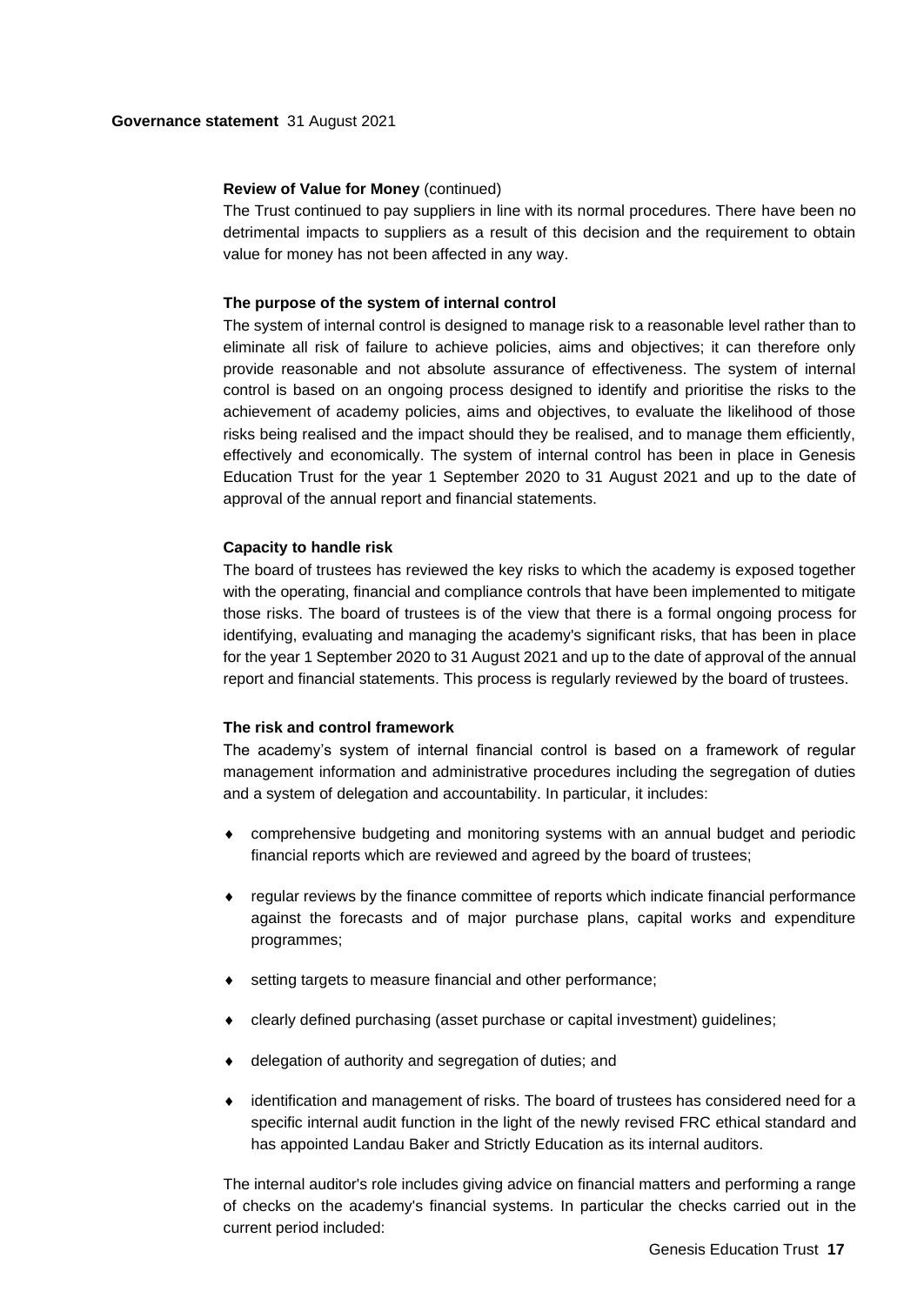**Review of Value for Money** (continued)

The Trust continued to pay suppliers in line with its normal procedures. There have been no detrimental impacts to suppliers as a result of this decision and the requirement to obtain value for money has not been affected in any way.

**The purpose of the system of internal control**

The system of internal control is designed to manage risk to a reasonable level rather than to eliminate all risk of failure to achieve policies, aims and objectives; it can therefore only provide reasonable and not absolute assurance of effectiveness. The system of internal control is based on an ongoing process designed to identify and prioritise the risks to the achievement of academy policies, aims and objectives, to evaluate the likelihood of those risks being realised and the impact should they be realised, and to manage them efficiently, effectively and economically. The system of internal control has been in place in Genesis Education Trust for the year 1 September 2020 to 31 August 2021 and up to the date of approval of the annual report and financial statements.

**Capacity to handle risk**

The board of trustees has reviewed the key risks to which the academy is exposed together with the operating, financial and compliance controls that have been implemented to mitigate those risks. The board of trustees is of the view that there is a formal ongoing process for identifying, evaluating and managing the academy's significant risks, that has been in place for the year 1 September 2020 to 31 August 2021 and up to the date of approval of the annual report and financial statements. This process is regularly reviewed by the board of trustees.

**The risk and control framework**

The academy's system of internal financial control is based on a framework of regular management information and administrative procedures including the segregation of duties and a system of delegation and accountability. In particular, it includes:

- comprehensive budgeting and monitoring systems with an annual budget and periodic financial reports which are reviewed and agreed by the board of trustees;
- regular reviews by the finance committee of reports which indicate financial performance against the forecasts and of major purchase plans, capital works and expenditure programmes;
- setting targets to measure financial and other performance;
- clearly defined purchasing (asset purchase or capital investment) guidelines;
- delegation of authority and segregation of duties; and
- identification and management of risks. The board of trustees has considered need for a specific internal audit function in the light of the newly revised FRC ethical standard and has appointed Landau Baker and Strictly Education as its internal auditors.

The internal auditor's role includes giving advice on financial matters and performing a range of checks on the academy's financial systems. In particular the checks carried out in the current period included: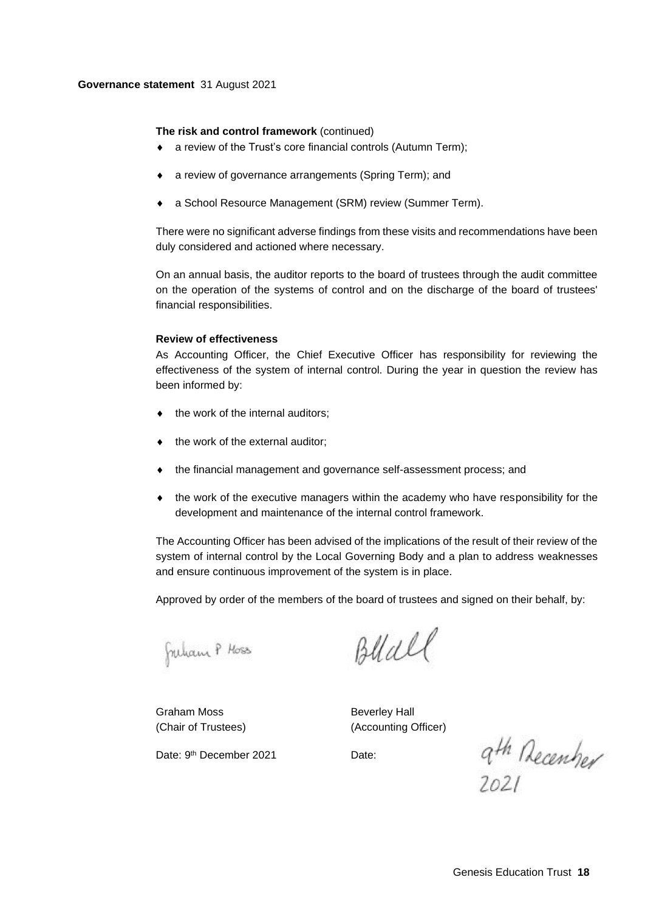**The risk and control framework** (continued)

- a review of the Trust's core financial controls (Autumn Term);
- a review of governance arrangements (Spring Term); and
- a School Resource Management (SRM) review (Summer Term).

There were no significant adverse findings from these visits and recommendations have been duly considered and actioned where necessary.

On an annual basis, the auditor reports to the board of trustees through the audit committee on the operation of the systems of control and on the discharge of the board of trustees' financial responsibilities.

**Review of effectiveness**

As Accounting Officer, the Chief Executive Officer has responsibility for reviewing the effectiveness of the system of internal control. During the year in question the review has been informed by:

- the work of the internal auditors;
- the work of the external auditor;
- the financial management and governance self-assessment process; and
- the work of the executive managers within the academy who have responsibility for the development and maintenance of the internal control framework.

The Accounting Officer has been advised of the implications of the result of their review of the system of internal control by the Local Governing Body and a plan to address weaknesses and ensure continuous improvement of the system is in place.

Approved by order of the members of the board of trustees and signed on their behalf, by:

Graham Moss
(Chair of Trustees)

Date: 9th December 2021

Beverley Hall
(Accounting Officer)

Date: 9th December 2021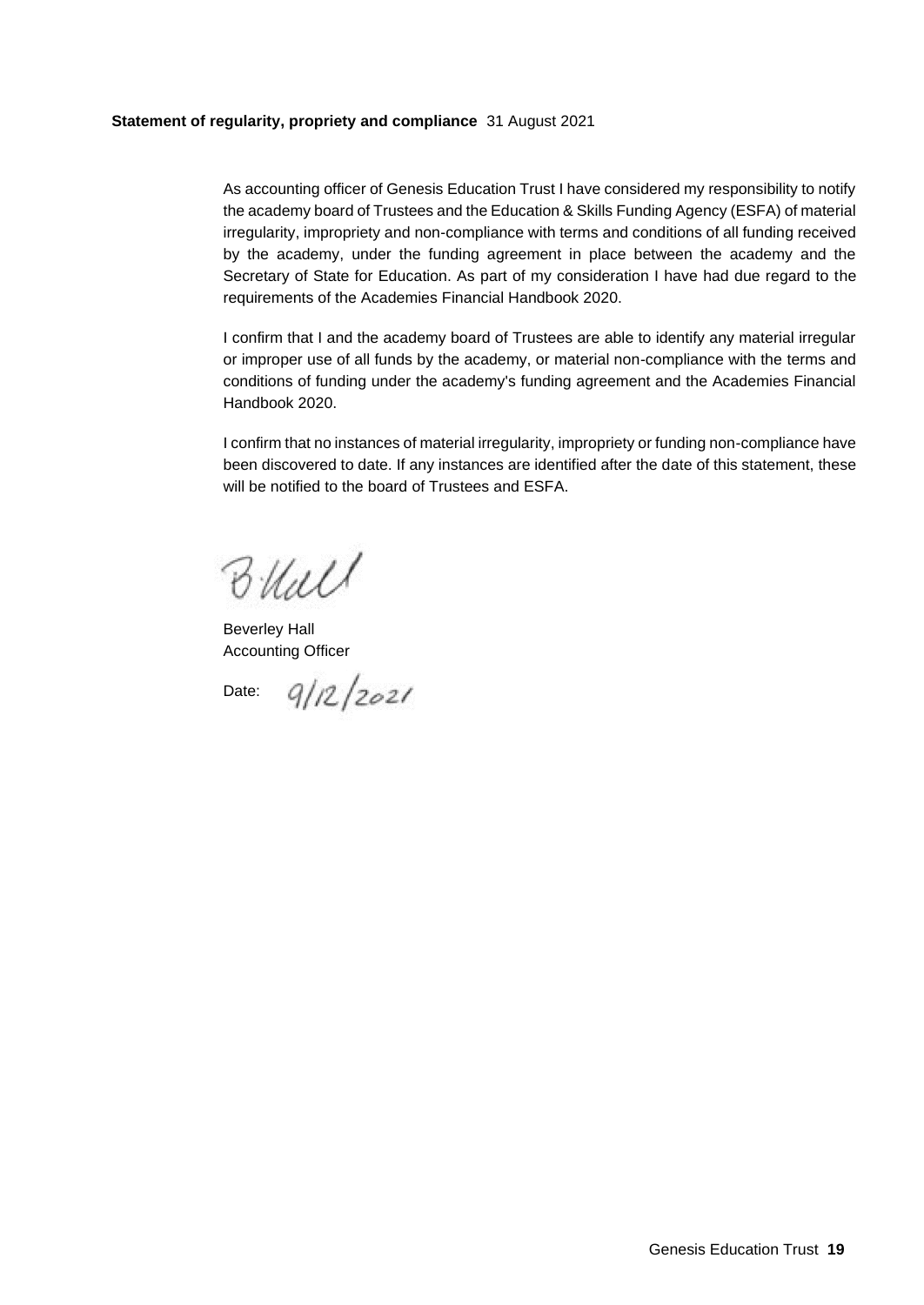**Statement of regularity, propriety and compliance** 31 August 2021

As accounting officer of Genesis Education Trust I have considered my responsibility to notify the academy board of Trustees and the Education & Skills Funding Agency (ESFA) of material irregularity, impropriety and non-compliance with terms and conditions of all funding received by the academy, under the funding agreement in place between the academy and the Secretary of State for Education. As part of my consideration I have had due regard to the requirements of the Academies Financial Handbook 2020.

I confirm that I and the academy board of Trustees are able to identify any material irregular or improper use of all funds by the academy, or material non-compliance with the terms and conditions of funding under the academy's funding agreement and the Academies Financial Handbook 2020.

I confirm that no instances of material irregularity, impropriety or funding non-compliance have been discovered to date. If any instances are identified after the date of this statement, these will be notified to the board of Trustees and ESFA.

B Hall

Beverley Hall
Accounting Officer

Date: 9/12/2021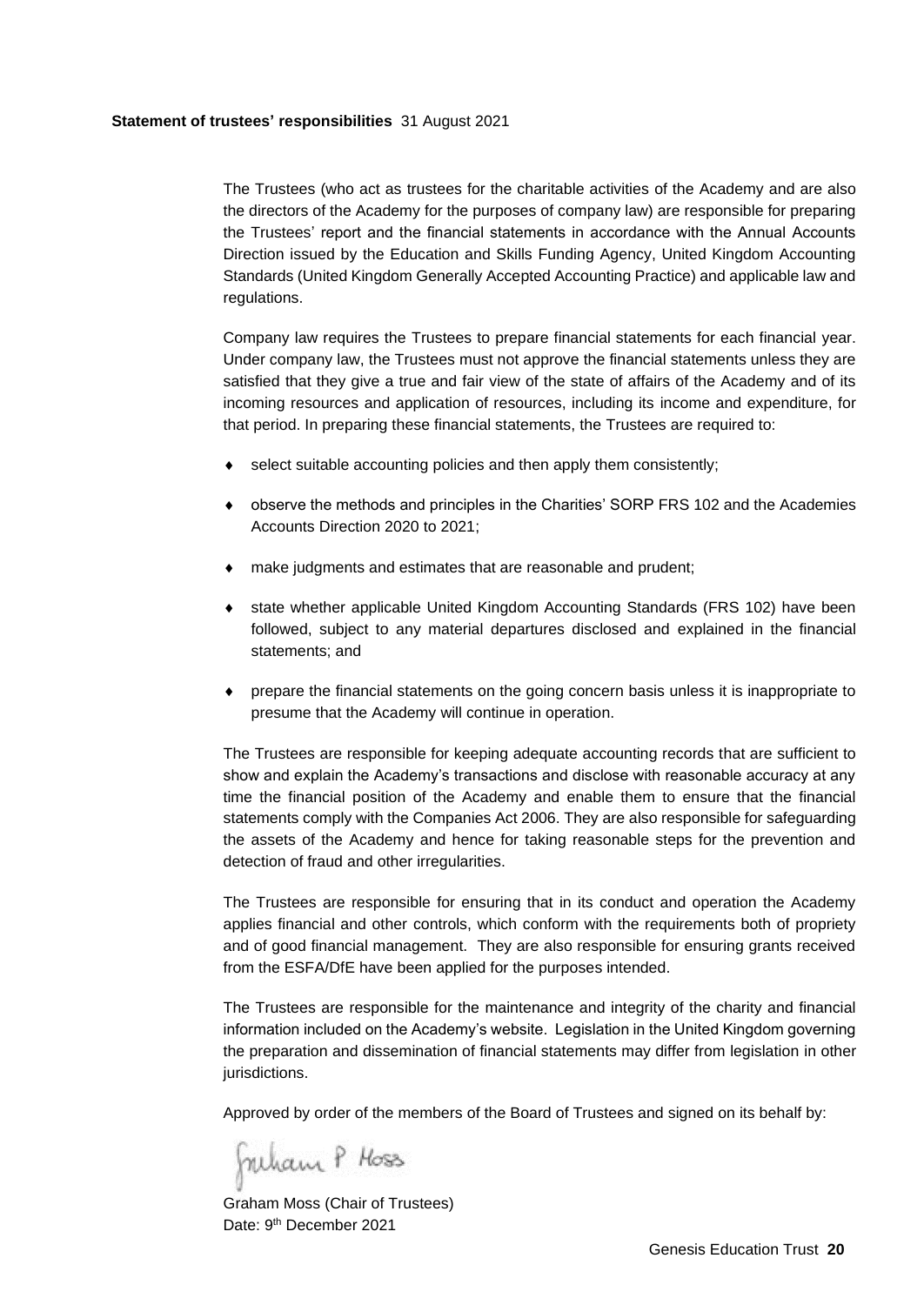**Statement of trustees' responsibilities** 31 August 2021

The Trustees (who act as trustees for the charitable activities of the Academy and are also the directors of the Academy for the purposes of company law) are responsible for preparing the Trustees' report and the financial statements in accordance with the Annual Accounts Direction issued by the Education and Skills Funding Agency, United Kingdom Accounting Standards (United Kingdom Generally Accepted Accounting Practice) and applicable law and regulations.

Company law requires the Trustees to prepare financial statements for each financial year. Under company law, the Trustees must not approve the financial statements unless they are satisfied that they give a true and fair view of the state of affairs of the Academy and of its incoming resources and application of resources, including its income and expenditure, for that period. In preparing these financial statements, the Trustees are required to:

- select suitable accounting policies and then apply them consistently;
- observe the methods and principles in the Charities' SORP FRS 102 and the Academies Accounts Direction 2020 to 2021;
- make judgments and estimates that are reasonable and prudent;
- state whether applicable United Kingdom Accounting Standards (FRS 102) have been followed, subject to any material departures disclosed and explained in the financial statements; and
- prepare the financial statements on the going concern basis unless it is inappropriate to presume that the Academy will continue in operation.

The Trustees are responsible for keeping adequate accounting records that are sufficient to show and explain the Academy's transactions and disclose with reasonable accuracy at any time the financial position of the Academy and enable them to ensure that the financial statements comply with the Companies Act 2006. They are also responsible for safeguarding the assets of the Academy and hence for taking reasonable steps for the prevention and detection of fraud and other irregularities.

The Trustees are responsible for ensuring that in its conduct and operation the Academy applies financial and other controls, which conform with the requirements both of propriety and of good financial management. They are also responsible for ensuring grants received from the ESFA/DfE have been applied for the purposes intended.

The Trustees are responsible for the maintenance and integrity of the charity and financial information included on the Academy's website. Legislation in the United Kingdom governing the preparation and dissemination of financial statements may differ from legislation in other jurisdictions.

Approved by order of the members of the Board of Trustees and signed on its behalf by:

Graham P Moss

Graham Moss (Chair of Trustees)
Date: 9th December 2021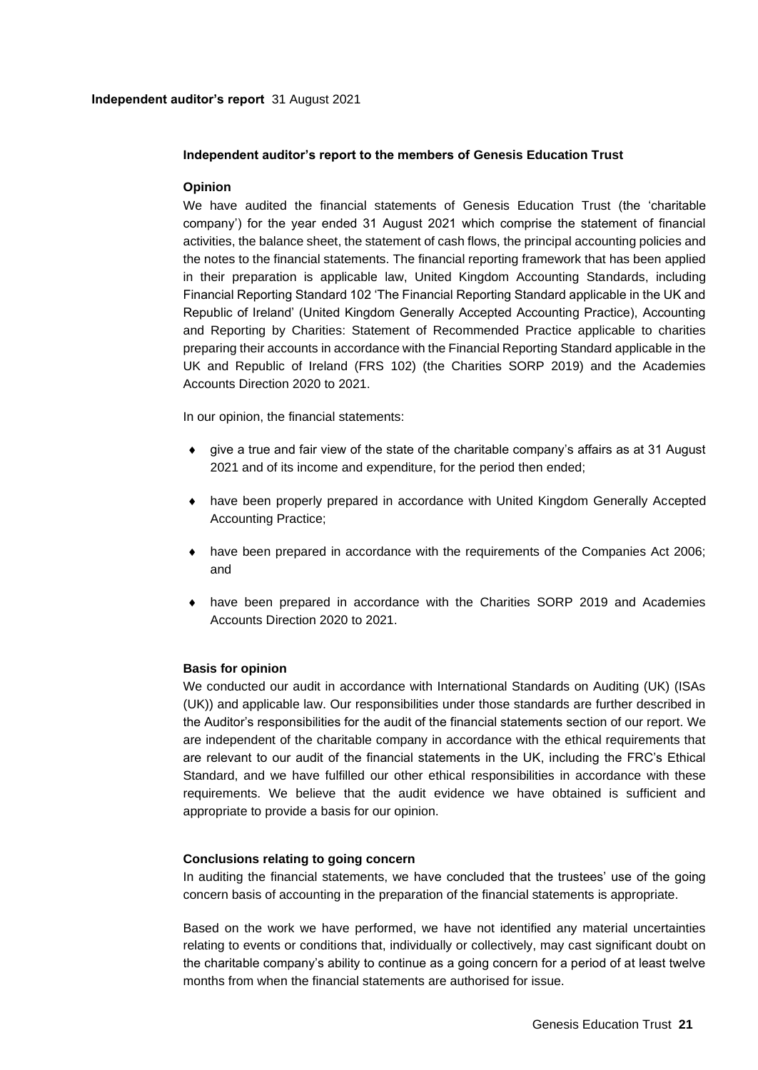## Independent auditor's report to the members of Genesis Education Trust

### Opinion

We have audited the financial statements of Genesis Education Trust (the 'charitable company') for the year ended 31 August 2021 which comprise the statement of financial activities, the balance sheet, the statement of cash flows, the principal accounting policies and the notes to the financial statements. The financial reporting framework that has been applied in their preparation is applicable law, United Kingdom Accounting Standards, including Financial Reporting Standard 102 'The Financial Reporting Standard applicable in the UK and Republic of Ireland' (United Kingdom Generally Accepted Accounting Practice), Accounting and Reporting by Charities: Statement of Recommended Practice applicable to charities preparing their accounts in accordance with the Financial Reporting Standard applicable in the UK and Republic of Ireland (FRS 102) (the Charities SORP 2019) and the Academies Accounts Direction 2020 to 2021.

In our opinion, the financial statements:

- give a true and fair view of the state of the charitable company's affairs as at 31 August 2021 and of its income and expenditure, for the period then ended;
- have been properly prepared in accordance with United Kingdom Generally Accepted Accounting Practice;
- have been prepared in accordance with the requirements of the Companies Act 2006; and
- have been prepared in accordance with the Charities SORP 2019 and Academies Accounts Direction 2020 to 2021.

### Basis for opinion

We conducted our audit in accordance with International Standards on Auditing (UK) (ISAs (UK)) and applicable law. Our responsibilities under those standards are further described in the Auditor's responsibilities for the audit of the financial statements section of our report. We are independent of the charitable company in accordance with the ethical requirements that are relevant to our audit of the financial statements in the UK, including the FRC's Ethical Standard, and we have fulfilled our other ethical responsibilities in accordance with these requirements. We believe that the audit evidence we have obtained is sufficient and appropriate to provide a basis for our opinion.

### Conclusions relating to going concern

In auditing the financial statements, we have concluded that the trustees' use of the going concern basis of accounting in the preparation of the financial statements is appropriate.

Based on the work we have performed, we have not identified any material uncertainties relating to events or conditions that, individually or collectively, may cast significant doubt on the charitable company's ability to continue as a going concern for a period of at least twelve months from when the financial statements are authorised for issue.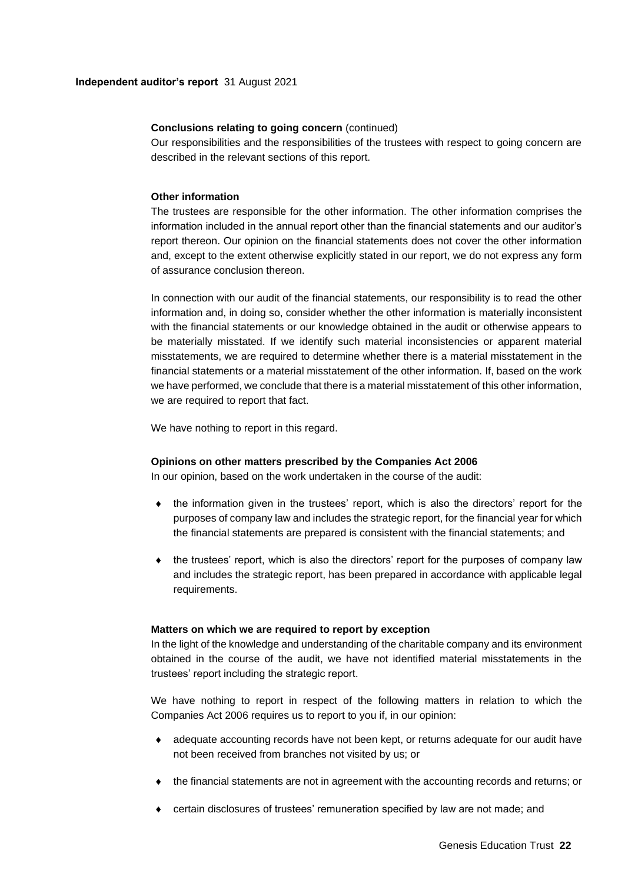**Conclusions relating to going concern** (continued)

Our responsibilities and the responsibilities of the trustees with respect to going concern are described in the relevant sections of this report.

**Other information**

The trustees are responsible for the other information. The other information comprises the information included in the annual report other than the financial statements and our auditor's report thereon. Our opinion on the financial statements does not cover the other information and, except to the extent otherwise explicitly stated in our report, we do not express any form of assurance conclusion thereon.

In connection with our audit of the financial statements, our responsibility is to read the other information and, in doing so, consider whether the other information is materially inconsistent with the financial statements or our knowledge obtained in the audit or otherwise appears to be materially misstated. If we identify such material inconsistencies or apparent material misstatements, we are required to determine whether there is a material misstatement in the financial statements or a material misstatement of the other information. If, based on the work we have performed, we conclude that there is a material misstatement of this other information, we are required to report that fact.

We have nothing to report in this regard.

**Opinions on other matters prescribed by the Companies Act 2006**

In our opinion, based on the work undertaken in the course of the audit:

- the information given in the trustees' report, which is also the directors' report for the purposes of company law and includes the strategic report, for the financial year for which the financial statements are prepared is consistent with the financial statements; and
- the trustees' report, which is also the directors' report for the purposes of company law and includes the strategic report, has been prepared in accordance with applicable legal requirements.

**Matters on which we are required to report by exception**

In the light of the knowledge and understanding of the charitable company and its environment obtained in the course of the audit, we have not identified material misstatements in the trustees' report including the strategic report.

We have nothing to report in respect of the following matters in relation to which the Companies Act 2006 requires us to report to you if, in our opinion:

- adequate accounting records have not been kept, or returns adequate for our audit have not been received from branches not visited by us; or
- the financial statements are not in agreement with the accounting records and returns; or
- certain disclosures of trustees' remuneration specified by law are not made; and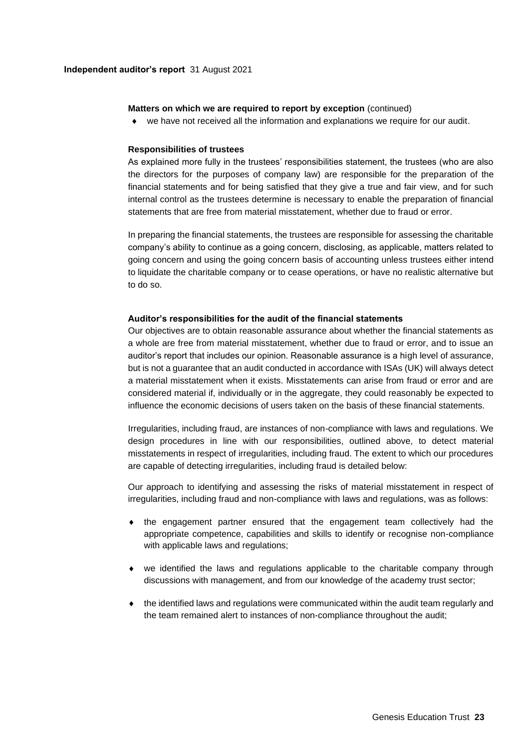**Matters on which we are required to report by exception** (continued)

- we have not received all the information and explanations we require for our audit.

**Responsibilities of trustees**

As explained more fully in the trustees' responsibilities statement, the trustees (who are also the directors for the purposes of company law) are responsible for the preparation of the financial statements and for being satisfied that they give a true and fair view, and for such internal control as the trustees determine is necessary to enable the preparation of financial statements that are free from material misstatement, whether due to fraud or error.

In preparing the financial statements, the trustees are responsible for assessing the charitable company's ability to continue as a going concern, disclosing, as applicable, matters related to going concern and using the going concern basis of accounting unless trustees either intend to liquidate the charitable company or to cease operations, or have no realistic alternative but to do so.

**Auditor's responsibilities for the audit of the financial statements**

Our objectives are to obtain reasonable assurance about whether the financial statements as a whole are free from material misstatement, whether due to fraud or error, and to issue an auditor's report that includes our opinion. Reasonable assurance is a high level of assurance, but is not a guarantee that an audit conducted in accordance with ISAs (UK) will always detect a material misstatement when it exists. Misstatements can arise from fraud or error and are considered material if, individually or in the aggregate, they could reasonably be expected to influence the economic decisions of users taken on the basis of these financial statements.

Irregularities, including fraud, are instances of non-compliance with laws and regulations. We design procedures in line with our responsibilities, outlined above, to detect material misstatements in respect of irregularities, including fraud. The extent to which our procedures are capable of detecting irregularities, including fraud is detailed below:

Our approach to identifying and assessing the risks of material misstatement in respect of irregularities, including fraud and non-compliance with laws and regulations, was as follows:

- the engagement partner ensured that the engagement team collectively had the appropriate competence, capabilities and skills to identify or recognise non-compliance with applicable laws and regulations;

- we identified the laws and regulations applicable to the charitable company through discussions with management, and from our knowledge of the academy trust sector;

- the identified laws and regulations were communicated within the audit team regularly and the team remained alert to instances of non-compliance throughout the audit;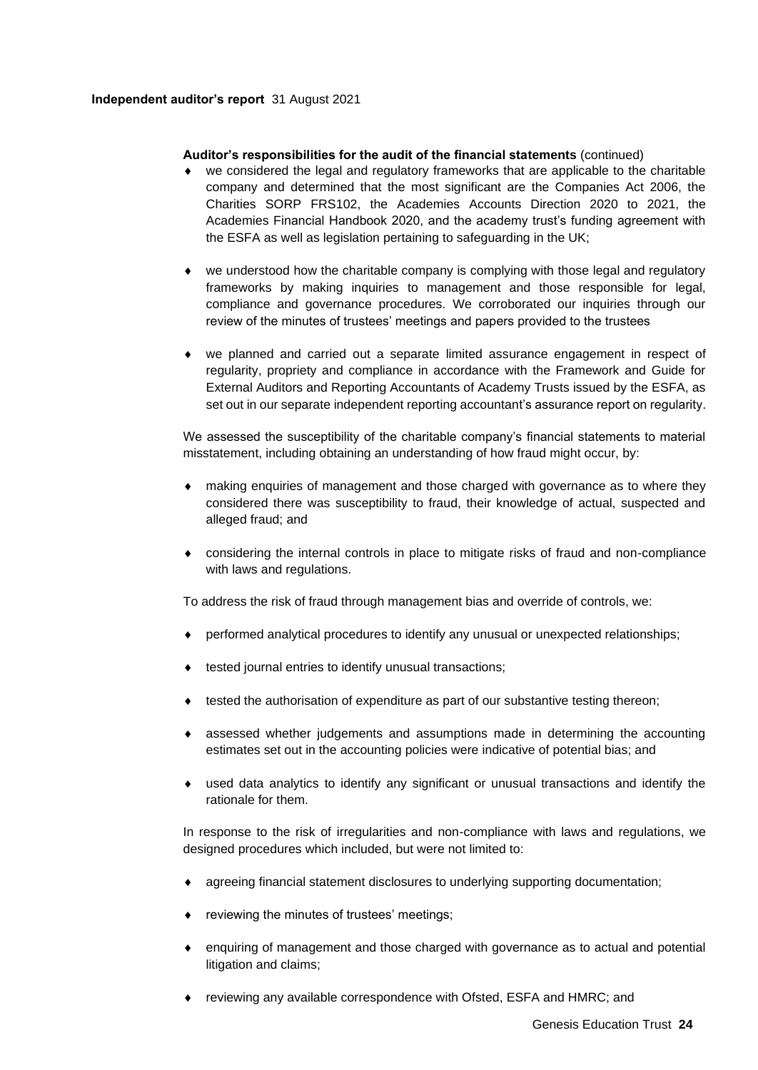**Auditor's responsibilities for the audit of the financial statements** (continued)

- we considered the legal and regulatory frameworks that are applicable to the charitable company and determined that the most significant are the Companies Act 2006, the Charities SORP FRS102, the Academies Accounts Direction 2020 to 2021, the Academies Financial Handbook 2020, and the academy trust's funding agreement with the ESFA as well as legislation pertaining to safeguarding in the UK;
- we understood how the charitable company is complying with those legal and regulatory frameworks by making inquiries to management and those responsible for legal, compliance and governance procedures. We corroborated our inquiries through our review of the minutes of trustees' meetings and papers provided to the trustees
- we planned and carried out a separate limited assurance engagement in respect of regularity, propriety and compliance in accordance with the Framework and Guide for External Auditors and Reporting Accountants of Academy Trusts issued by the ESFA, as set out in our separate independent reporting accountant's assurance report on regularity.

We assessed the susceptibility of the charitable company's financial statements to material misstatement, including obtaining an understanding of how fraud might occur, by:

- making enquiries of management and those charged with governance as to where they considered there was susceptibility to fraud, their knowledge of actual, suspected and alleged fraud; and
- considering the internal controls in place to mitigate risks of fraud and non-compliance with laws and regulations.

To address the risk of fraud through management bias and override of controls, we:

- performed analytical procedures to identify any unusual or unexpected relationships;
- tested journal entries to identify unusual transactions;
- tested the authorisation of expenditure as part of our substantive testing thereon;
- assessed whether judgements and assumptions made in determining the accounting estimates set out in the accounting policies were indicative of potential bias; and
- used data analytics to identify any significant or unusual transactions and identify the rationale for them.

In response to the risk of irregularities and non-compliance with laws and regulations, we designed procedures which included, but were not limited to:

- agreeing financial statement disclosures to underlying supporting documentation;
- reviewing the minutes of trustees' meetings;
- enquiring of management and those charged with governance as to actual and potential litigation and claims;
- reviewing any available correspondence with Ofsted, ESFA and HMRC; and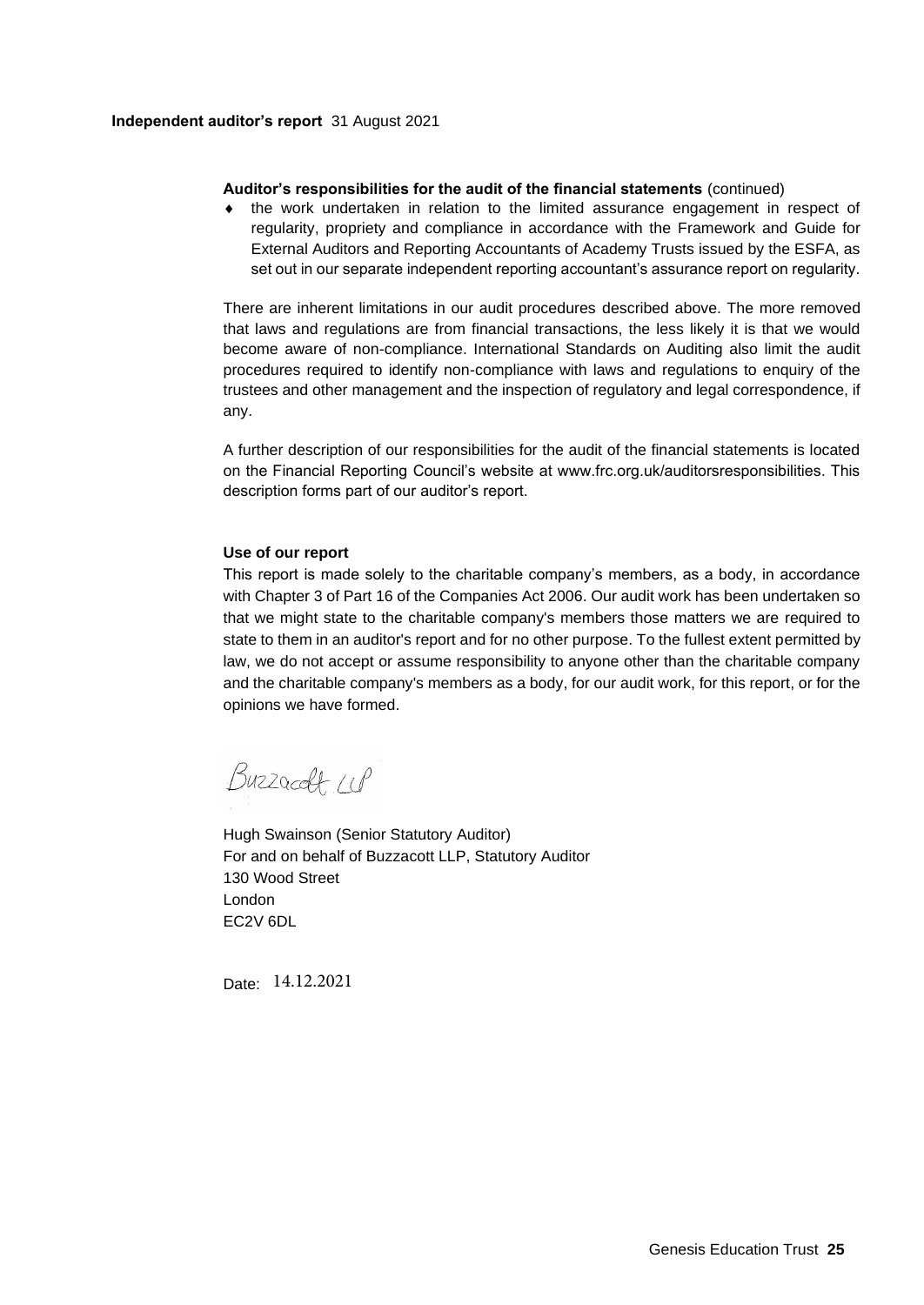**Auditor's responsibilities for the audit of the financial statements** (continued)

- the work undertaken in relation to the limited assurance engagement in respect of regularity, propriety and compliance in accordance with the Framework and Guide for External Auditors and Reporting Accountants of Academy Trusts issued by the ESFA, as set out in our separate independent reporting accountant's assurance report on regularity.

There are inherent limitations in our audit procedures described above. The more removed that laws and regulations are from financial transactions, the less likely it is that we would become aware of non-compliance. International Standards on Auditing also limit the audit procedures required to identify non-compliance with laws and regulations to enquiry of the trustees and other management and the inspection of regulatory and legal correspondence, if any.

A further description of our responsibilities for the audit of the financial statements is located on the Financial Reporting Council's website at www.frc.org.uk/auditorsresponsibilities. This description forms part of our auditor's report.

**Use of our report**

This report is made solely to the charitable company's members, as a body, in accordance with Chapter 3 of Part 16 of the Companies Act 2006. Our audit work has been undertaken so that we might state to the charitable company's members those matters we are required to state to them in an auditor's report and for no other purpose. To the fullest extent permitted by law, we do not accept or assume responsibility to anyone other than the charitable company and the charitable company's members as a body, for our audit work, for this report, or for the opinions we have formed.

Buzzacott LLP

Hugh Swainson (Senior Statutory Auditor)
For and on behalf of Buzzacott LLP, Statutory Auditor
130 Wood Street
London
EC2V 6DL

Date: 14.12.2021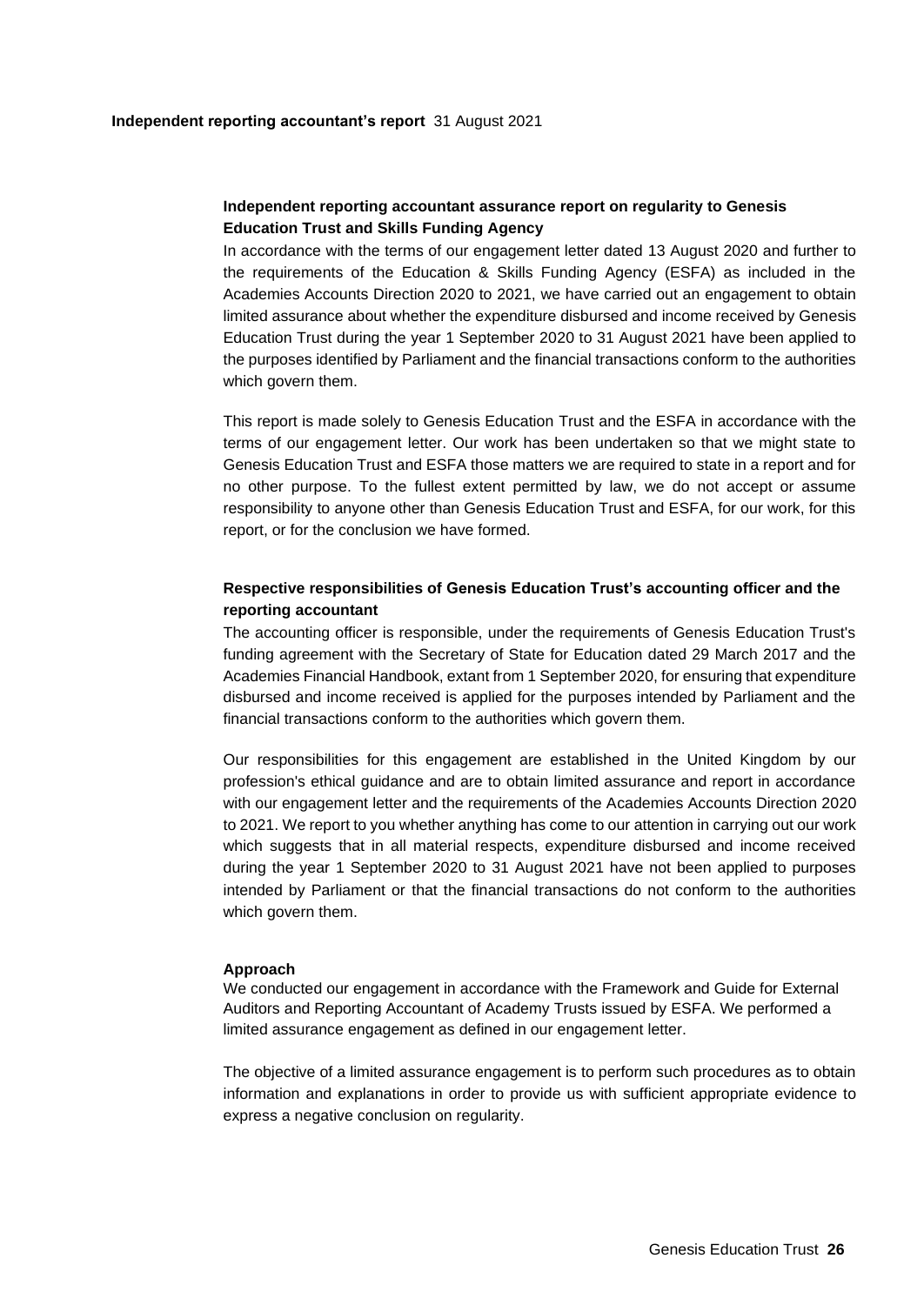## Independent reporting accountant assurance report on regularity to Genesis Education Trust and Skills Funding Agency

In accordance with the terms of our engagement letter dated 13 August 2020 and further to the requirements of the Education & Skills Funding Agency (ESFA) as included in the Academies Accounts Direction 2020 to 2021, we have carried out an engagement to obtain limited assurance about whether the expenditure disbursed and income received by Genesis Education Trust during the year 1 September 2020 to 31 August 2021 have been applied to the purposes identified by Parliament and the financial transactions conform to the authorities which govern them.

This report is made solely to Genesis Education Trust and the ESFA in accordance with the terms of our engagement letter. Our work has been undertaken so that we might state to Genesis Education Trust and ESFA those matters we are required to state in a report and for no other purpose. To the fullest extent permitted by law, we do not accept or assume responsibility to anyone other than Genesis Education Trust and ESFA, for our work, for this report, or for the conclusion we have formed.

## Respective responsibilities of Genesis Education Trust's accounting officer and the reporting accountant

The accounting officer is responsible, under the requirements of Genesis Education Trust's funding agreement with the Secretary of State for Education dated 29 March 2017 and the Academies Financial Handbook, extant from 1 September 2020, for ensuring that expenditure disbursed and income received is applied for the purposes intended by Parliament and the financial transactions conform to the authorities which govern them.

Our responsibilities for this engagement are established in the United Kingdom by our profession's ethical guidance and are to obtain limited assurance and report in accordance with our engagement letter and the requirements of the Academies Accounts Direction 2020 to 2021. We report to you whether anything has come to our attention in carrying out our work which suggests that in all material respects, expenditure disbursed and income received during the year 1 September 2020 to 31 August 2021 have not been applied to purposes intended by Parliament or that the financial transactions do not conform to the authorities which govern them.

### Approach

We conducted our engagement in accordance with the Framework and Guide for External Auditors and Reporting Accountant of Academy Trusts issued by ESFA. We performed a limited assurance engagement as defined in our engagement letter.

The objective of a limited assurance engagement is to perform such procedures as to obtain information and explanations in order to provide us with sufficient appropriate evidence to express a negative conclusion on regularity.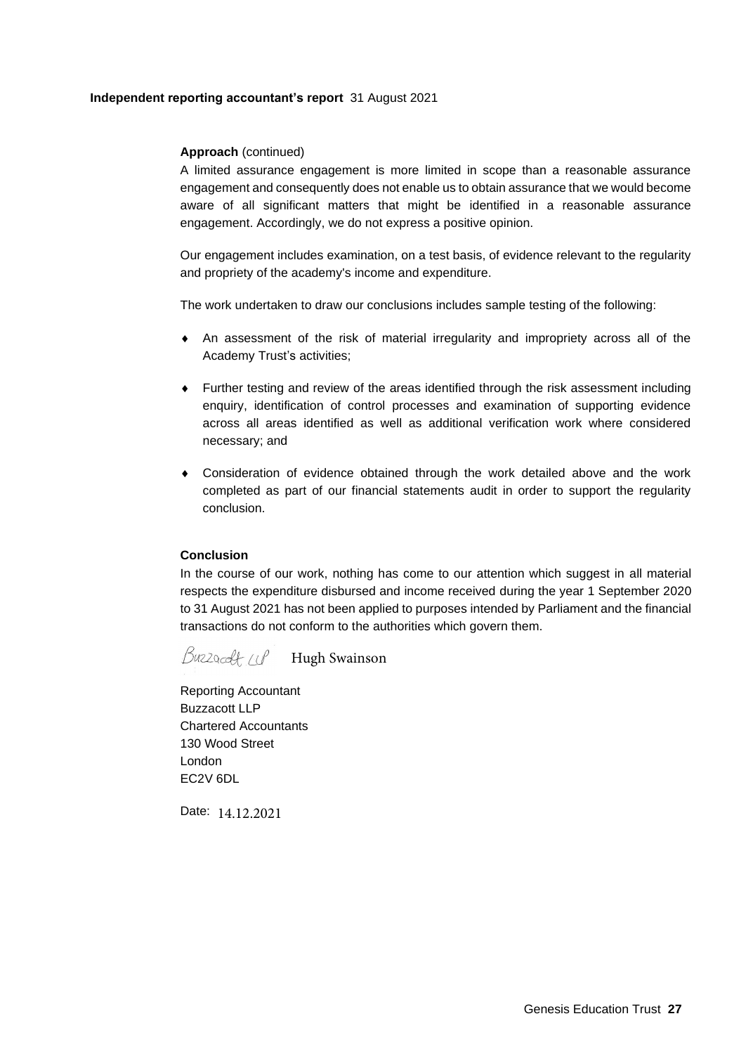**Independent reporting accountant's report** 31 August 2021

**Approach** (continued)

A limited assurance engagement is more limited in scope than a reasonable assurance engagement and consequently does not enable us to obtain assurance that we would become aware of all significant matters that might be identified in a reasonable assurance engagement. Accordingly, we do not express a positive opinion.

Our engagement includes examination, on a test basis, of evidence relevant to the regularity and propriety of the academy's income and expenditure.

The work undertaken to draw our conclusions includes sample testing of the following:

- An assessment of the risk of material irregularity and impropriety across all of the Academy Trust's activities;
- Further testing and review of the areas identified through the risk assessment including enquiry, identification of control processes and examination of supporting evidence across all areas identified as well as additional verification work where considered necessary; and
- Consideration of evidence obtained through the work detailed above and the work completed as part of our financial statements audit in order to support the regularity conclusion.

**Conclusion**

In the course of our work, nothing has come to our attention which suggest in all material respects the expenditure disbursed and income received during the year 1 September 2020 to 31 August 2021 has not been applied to purposes intended by Parliament and the financial transactions do not conform to the authorities which govern them.

Buzzacott LLP Hugh Swainson

Reporting Accountant
Buzzacott LLP
Chartered Accountants
130 Wood Street
London
EC2V 6DL

Date: 14.12.2021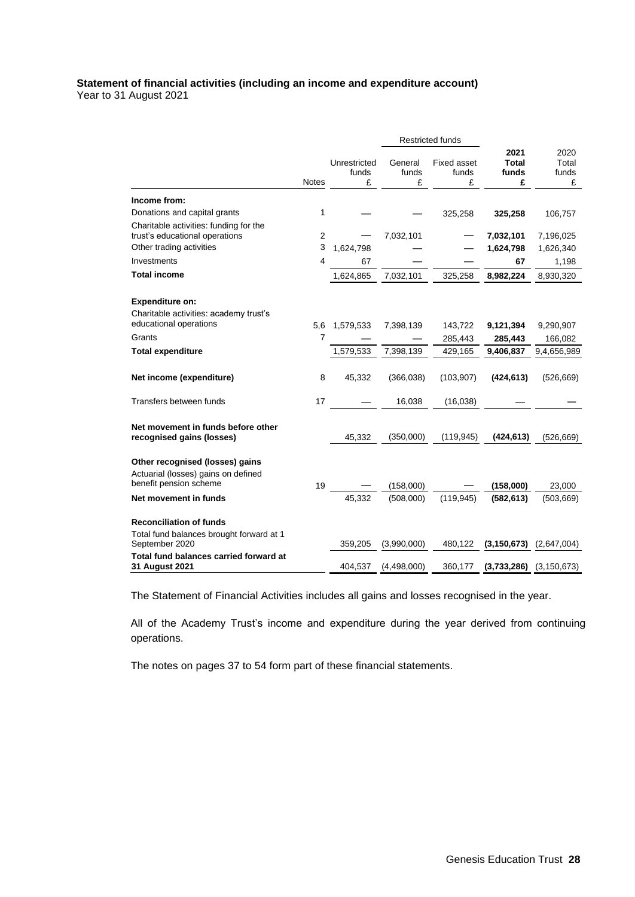**Statement of financial activities (including an income and expenditure account)**
Year to 31 August 2021

| | Notes | Unrestricted funds £ | Restricted funds General funds £ | Restricted funds Fixed asset funds £ | **2021 Total funds £** | 2020 Total funds £ |
|---|---|---|---|---|---|---|
| **Income from:** | | | | | | |
| Donations and capital grants | 1 | — | — | 325,258 | **325,258** | 106,757 |
| Charitable activities: funding for the trust's educational operations | 2 | — | 7,032,101 | — | **7,032,101** | 7,196,025 |
| Other trading activities | 3 | 1,624,798 | — | — | **1,624,798** | 1,626,340 |
| Investments | 4 | 67 | — | — | **67** | 1,198 |
| **Total income** | | 1,624,865 | 7,032,101 | 325,258 | **8,982,224** | 8,930,320 |
| | | | | | | |
| **Expenditure on:** | | | | | | |
| Charitable activities: academy trust's educational operations | 5,6 | 1,579,533 | 7,398,139 | 143,722 | **9,121,394** | 9,290,907 |
| Grants | 7 | — | — | 285,443 | **285,443** | 166,082 |
| **Total expenditure** | | 1,579,533 | 7,398,139 | 429,165 | **9,406,837** | 9,4,656,989 |
| | | | | | | |
| **Net income (expenditure)** | 8 | 45,332 | (366,038) | (103,907) | **(424,613)** | (526,669) |
| | | | | | | |
| Transfers between funds | 17 | — | 16,038 | (16,038) | — | — |
| | | | | | | |
| **Net movement in funds before other recognised gains (losses)** | | 45,332 | (350,000) | (119,945) | **(424,613)** | (526,669) |
| | | | | | | |
| **Other recognised (losses) gains** | | | | | | |
| Actuarial (losses) gains on defined benefit pension scheme | 19 | — | (158,000) | — | **(158,000)** | 23,000 |
| **Net movement in funds** | | 45,332 | (508,000) | (119,945) | **(582,613)** | (503,669) |
| | | | | | | |
| **Reconciliation of funds** | | | | | | |
| Total fund balances brought forward at 1 September 2020 | | 359,205 | (3,990,000) | 480,122 | **(3,150,673)** | (2,647,004) |
| **Total fund balances carried forward at 31 August 2021** | | 404,537 | (4,498,000) | 360,177 | **(3,733,286)** | (3,150,673) |

The Statement of Financial Activities includes all gains and losses recognised in the year.

All of the Academy Trust's income and expenditure during the year derived from continuing operations.

The notes on pages 37 to 54 form part of these financial statements.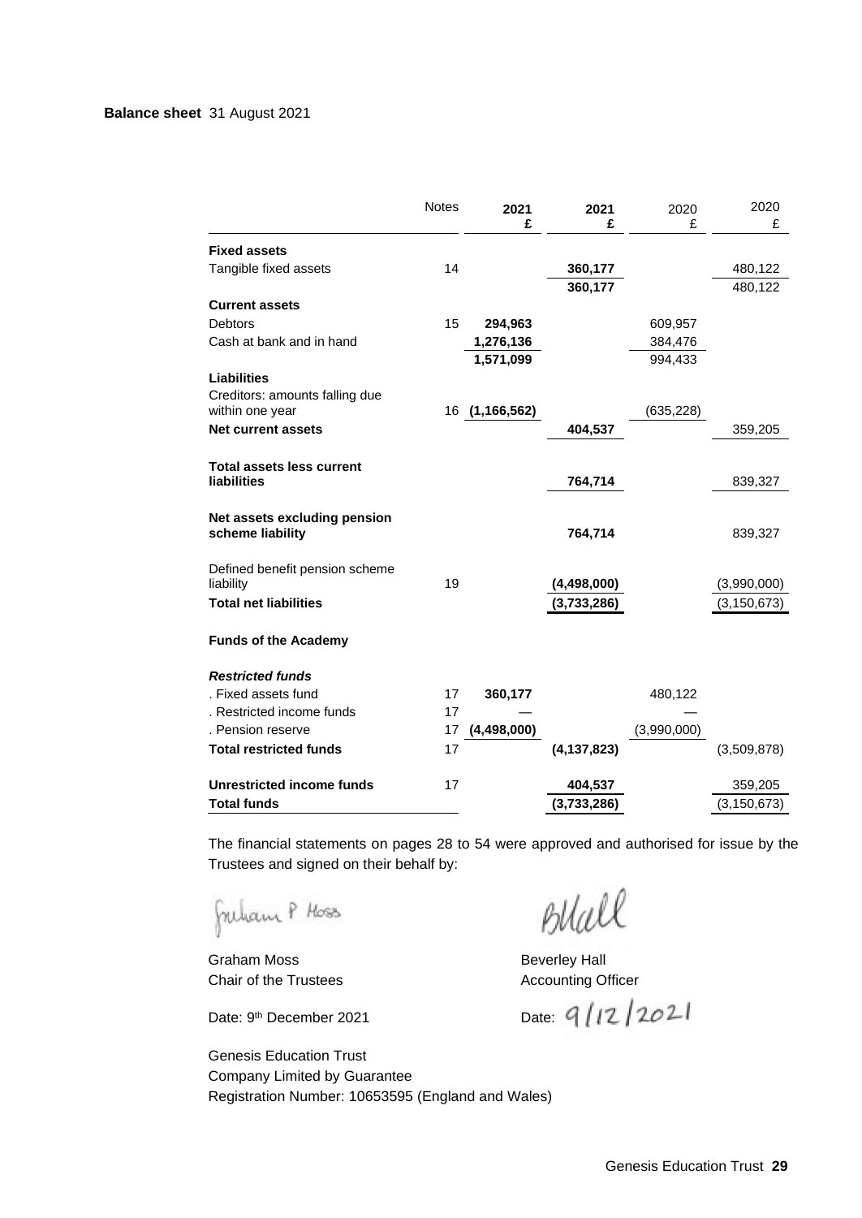**Balance sheet** 31 August 2021

| | Notes | 2021 £ | 2021 £ | 2020 £ | 2020 £ |
|---|---|---|---|---|---|
| **Fixed assets** | | | | | |
| Tangible fixed assets | 14 | | **360,177** | | 480,122 |
| | | | **360,177** | | 480,122 |
| **Current assets** | | | | | |
| Debtors | 15 | **294,963** | | 609,957 | |
| Cash at bank and in hand | | **1,276,136** | | 384,476 | |
| | | **1,571,099** | | 994,433 | |
| **Liabilities** | | | | | |
| Creditors: amounts falling due within one year | 16 | **(1,166,562)** | | (635,228) | |
| **Net current assets** | | | **404,537** | | 359,205 |
| **Total assets less current liabilities** | | | **764,714** | | 839,327 |
| **Net assets excluding pension scheme liability** | | | **764,714** | | 839,327 |
| Defined benefit pension scheme liability | 19 | | **(4,498,000)** | | (3,990,000) |
| **Total net liabilities** | | | **(3,733,286)** | | (3,150,673) |
| **Funds of the Academy** | | | | | |
| ***Restricted funds*** | | | | | |
| . Fixed assets fund | 17 | **360,177** | | 480,122 | |
| . Restricted income funds | 17 | — | | — | |
| . Pension reserve | 17 | **(4,498,000)** | | (3,990,000) | |
| **Total restricted funds** | 17 | | **(4,137,823)** | | (3,509,878) |
| **Unrestricted income funds** | 17 | | **404,537** | | 359,205 |
| **Total funds** | | | **(3,733,286)** | | (3,150,673) |

The financial statements on pages 28 to 54 were approved and authorised for issue by the Trustees and signed on their behalf by:

Graham Moss
Chair of the Trustees

Date: 9th December 2021

Beverley Hall
Accounting Officer

Date: 9/12/2021

Genesis Education Trust
Company Limited by Guarantee
Registration Number: 10653595 (England and Wales)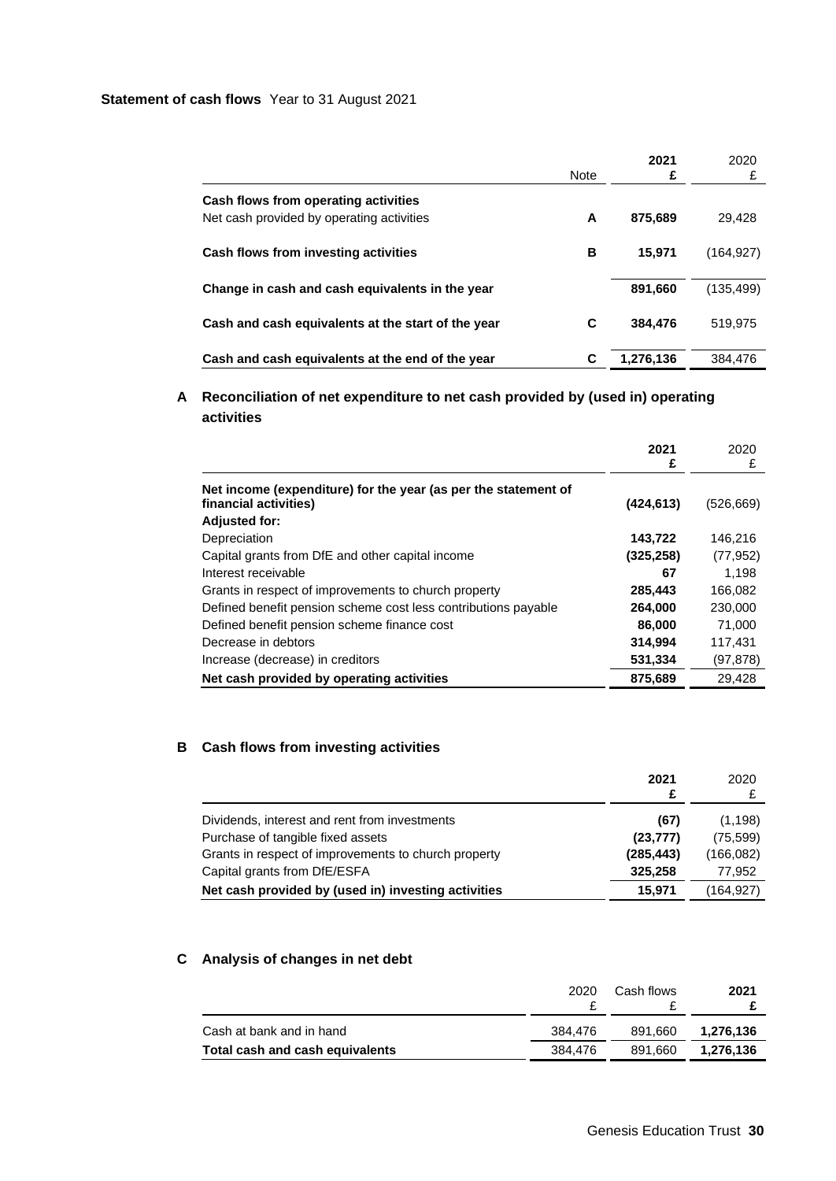**Statement of cash flows** Year to 31 August 2021

| | Note | 2021 £ | 2020 £ |
|---|---|---|---|
| **Cash flows from operating activities** | | | |
| Net cash provided by operating activities | **A** | **875,689** | 29,428 |
| **Cash flows from investing activities** | **B** | **15,971** | (164,927) |
| **Change in cash and cash equivalents in the year** | | **891,660** | (135,499) |
| **Cash and cash equivalents at the start of the year** | **C** | **384,476** | 519,975 |
| **Cash and cash equivalents at the end of the year** | **C** | **1,276,136** | 384,476 |

## A Reconciliation of net expenditure to net cash provided by (used in) operating activities

| | 2021 £ | 2020 £ |
|---|---|---|
| **Net income (expenditure) for the year (as per the statement of financial activities)** | **(424,613)** | (526,669) |
| **Adjusted for:** | | |
| Depreciation | **143,722** | 146,216 |
| Capital grants from DfE and other capital income | **(325,258)** | (77,952) |
| Interest receivable | **67** | 1,198 |
| Grants in respect of improvements to church property | **285,443** | 166,082 |
| Defined benefit pension scheme cost less contributions payable | **264,000** | 230,000 |
| Defined benefit pension scheme finance cost | **86,000** | 71,000 |
| Decrease in debtors | **314,994** | 117,431 |
| Increase (decrease) in creditors | **531,334** | (97,878) |
| **Net cash provided by operating activities** | **875,689** | 29,428 |

## B Cash flows from investing activities

| | 2021 £ | 2020 £ |
|---|---|---|
| Dividends, interest and rent from investments | **(67)** | (1,198) |
| Purchase of tangible fixed assets | **(23,777)** | (75,599) |
| Grants in respect of improvements to church property | **(285,443)** | (166,082) |
| Capital grants from DfE/ESFA | **325,258** | 77,952 |
| **Net cash provided by (used in) investing activities** | **15,971** | (164,927) |

## C Analysis of changes in net debt

| | 2020 £ | Cash flows £ | 2021 £ |
|---|---|---|---|
| Cash at bank and in hand | 384,476 | 891,660 | **1,276,136** |
| **Total cash and cash equivalents** | 384,476 | 891,660 | **1,276,136** |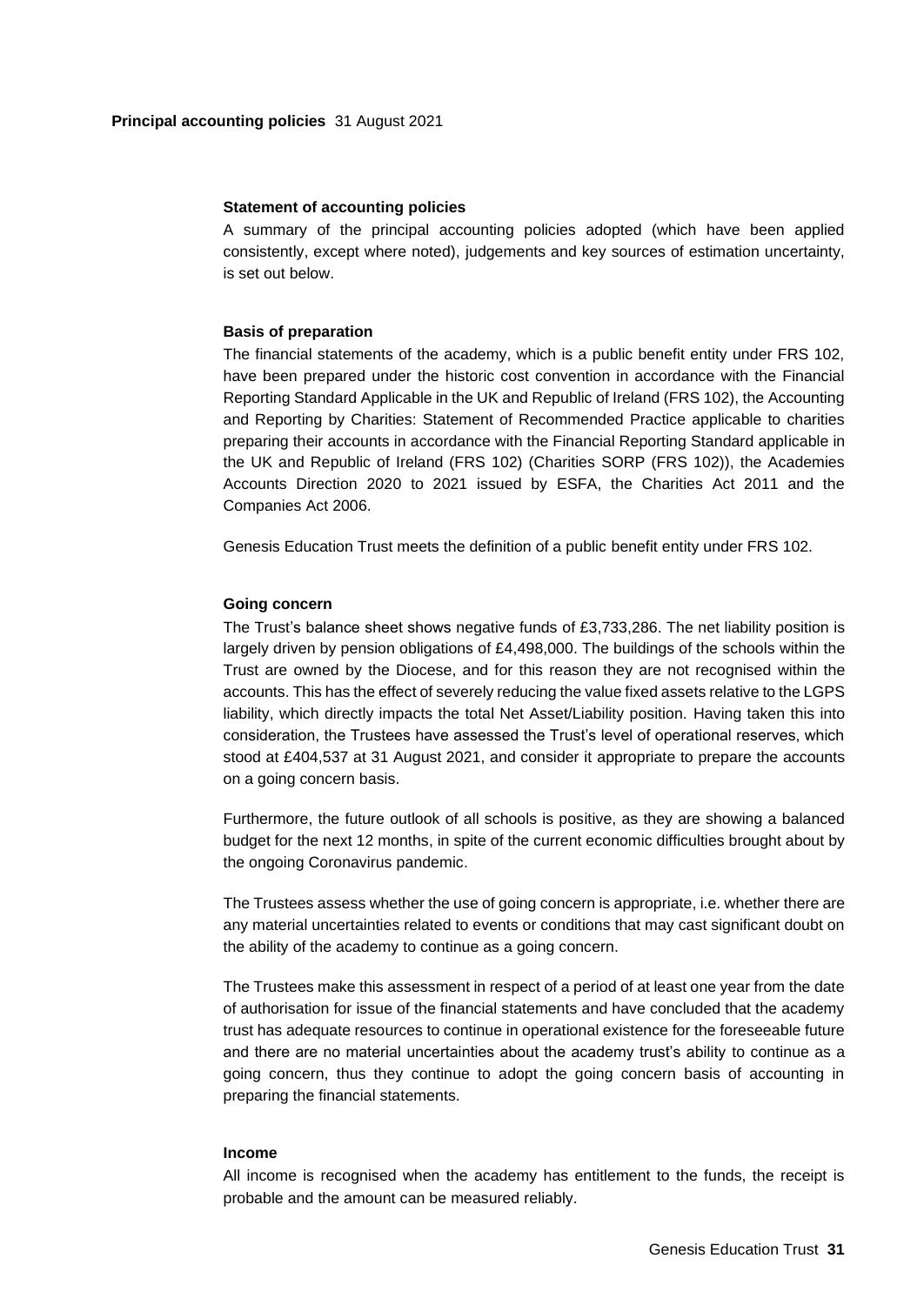**Principal accounting policies** 31 August 2021

### Statement of accounting policies

A summary of the principal accounting policies adopted (which have been applied consistently, except where noted), judgements and key sources of estimation uncertainty, is set out below.

### Basis of preparation

The financial statements of the academy, which is a public benefit entity under FRS 102, have been prepared under the historic cost convention in accordance with the Financial Reporting Standard Applicable in the UK and Republic of Ireland (FRS 102), the Accounting and Reporting by Charities: Statement of Recommended Practice applicable to charities preparing their accounts in accordance with the Financial Reporting Standard applicable in the UK and Republic of Ireland (FRS 102) (Charities SORP (FRS 102)), the Academies Accounts Direction 2020 to 2021 issued by ESFA, the Charities Act 2011 and the Companies Act 2006.

Genesis Education Trust meets the definition of a public benefit entity under FRS 102.

### Going concern

The Trust's balance sheet shows negative funds of £3,733,286. The net liability position is largely driven by pension obligations of £4,498,000. The buildings of the schools within the Trust are owned by the Diocese, and for this reason they are not recognised within the accounts. This has the effect of severely reducing the value fixed assets relative to the LGPS liability, which directly impacts the total Net Asset/Liability position. Having taken this into consideration, the Trustees have assessed the Trust's level of operational reserves, which stood at £404,537 at 31 August 2021, and consider it appropriate to prepare the accounts on a going concern basis.

Furthermore, the future outlook of all schools is positive, as they are showing a balanced budget for the next 12 months, in spite of the current economic difficulties brought about by the ongoing Coronavirus pandemic.

The Trustees assess whether the use of going concern is appropriate, i.e. whether there are any material uncertainties related to events or conditions that may cast significant doubt on the ability of the academy to continue as a going concern.

The Trustees make this assessment in respect of a period of at least one year from the date of authorisation for issue of the financial statements and have concluded that the academy trust has adequate resources to continue in operational existence for the foreseeable future and there are no material uncertainties about the academy trust's ability to continue as a going concern, thus they continue to adopt the going concern basis of accounting in preparing the financial statements.

### Income

All income is recognised when the academy has entitlement to the funds, the receipt is probable and the amount can be measured reliably.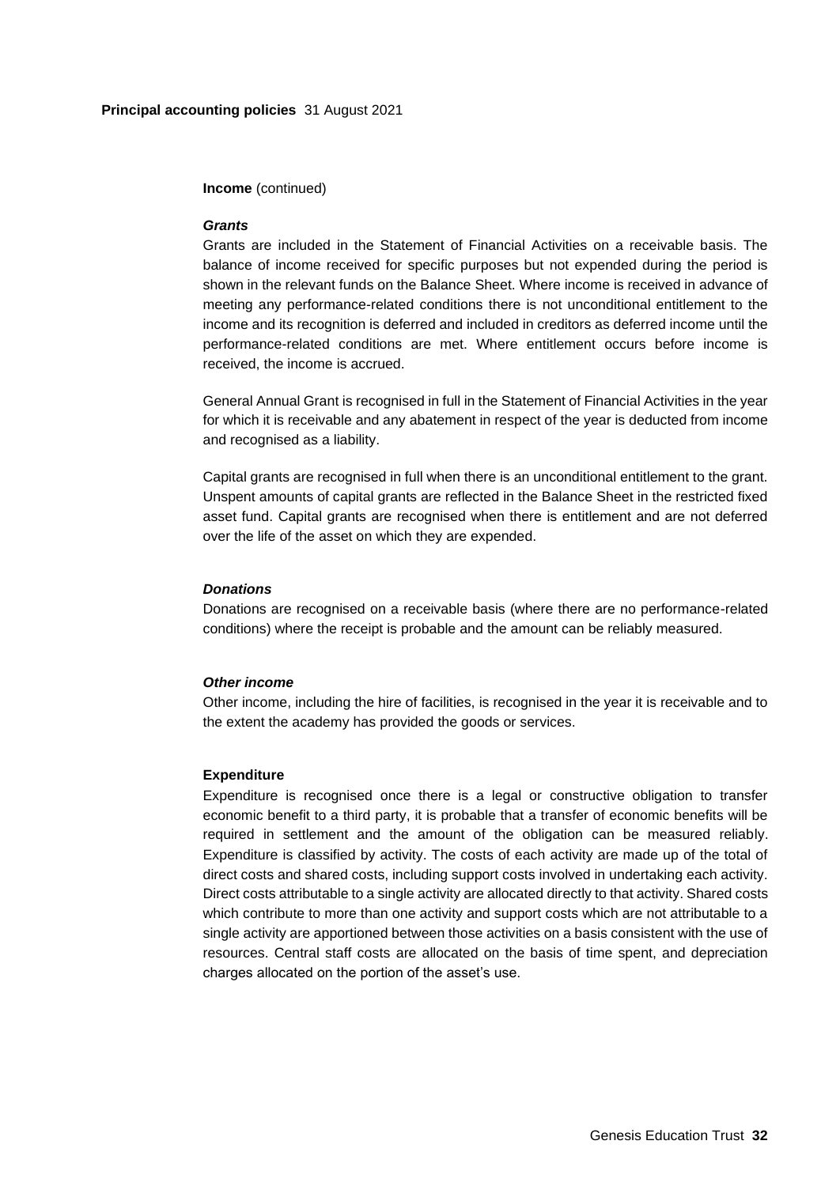**Income** (continued)

***Grants***

Grants are included in the Statement of Financial Activities on a receivable basis. The balance of income received for specific purposes but not expended during the period is shown in the relevant funds on the Balance Sheet. Where income is received in advance of meeting any performance-related conditions there is not unconditional entitlement to the income and its recognition is deferred and included in creditors as deferred income until the performance-related conditions are met. Where entitlement occurs before income is received, the income is accrued.

General Annual Grant is recognised in full in the Statement of Financial Activities in the year for which it is receivable and any abatement in respect of the year is deducted from income and recognised as a liability.

Capital grants are recognised in full when there is an unconditional entitlement to the grant. Unspent amounts of capital grants are reflected in the Balance Sheet in the restricted fixed asset fund. Capital grants are recognised when there is entitlement and are not deferred over the life of the asset on which they are expended.

***Donations***

Donations are recognised on a receivable basis (where there are no performance-related conditions) where the receipt is probable and the amount can be reliably measured.

***Other income***

Other income, including the hire of facilities, is recognised in the year it is receivable and to the extent the academy has provided the goods or services.

**Expenditure**

Expenditure is recognised once there is a legal or constructive obligation to transfer economic benefit to a third party, it is probable that a transfer of economic benefits will be required in settlement and the amount of the obligation can be measured reliably. Expenditure is classified by activity. The costs of each activity are made up of the total of direct costs and shared costs, including support costs involved in undertaking each activity. Direct costs attributable to a single activity are allocated directly to that activity. Shared costs which contribute to more than one activity and support costs which are not attributable to a single activity are apportioned between those activities on a basis consistent with the use of resources. Central staff costs are allocated on the basis of time spent, and depreciation charges allocated on the portion of the asset's use.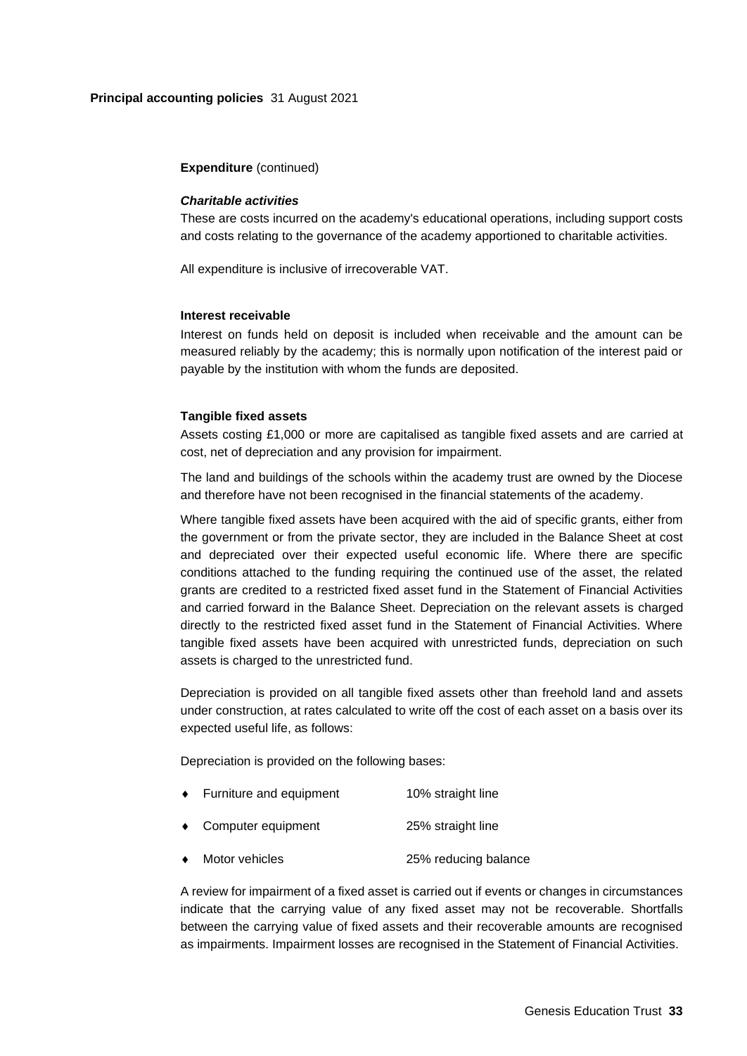**Principal accounting policies** 31 August 2021

**Expenditure** (continued)

***Charitable activities***

These are costs incurred on the academy's educational operations, including support costs and costs relating to the governance of the academy apportioned to charitable activities.

All expenditure is inclusive of irrecoverable VAT.

**Interest receivable**

Interest on funds held on deposit is included when receivable and the amount can be measured reliably by the academy; this is normally upon notification of the interest paid or payable by the institution with whom the funds are deposited.

**Tangible fixed assets**

Assets costing £1,000 or more are capitalised as tangible fixed assets and are carried at cost, net of depreciation and any provision for impairment.

The land and buildings of the schools within the academy trust are owned by the Diocese and therefore have not been recognised in the financial statements of the academy.

Where tangible fixed assets have been acquired with the aid of specific grants, either from the government or from the private sector, they are included in the Balance Sheet at cost and depreciated over their expected useful economic life. Where there are specific conditions attached to the funding requiring the continued use of the asset, the related grants are credited to a restricted fixed asset fund in the Statement of Financial Activities and carried forward in the Balance Sheet. Depreciation on the relevant assets is charged directly to the restricted fixed asset fund in the Statement of Financial Activities. Where tangible fixed assets have been acquired with unrestricted funds, depreciation on such assets is charged to the unrestricted fund.

Depreciation is provided on all tangible fixed assets other than freehold land and assets under construction, at rates calculated to write off the cost of each asset on a basis over its expected useful life, as follows:

Depreciation is provided on the following bases:

- Furniture and equipment — 10% straight line
- Computer equipment — 25% straight line
- Motor vehicles — 25% reducing balance

A review for impairment of a fixed asset is carried out if events or changes in circumstances indicate that the carrying value of any fixed asset may not be recoverable. Shortfalls between the carrying value of fixed assets and their recoverable amounts are recognised as impairments. Impairment losses are recognised in the Statement of Financial Activities.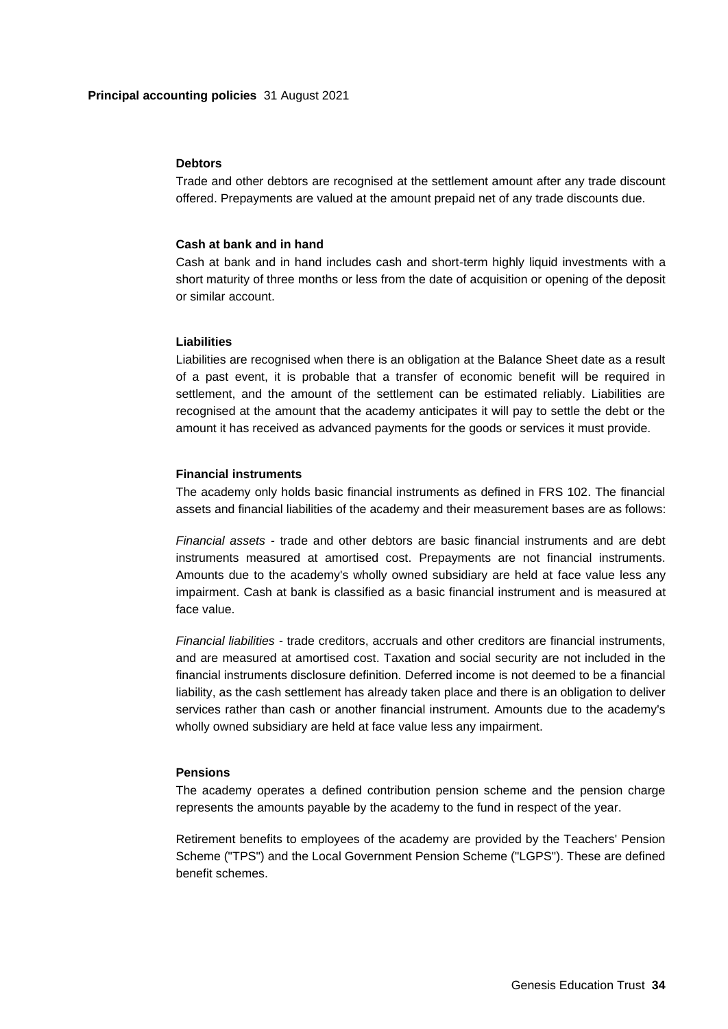**Principal accounting policies** 31 August 2021

### Debtors

Trade and other debtors are recognised at the settlement amount after any trade discount offered. Prepayments are valued at the amount prepaid net of any trade discounts due.

### Cash at bank and in hand

Cash at bank and in hand includes cash and short-term highly liquid investments with a short maturity of three months or less from the date of acquisition or opening of the deposit or similar account.

### Liabilities

Liabilities are recognised when there is an obligation at the Balance Sheet date as a result of a past event, it is probable that a transfer of economic benefit will be required in settlement, and the amount of the settlement can be estimated reliably. Liabilities are recognised at the amount that the academy anticipates it will pay to settle the debt or the amount it has received as advanced payments for the goods or services it must provide.

### Financial instruments

The academy only holds basic financial instruments as defined in FRS 102. The financial assets and financial liabilities of the academy and their measurement bases are as follows:

*Financial assets* - trade and other debtors are basic financial instruments and are debt instruments measured at amortised cost. Prepayments are not financial instruments. Amounts due to the academy's wholly owned subsidiary are held at face value less any impairment. Cash at bank is classified as a basic financial instrument and is measured at face value.

*Financial liabilities* - trade creditors, accruals and other creditors are financial instruments, and are measured at amortised cost. Taxation and social security are not included in the financial instruments disclosure definition. Deferred income is not deemed to be a financial liability, as the cash settlement has already taken place and there is an obligation to deliver services rather than cash or another financial instrument. Amounts due to the academy's wholly owned subsidiary are held at face value less any impairment.

### Pensions

The academy operates a defined contribution pension scheme and the pension charge represents the amounts payable by the academy to the fund in respect of the year.

Retirement benefits to employees of the academy are provided by the Teachers' Pension Scheme ("TPS") and the Local Government Pension Scheme ("LGPS"). These are defined benefit schemes.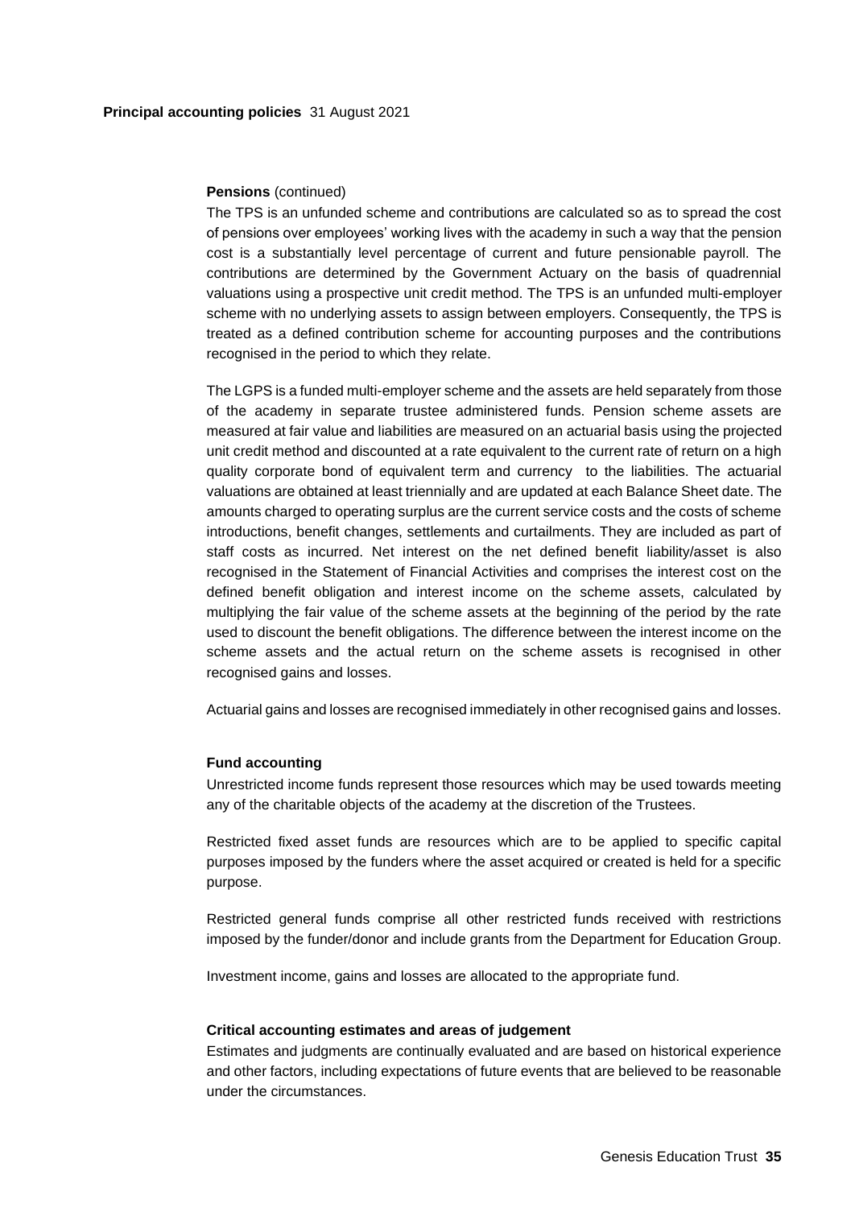**Pensions** (continued)

The TPS is an unfunded scheme and contributions are calculated so as to spread the cost of pensions over employees' working lives with the academy in such a way that the pension cost is a substantially level percentage of current and future pensionable payroll. The contributions are determined by the Government Actuary on the basis of quadrennial valuations using a prospective unit credit method. The TPS is an unfunded multi-employer scheme with no underlying assets to assign between employers. Consequently, the TPS is treated as a defined contribution scheme for accounting purposes and the contributions recognised in the period to which they relate.

The LGPS is a funded multi-employer scheme and the assets are held separately from those of the academy in separate trustee administered funds. Pension scheme assets are measured at fair value and liabilities are measured on an actuarial basis using the projected unit credit method and discounted at a rate equivalent to the current rate of return on a high quality corporate bond of equivalent term and currency to the liabilities. The actuarial valuations are obtained at least triennially and are updated at each Balance Sheet date. The amounts charged to operating surplus are the current service costs and the costs of scheme introductions, benefit changes, settlements and curtailments. They are included as part of staff costs as incurred. Net interest on the net defined benefit liability/asset is also recognised in the Statement of Financial Activities and comprises the interest cost on the defined benefit obligation and interest income on the scheme assets, calculated by multiplying the fair value of the scheme assets at the beginning of the period by the rate used to discount the benefit obligations. The difference between the interest income on the scheme assets and the actual return on the scheme assets is recognised in other recognised gains and losses.

Actuarial gains and losses are recognised immediately in other recognised gains and losses.

**Fund accounting**

Unrestricted income funds represent those resources which may be used towards meeting any of the charitable objects of the academy at the discretion of the Trustees.

Restricted fixed asset funds are resources which are to be applied to specific capital purposes imposed by the funders where the asset acquired or created is held for a specific purpose.

Restricted general funds comprise all other restricted funds received with restrictions imposed by the funder/donor and include grants from the Department for Education Group.

Investment income, gains and losses are allocated to the appropriate fund.

**Critical accounting estimates and areas of judgement**

Estimates and judgments are continually evaluated and are based on historical experience and other factors, including expectations of future events that are believed to be reasonable under the circumstances.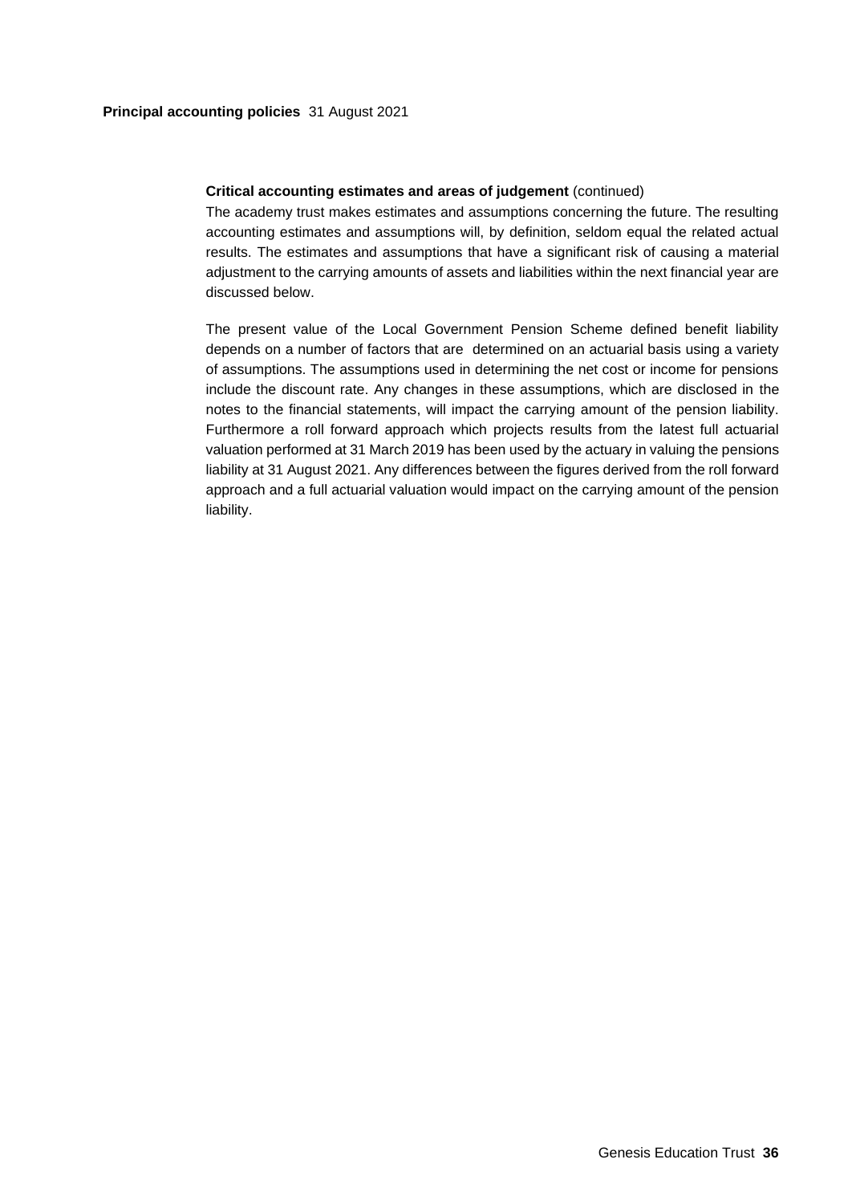**Critical accounting estimates and areas of judgement** (continued)

The academy trust makes estimates and assumptions concerning the future. The resulting accounting estimates and assumptions will, by definition, seldom equal the related actual results. The estimates and assumptions that have a significant risk of causing a material adjustment to the carrying amounts of assets and liabilities within the next financial year are discussed below.

The present value of the Local Government Pension Scheme defined benefit liability depends on a number of factors that are determined on an actuarial basis using a variety of assumptions. The assumptions used in determining the net cost or income for pensions include the discount rate. Any changes in these assumptions, which are disclosed in the notes to the financial statements, will impact the carrying amount of the pension liability. Furthermore a roll forward approach which projects results from the latest full actuarial valuation performed at 31 March 2019 has been used by the actuary in valuing the pensions liability at 31 August 2021. Any differences between the figures derived from the roll forward approach and a full actuarial valuation would impact on the carrying amount of the pension liability.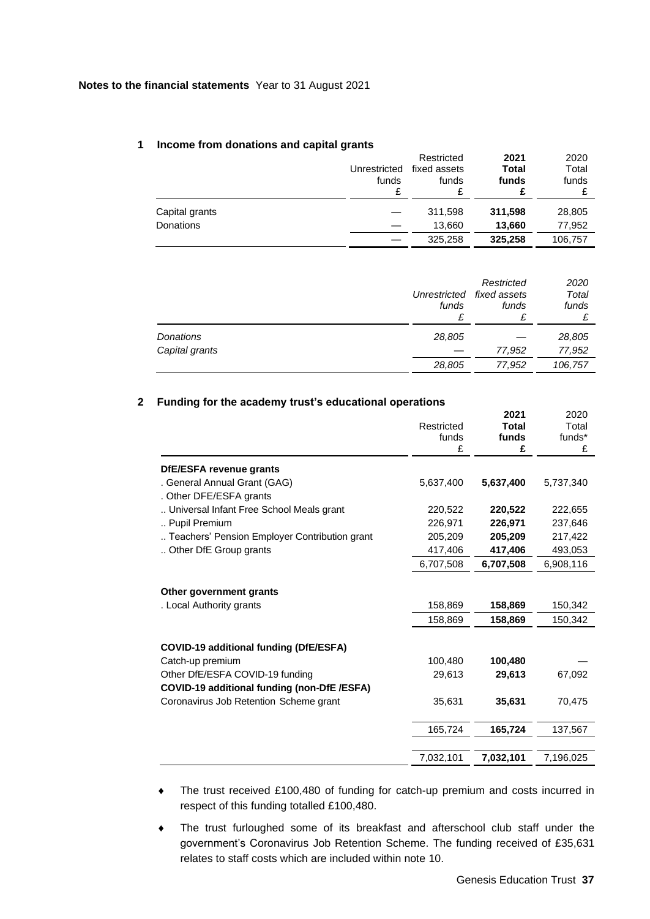**Notes to the financial statements** Year to 31 August 2021

### 1 Income from donations and capital grants

| | Unrestricted funds £ | Restricted fixed assets funds £ | **2021 Total funds £** | 2020 Total funds £ |
|---|---|---|---|---|
| Capital grants | — | 311,598 | **311,598** | 28,805 |
| Donations | — | 13,660 | **13,660** | 77,952 |
| | — | 325,258 | **325,258** | 106,757 |

| | *Unrestricted funds £* | *Restricted fixed assets funds £* | *2020 Total funds £* |
|---|---|---|---|
| *Donations* | *28,805* | *—* | *28,805* |
| *Capital grants* | *—* | *77,952* | *77,952* |
| | *28,805* | *77,952* | *106,757* |

### 2 Funding for the academy trust's educational operations

| | Restricted funds £ | **2021 Total funds £** | 2020 Total funds* £ |
|---|---|---|---|
| **DfE/ESFA revenue grants** | | | |
| . General Annual Grant (GAG) | 5,637,400 | **5,637,400** | 5,737,340 |
| . Other DFE/ESFA grants | | | |
| .. Universal Infant Free School Meals grant | 220,522 | **220,522** | 222,655 |
| .. Pupil Premium | 226,971 | **226,971** | 237,646 |
| .. Teachers' Pension Employer Contribution grant | 205,209 | **205,209** | 217,422 |
| .. Other DfE Group grants | 417,406 | **417,406** | 493,053 |
| | 6,707,508 | **6,707,508** | 6,908,116 |
| **Other government grants** | | | |
| . Local Authority grants | 158,869 | **158,869** | 150,342 |
| | 158,869 | **158,869** | 150,342 |
| **COVID-19 additional funding (DfE/ESFA)** | | | |
| Catch-up premium | 100,480 | **100,480** | — |
| Other DfE/ESFA COVID-19 funding | 29,613 | **29,613** | 67,092 |
| **COVID-19 additional funding (non-DfE /ESFA)** | | | |
| Coronavirus Job Retention Scheme grant | 35,631 | **35,631** | 70,475 |
| | 165,724 | **165,724** | 137,567 |
| | 7,032,101 | **7,032,101** | 7,196,025 |

- The trust received £100,480 of funding for catch-up premium and costs incurred in respect of this funding totalled £100,480.
- The trust furloughed some of its breakfast and afterschool club staff under the government's Coronavirus Job Retention Scheme. The funding received of £35,631 relates to staff costs which are included within note 10.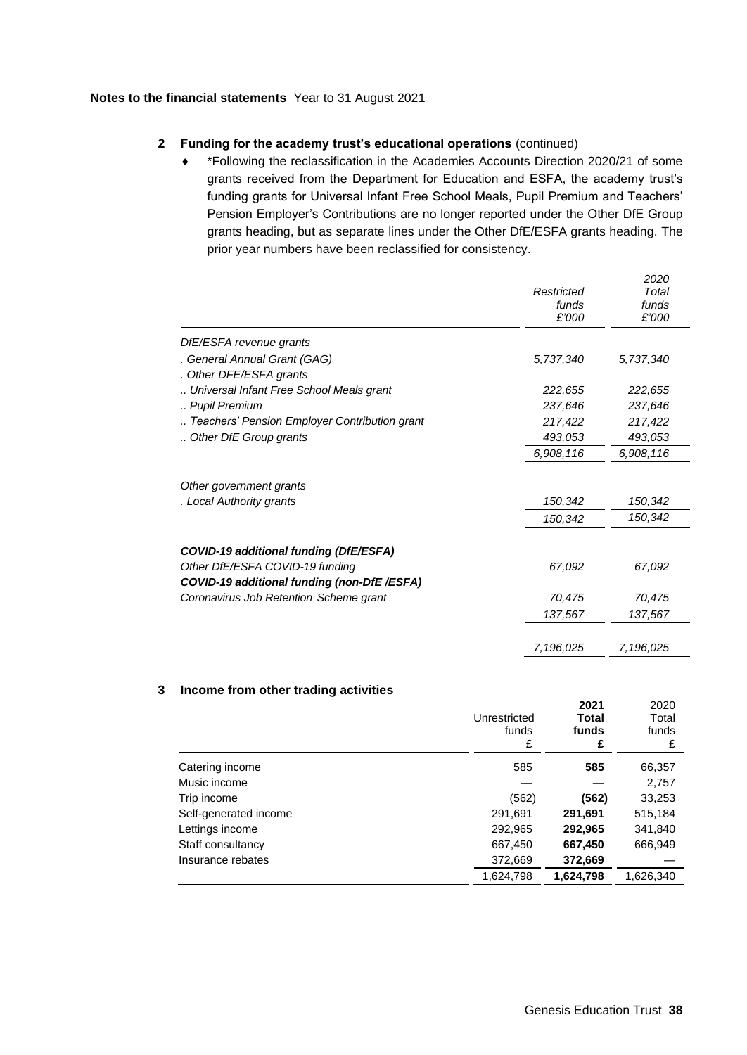**Notes to the financial statements** Year to 31 August 2021

## 2 Funding for the academy trust's educational operations (continued)

- *Following the reclassification in the Academies Accounts Direction 2020/21 of some grants received from the Department for Education and ESFA, the academy trust's funding grants for Universal Infant Free School Meals, Pupil Premium and Teachers' Pension Employer's Contributions are no longer reported under the Other DfE Group grants heading, but as separate lines under the Other DfE/ESFA grants heading. The prior year numbers have been reclassified for consistency.

| | *Restricted funds £'000* | *2020 Total funds £'000* |
|---|---|---|
| *DfE/ESFA revenue grants* | | |
| *. General Annual Grant (GAG)* | *5,737,340* | *5,737,340* |
| *. Other DFE/ESFA grants* | | |
| *.. Universal Infant Free School Meals grant* | *222,655* | *222,655* |
| *.. Pupil Premium* | *237,646* | *237,646* |
| *.. Teachers' Pension Employer Contribution grant* | *217,422* | *217,422* |
| *.. Other DfE Group grants* | *493,053* | *493,053* |
| | *6,908,116* | *6,908,116* |
| *Other government grants* | | |
| *. Local Authority grants* | *150,342* | *150,342* |
| | *150,342* | *150,342* |
| ***COVID-19 additional funding (DfE/ESFA)*** | | |
| *Other DfE/ESFA COVID-19 funding* | *67,092* | *67,092* |
| ***COVID-19 additional funding (non-DfE /ESFA)*** | | |
| *Coronavirus Job Retention Scheme grant* | *70,475* | *70,475* |
| | *137,567* | *137,567* |
| | *7,196,025* | *7,196,025* |

## 3 Income from other trading activities

| | Unrestricted funds £ | **2021 Total funds £** | 2020 Total funds £ |
|---|---|---|---|
| Catering income | 585 | **585** | 66,357 |
| Music income | — | — | 2,757 |
| Trip income | (562) | **(562)** | 33,253 |
| Self-generated income | 291,691 | **291,691** | 515,184 |
| Lettings income | 292,965 | **292,965** | 341,840 |
| Staff consultancy | 667,450 | **667,450** | 666,949 |
| Insurance rebates | 372,669 | **372,669** | — |
| | 1,624,798 | **1,624,798** | 1,626,340 |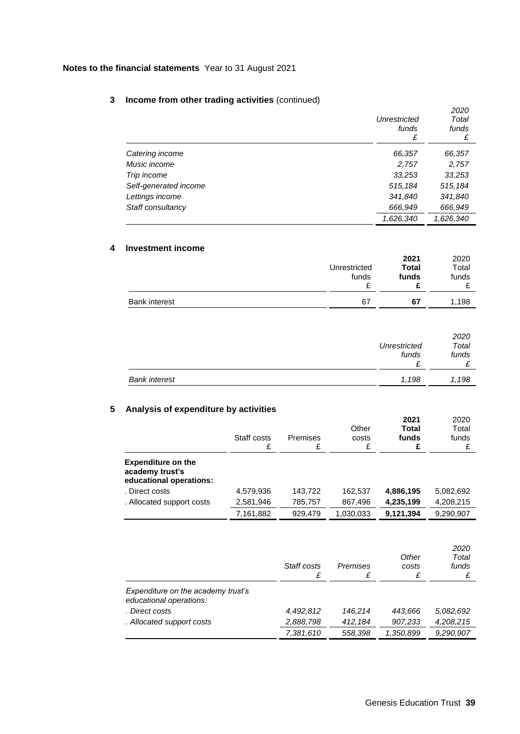**Notes to the financial statements** Year to 31 August 2021

## 3 Income from other trading activities (continued)

| | *Unrestricted funds £* | *2020 Total funds £* |
|---|---|---|
| *Catering income* | *66,357* | *66,357* |
| *Music income* | *2,757* | *2,757* |
| *Trip income* | *33,253* | *33,253* |
| *Self-generated income* | *515,184* | *515,184* |
| *Lettings income* | *341,840* | *341,840* |
| *Staff consultancy* | *666,949* | *666,949* |
| | *1,626,340* | *1,626,340* |

## 4 Investment income

| | Unrestricted funds £ | **2021 Total funds £** | 2020 Total funds £ |
|---|---|---|---|
| Bank interest | 67 | **67** | 1,198 |

| | *Unrestricted funds £* | *2020 Total funds £* |
|---|---|---|
| *Bank interest* | *1,198* | *1,198* |

## 5 Analysis of expenditure by activities

| | Staff costs £ | Premises £ | Other costs £ | **2021 Total funds £** | 2020 Total funds £ |
|---|---|---|---|---|---|
| **Expenditure on the academy trust's educational operations:** | | | | | |
| . Direct costs | 4,579,936 | 143,722 | 162,537 | **4,886,195** | 5,082,692 |
| . Allocated support costs | 2,581,946 | 785,757 | 867,496 | **4,235,199** | 4,208,215 |
| | 7,161,882 | 929,479 | 1,030,033 | **9,121,394** | 9,290,907 |

| | *Staff costs £* | *Premises £* | *Other costs £* | *2020 Total funds £* |
|---|---|---|---|---|
| *Expenditure on the academy trust's educational operations:* | | | | |
| *. Direct costs* | *4,492,812* | *146,214* | *443,666* | *5,082,692* |
| *. Allocated support costs* | *2,888,798* | *412,184* | *907,233* | *4,208,215* |
| | *7,381,610* | *558,398* | *1,350,899* | *9,290,907* |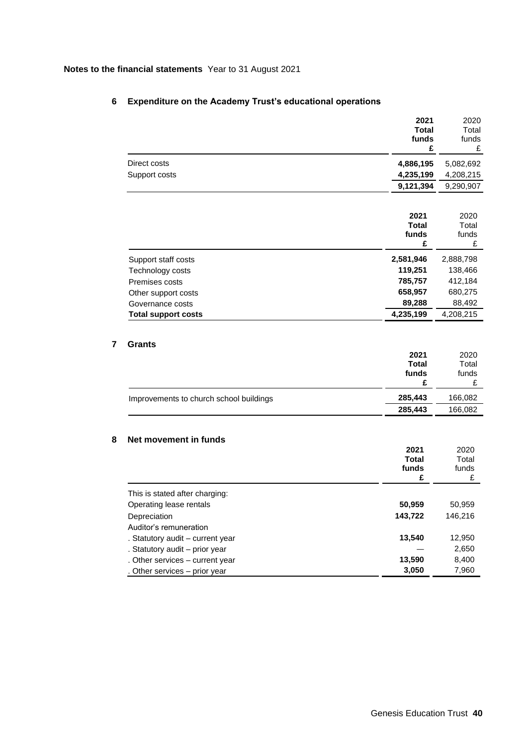**Notes to the financial statements** Year to 31 August 2021

## 6 Expenditure on the Academy Trust's educational operations

| | 2021 Total funds £ | 2020 Total funds £ |
|---|---|---|
| Direct costs | 4,886,195 | 5,082,692 |
| Support costs | 4,235,199 | 4,208,215 |
| | 9,121,394 | 9,290,907 |

| | 2021 Total funds £ | 2020 Total funds £ |
|---|---|---|
| Support staff costs | 2,581,946 | 2,888,798 |
| Technology costs | 119,251 | 138,466 |
| Premises costs | 785,757 | 412,184 |
| Other support costs | 658,957 | 680,275 |
| Governance costs | 89,288 | 88,492 |
| **Total support costs** | 4,235,199 | 4,208,215 |

## 7 Grants

| | 2021 Total funds £ | 2020 Total funds £ |
|---|---|---|
| Improvements to church school buildings | 285,443 | 166,082 |
| | 285,443 | 166,082 |

## 8 Net movement in funds

| | 2021 Total funds £ | 2020 Total funds £ |
|---|---|---|
| This is stated after charging: | | |
| Operating lease rentals | 50,959 | 50,959 |
| Depreciation | 143,722 | 146,216 |
| Auditor's remuneration | | |
| . Statutory audit – current year | 13,540 | 12,950 |
| . Statutory audit – prior year | — | 2,650 |
| . Other services – current year | 13,590 | 8,400 |
| . Other services – prior year | 3,050 | 7,960 |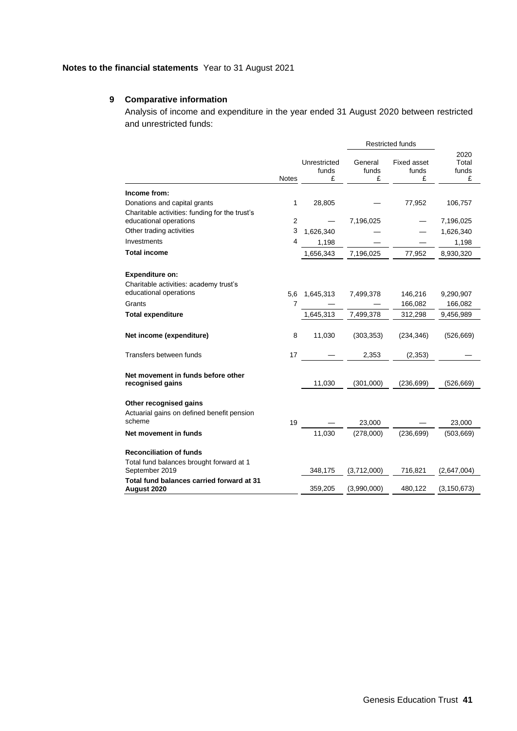**Notes to the financial statements** Year to 31 August 2021

## 9 Comparative information

Analysis of income and expenditure in the year ended 31 August 2020 between restricted and unrestricted funds:

| | Notes | Unrestricted funds £ | Restricted funds General funds £ | Restricted funds Fixed asset funds £ | 2020 Total funds £ |
|---|---|---|---|---|---|
| **Income from:** | | | | | |
| Donations and capital grants | 1 | 28,805 | — | 77,952 | 106,757 |
| Charitable activities: funding for the trust's educational operations | 2 | — | 7,196,025 | — | 7,196,025 |
| Other trading activities | 3 | 1,626,340 | — | — | 1,626,340 |
| Investments | 4 | 1,198 | — | — | 1,198 |
| **Total income** | | 1,656,343 | 7,196,025 | 77,952 | 8,930,320 |
| **Expenditure on:** | | | | | |
| Charitable activities: academy trust's educational operations | 5,6 | 1,645,313 | 7,499,378 | 146,216 | 9,290,907 |
| Grants | 7 | — | — | 166,082 | 166,082 |
| **Total expenditure** | | 1,645,313 | 7,499,378 | 312,298 | 9,456,989 |
| **Net income (expenditure)** | 8 | 11,030 | (303,353) | (234,346) | (526,669) |
| Transfers between funds | 17 | — | 2,353 | (2,353) | — |
| **Net movement in funds before other recognised gains** | | 11,030 | (301,000) | (236,699) | (526,669) |
| **Other recognised gains** | | | | | |
| Actuarial gains on defined benefit pension scheme | 19 | — | 23,000 | — | 23,000 |
| **Net movement in funds** | | 11,030 | (278,000) | (236,699) | (503,669) |
| **Reconciliation of funds** | | | | | |
| Total fund balances brought forward at 1 September 2019 | | 348,175 | (3,712,000) | 716,821 | (2,647,004) |
| **Total fund balances carried forward at 31 August 2020** | | 359,205 | (3,990,000) | 480,122 | (3,150,673) |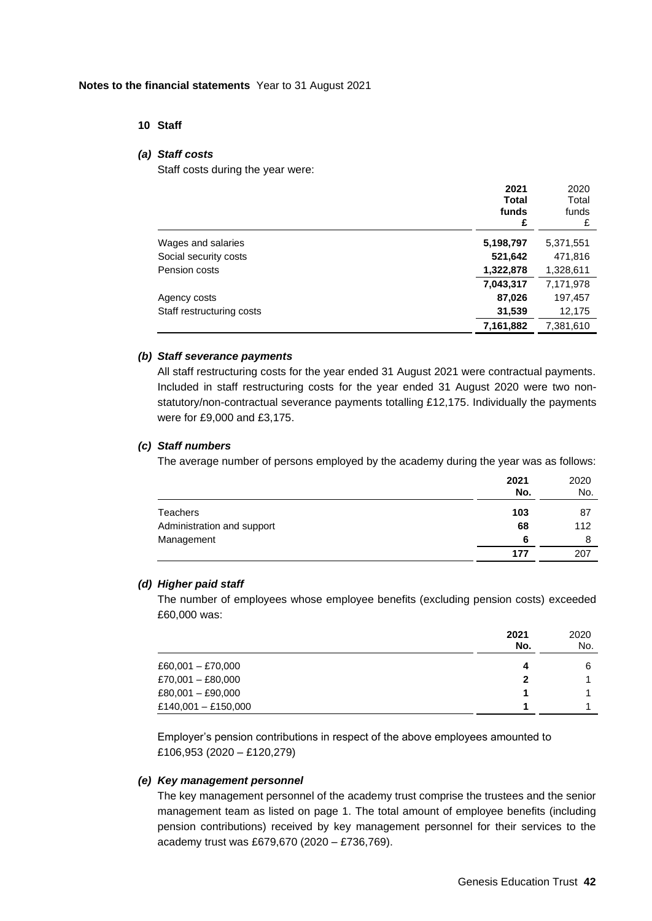**Notes to the financial statements** Year to 31 August 2021

## 10 Staff

### *(a) Staff costs*

Staff costs during the year were:

| | **2021 Total funds £** | 2020 Total funds £ |
|---|---|---|
| Wages and salaries | **5,198,797** | 5,371,551 |
| Social security costs | **521,642** | 471,816 |
| Pension costs | **1,322,878** | 1,328,611 |
| | **7,043,317** | 7,171,978 |
| Agency costs | **87,026** | 197,457 |
| Staff restructuring costs | **31,539** | 12,175 |
| | **7,161,882** | 7,381,610 |

### *(b) Staff severance payments*

All staff restructuring costs for the year ended 31 August 2021 were contractual payments. Included in staff restructuring costs for the year ended 31 August 2020 were two non-statutory/non-contractual severance payments totalling £12,175. Individually the payments were for £9,000 and £3,175.

### *(c) Staff numbers*

The average number of persons employed by the academy during the year was as follows:

| | **2021 No.** | 2020 No. |
|---|---|---|
| Teachers | **103** | 87 |
| Administration and support | **68** | 112 |
| Management | **6** | 8 |
| | **177** | 207 |

### *(d) Higher paid staff*

The number of employees whose employee benefits (excluding pension costs) exceeded £60,000 was:

| | **2021 No.** | 2020 No. |
|---|---|---|
| £60,001 – £70,000 | **4** | 6 |
| £70,001 – £80,000 | **2** | 1 |
| £80,001 – £90,000 | **1** | 1 |
| £140,001 – £150,000 | **1** | 1 |

Employer's pension contributions in respect of the above employees amounted to £106,953 (2020 – £120,279)

### *(e) Key management personnel*

The key management personnel of the academy trust comprise the trustees and the senior management team as listed on page 1. The total amount of employee benefits (including pension contributions) received by key management personnel for their services to the academy trust was £679,670 (2020 – £736,769).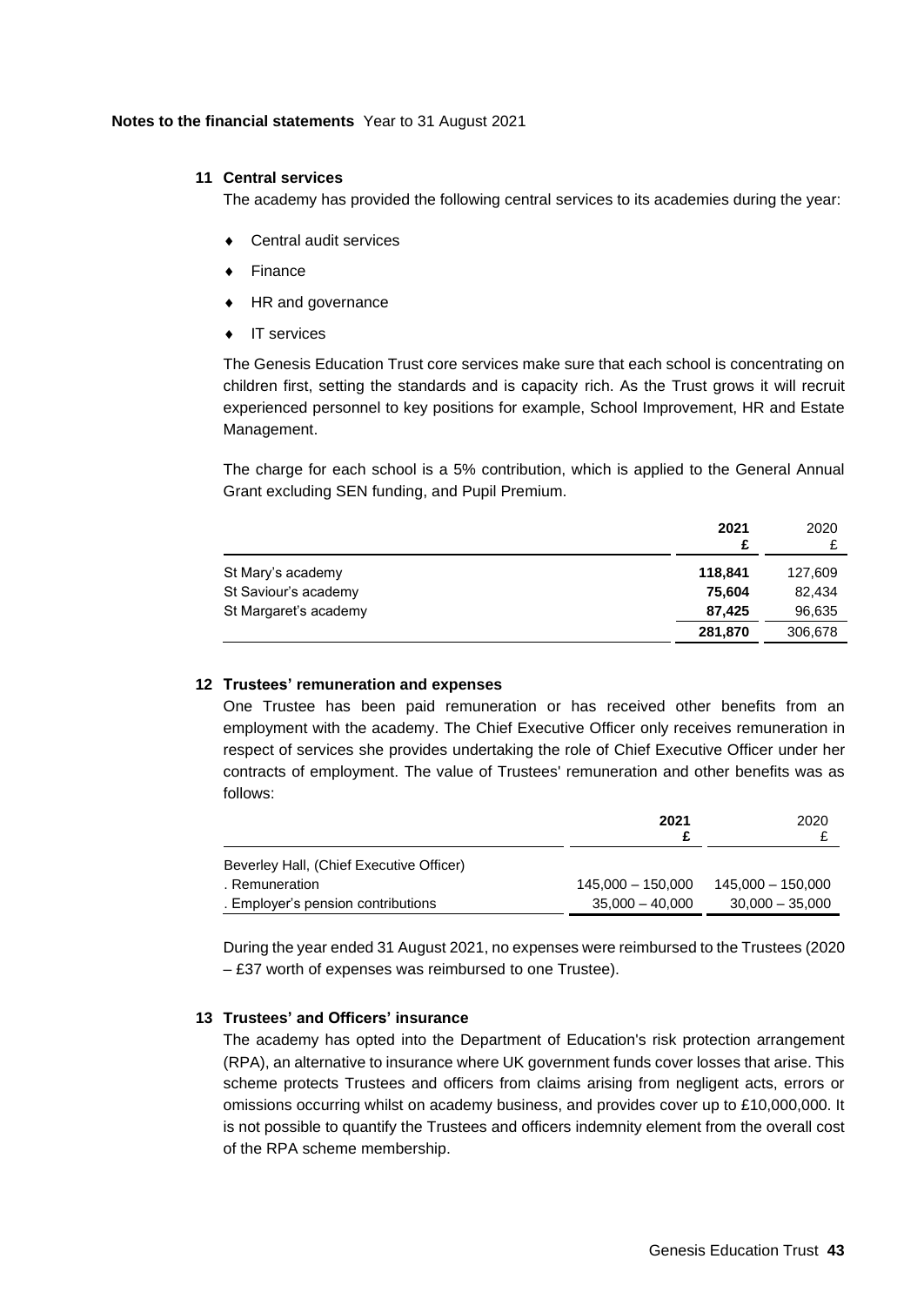**Notes to the financial statements** Year to 31 August 2021

## 11 Central services

The academy has provided the following central services to its academies during the year:

- Central audit services
- Finance
- HR and governance
- IT services

The Genesis Education Trust core services make sure that each school is concentrating on children first, setting the standards and is capacity rich. As the Trust grows it will recruit experienced personnel to key positions for example, School Improvement, HR and Estate Management.

The charge for each school is a 5% contribution, which is applied to the General Annual Grant excluding SEN funding, and Pupil Premium.

| | **2021 £** | 2020 £ |
|---|---|---|
| St Mary's academy | **118,841** | 127,609 |
| St Saviour's academy | **75,604** | 82,434 |
| St Margaret's academy | **87,425** | 96,635 |
| | **281,870** | 306,678 |

## 12 Trustees' remuneration and expenses

One Trustee has been paid remuneration or has received other benefits from an employment with the academy. The Chief Executive Officer only receives remuneration in respect of services she provides undertaking the role of Chief Executive Officer under her contracts of employment. The value of Trustees' remuneration and other benefits was as follows:

| | **2021 £** | 2020 £ |
|---|---|---|
| Beverley Hall, (Chief Executive Officer) | | |
| . Remuneration | 145,000 – 150,000 | 145,000 – 150,000 |
| . Employer's pension contributions | 35,000 – 40,000 | 30,000 – 35,000 |

During the year ended 31 August 2021, no expenses were reimbursed to the Trustees (2020 – £37 worth of expenses was reimbursed to one Trustee).

## 13 Trustees' and Officers' insurance

The academy has opted into the Department of Education's risk protection arrangement (RPA), an alternative to insurance where UK government funds cover losses that arise. This scheme protects Trustees and officers from claims arising from negligent acts, errors or omissions occurring whilst on academy business, and provides cover up to £10,000,000. It is not possible to quantify the Trustees and officers indemnity element from the overall cost of the RPA scheme membership.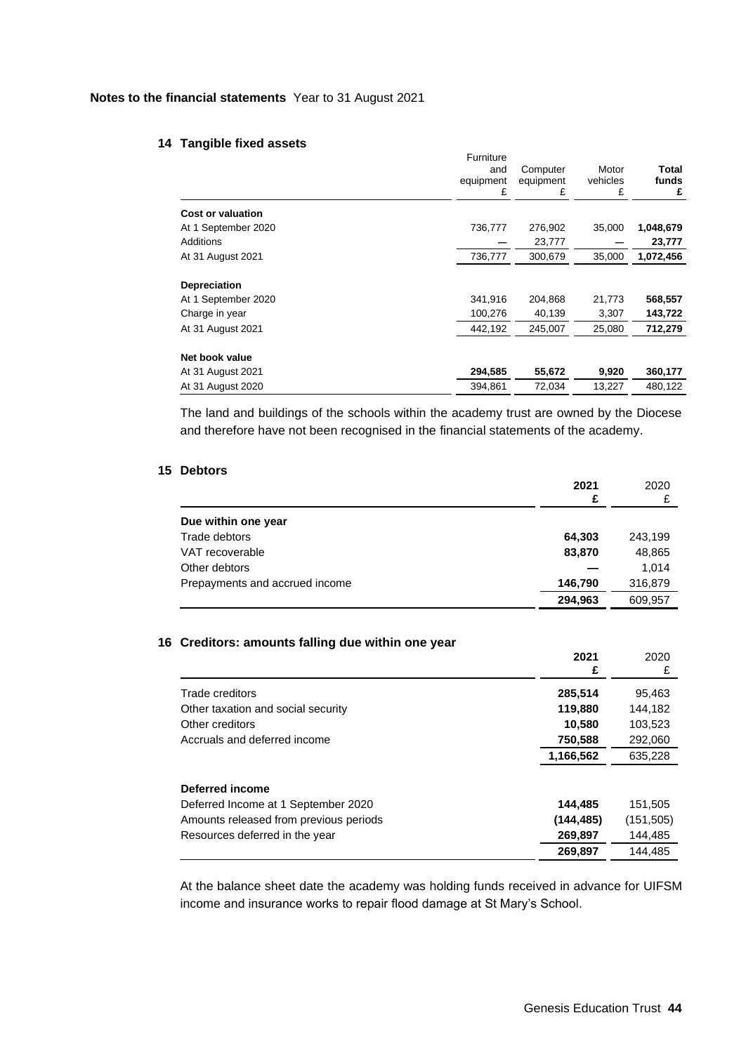**Notes to the financial statements** Year to 31 August 2021

## 14 Tangible fixed assets

| | Furniture and equipment £ | Computer equipment £ | Motor vehicles £ | **Total funds £** |
|---|---|---|---|---|
| **Cost or valuation** | | | | |
| At 1 September 2020 | 736,777 | 276,902 | 35,000 | **1,048,679** |
| Additions | — | 23,777 | — | **23,777** |
| At 31 August 2021 | 736,777 | 300,679 | 35,000 | **1,072,456** |
| **Depreciation** | | | | |
| At 1 September 2020 | 341,916 | 204,868 | 21,773 | **568,557** |
| Charge in year | 100,276 | 40,139 | 3,307 | **143,722** |
| At 31 August 2021 | 442,192 | 245,007 | 25,080 | **712,279** |
| **Net book value** | | | | |
| At 31 August 2021 | **294,585** | **55,672** | **9,920** | **360,177** |
| At 31 August 2020 | 394,861 | 72,034 | 13,227 | 480,122 |

The land and buildings of the schools within the academy trust are owned by the Diocese and therefore have not been recognised in the financial statements of the academy.

## 15 Debtors

| | **2021 £** | 2020 £ |
|---|---|---|
| **Due within one year** | | |
| Trade debtors | **64,303** | 243,199 |
| VAT recoverable | **83,870** | 48,865 |
| Other debtors | **—** | 1,014 |
| Prepayments and accrued income | **146,790** | 316,879 |
| | **294,963** | 609,957 |

## 16 Creditors: amounts falling due within one year

| | **2021 £** | 2020 £ |
|---|---|---|
| Trade creditors | **285,514** | 95,463 |
| Other taxation and social security | **119,880** | 144,182 |
| Other creditors | **10,580** | 103,523 |
| Accruals and deferred income | **750,588** | 292,060 |
| | **1,166,562** | 635,228 |
| **Deferred income** | | |
| Deferred Income at 1 September 2020 | **144,485** | 151,505 |
| Amounts released from previous periods | **(144,485)** | (151,505) |
| Resources deferred in the year | **269,897** | 144,485 |
| | **269,897** | 144,485 |

At the balance sheet date the academy was holding funds received in advance for UIFSM income and insurance works to repair flood damage at St Mary's School.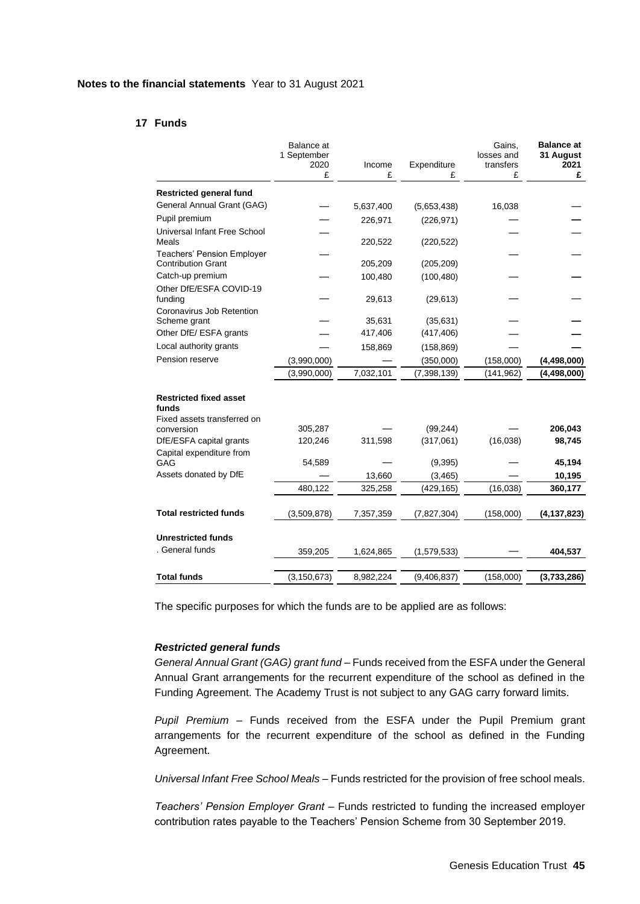**Notes to the financial statements** Year to 31 August 2021

## 17 Funds

| | Balance at 1 September 2020 £ | Income £ | Expenditure £ | Gains, losses and transfers £ | **Balance at 31 August 2021 £** |
|---|---|---|---|---|---|
| **Restricted general fund** | | | | | |
| General Annual Grant (GAG) | — | 5,637,400 | (5,653,438) | 16,038 | — |
| Pupil premium | — | 226,971 | (226,971) | — | **—** |
| Universal Infant Free School Meals | — | 220,522 | (220,522) | — | — |
| Teachers' Pension Employer Contribution Grant | — | 205,209 | (205,209) | — | — |
| Catch-up premium | — | 100,480 | (100,480) | — | **—** |
| Other DfE/ESFA COVID-19 funding | — | 29,613 | (29,613) | — | — |
| Coronavirus Job Retention Scheme grant | — | 35,631 | (35,631) | — | **—** |
| Other DfE/ ESFA grants | — | 417,406 | (417,406) | — | **—** |
| Local authority grants | — | 158,869 | (158,869) | — | **—** |
| Pension reserve | (3,990,000) | — | (350,000) | (158,000) | **(4,498,000)** |
| | (3,990,000) | 7,032,101 | (7,398,139) | (141,962) | **(4,498,000)** |
| **Restricted fixed asset funds** | | | | | |
| Fixed assets transferred on conversion | 305,287 | — | (99,244) | — | **206,043** |
| DfE/ESFA capital grants | 120,246 | 311,598 | (317,061) | (16,038) | **98,745** |
| Capital expenditure from GAG | 54,589 | | (9,395) | — | **45,194** |
| Assets donated by DfE | — | 13,660 | (3,465) | — | **10,195** |
| | 480,122 | 325,258 | (429,165) | (16,038) | **360,177** |
| **Total restricted funds** | (3,509,878) | 7,357,359 | (7,827,304) | (158,000) | **(4,137,823)** |
| **Unrestricted funds** | | | | | |
| . General funds | 359,205 | 1,624,865 | (1,579,533) | — | **404,537** |
| **Total funds** | (3,150,673) | 8,982,224 | (9,406,837) | (158,000) | **(3,733,286)** |

The specific purposes for which the funds are to be applied are as follows:

***Restricted general funds***

*General Annual Grant (GAG) grant fund* – Funds received from the ESFA under the General Annual Grant arrangements for the recurrent expenditure of the school as defined in the Funding Agreement. The Academy Trust is not subject to any GAG carry forward limits.

*Pupil Premium* – Funds received from the ESFA under the Pupil Premium grant arrangements for the recurrent expenditure of the school as defined in the Funding Agreement.

*Universal Infant Free School Meals* – Funds restricted for the provision of free school meals.

*Teachers' Pension Employer Grant* – Funds restricted to funding the increased employer contribution rates payable to the Teachers' Pension Scheme from 30 September 2019.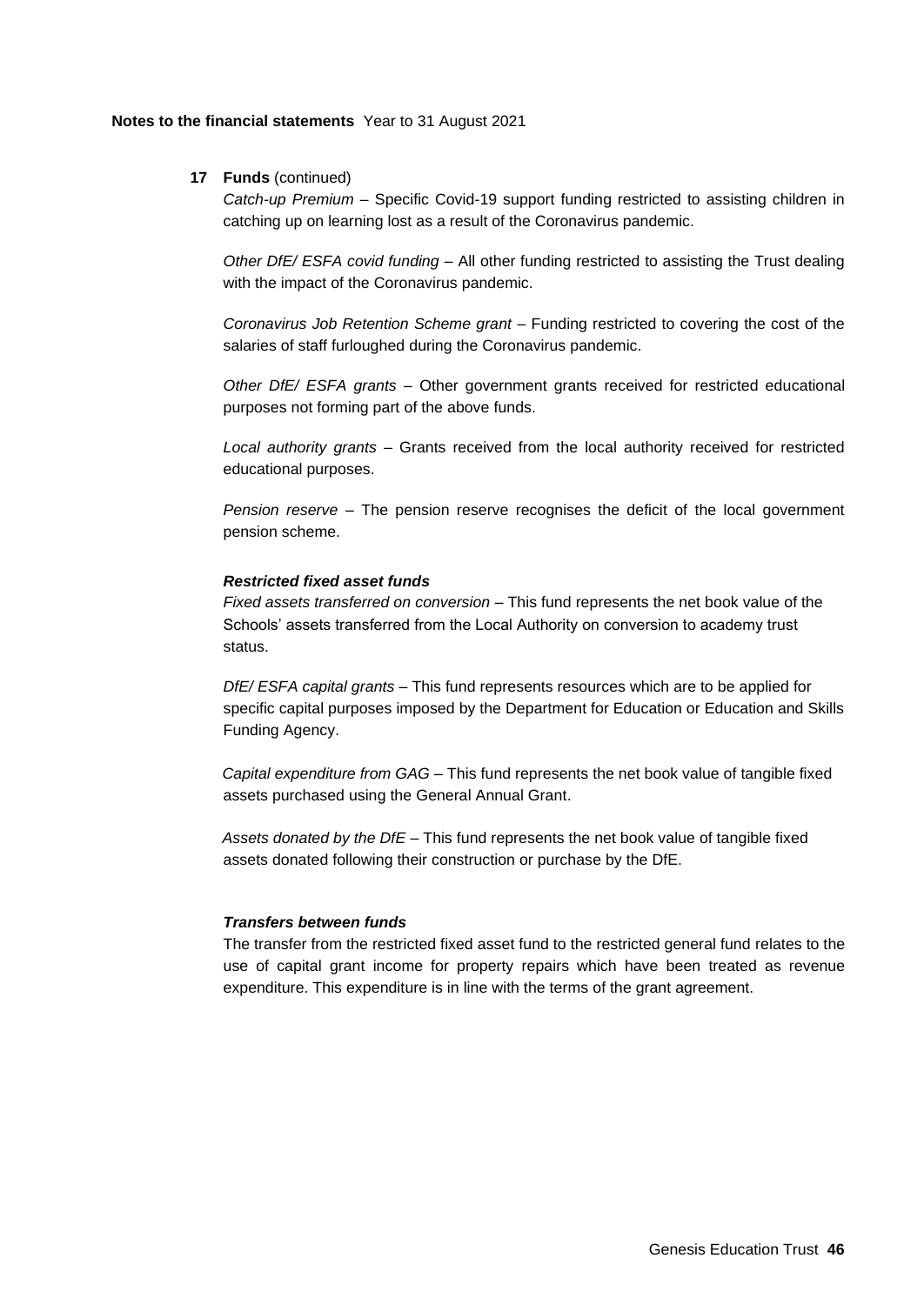## 17 Funds (continued)

*Catch-up Premium* – Specific Covid-19 support funding restricted to assisting children in catching up on learning lost as a result of the Coronavirus pandemic.

*Other DfE/ ESFA covid funding* – All other funding restricted to assisting the Trust dealing with the impact of the Coronavirus pandemic.

*Coronavirus Job Retention Scheme grant* – Funding restricted to covering the cost of the salaries of staff furloughed during the Coronavirus pandemic.

*Other DfE/ ESFA grants* – Other government grants received for restricted educational purposes not forming part of the above funds.

*Local authority grants* – Grants received from the local authority received for restricted educational purposes.

*Pension reserve* – The pension reserve recognises the deficit of the local government pension scheme.

### *Restricted fixed asset funds*

*Fixed assets transferred on conversion* – This fund represents the net book value of the Schools' assets transferred from the Local Authority on conversion to academy trust status.

*DfE/ ESFA capital grants* – This fund represents resources which are to be applied for specific capital purposes imposed by the Department for Education or Education and Skills Funding Agency.

*Capital expenditure from GAG* – This fund represents the net book value of tangible fixed assets purchased using the General Annual Grant.

*Assets donated by the DfE* – This fund represents the net book value of tangible fixed assets donated following their construction or purchase by the DfE.

### *Transfers between funds*

The transfer from the restricted fixed asset fund to the restricted general fund relates to the use of capital grant income for property repairs which have been treated as revenue expenditure. This expenditure is in line with the terms of the grant agreement.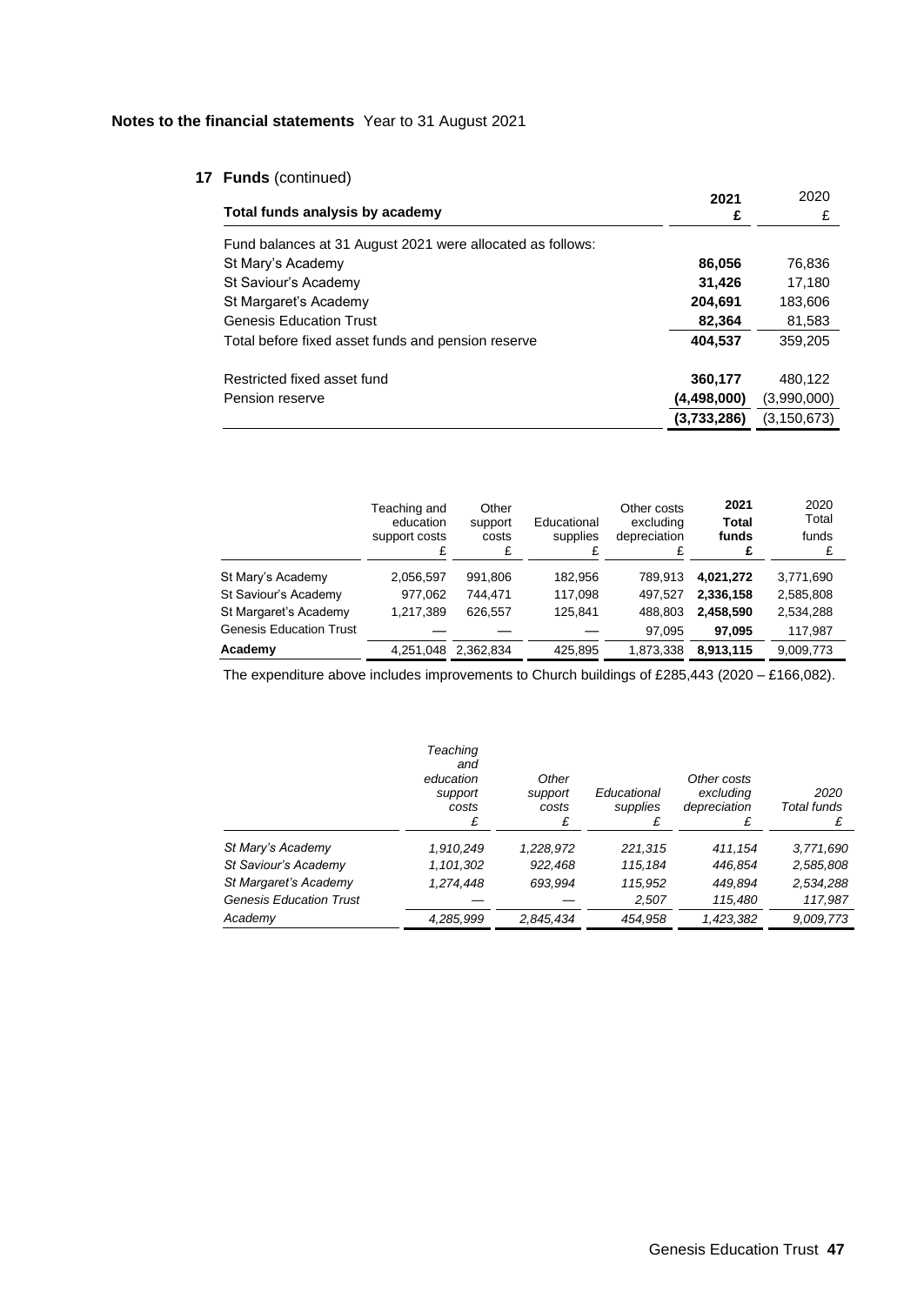**Notes to the financial statements** Year to 31 August 2021

## 17 Funds (continued)

| Total funds analysis by academy | 2021 £ | 2020 £ |
|---|---|---|
| Fund balances at 31 August 2021 were allocated as follows: | | |
| St Mary's Academy | **86,056** | 76,836 |
| St Saviour's Academy | **31,426** | 17,180 |
| St Margaret's Academy | **204,691** | 183,606 |
| Genesis Education Trust | **82,364** | 81,583 |
| Total before fixed asset funds and pension reserve | **404,537** | 359,205 |
| | | |
| Restricted fixed asset fund | **360,177** | 480,122 |
| Pension reserve | **(4,498,000)** | (3,990,000) |
| | **(3,733,286)** | (3,150,673) |

| | Teaching and education support costs £ | Other support costs £ | Educational supplies £ | Other costs excluding depreciation £ | 2021 Total funds £ | 2020 Total funds £ |
|---|---|---|---|---|---|---|
| St Mary's Academy | 2,056,597 | 991,806 | 182,956 | 789,913 | **4,021,272** | 3,771,690 |
| St Saviour's Academy | 977,062 | 744,471 | 117,098 | 497,527 | **2,336,158** | 2,585,808 |
| St Margaret's Academy | 1,217,389 | 626,557 | 125,841 | 488,803 | **2,458,590** | 2,534,288 |
| Genesis Education Trust | — | — | — | 97,095 | **97,095** | 117,987 |
| **Academy** | 4,251,048 | 2,362,834 | 425,895 | 1,873,338 | **8,913,115** | 9,009,773 |

The expenditure above includes improvements to Church buildings of £285,443 (2020 – £166,082).

| | *Teaching and education support costs £* | *Other support costs £* | *Educational supplies £* | *Other costs excluding depreciation £* | *2020 Total funds £* |
|---|---|---|---|---|---|
| *St Mary's Academy* | *1,910,249* | *1,228,972* | *221,315* | *411,154* | *3,771,690* |
| *St Saviour's Academy* | *1,101,302* | *922,468* | *115,184* | *446,854* | *2,585,808* |
| *St Margaret's Academy* | *1,274,448* | *693,994* | *115,952* | *449,894* | *2,534,288* |
| *Genesis Education Trust* | *—* | *—* | *2,507* | *115,480* | *117,987* |
| *Academy* | *4,285,999* | *2,845,434* | *454,958* | *1,423,382* | *9,009,773* |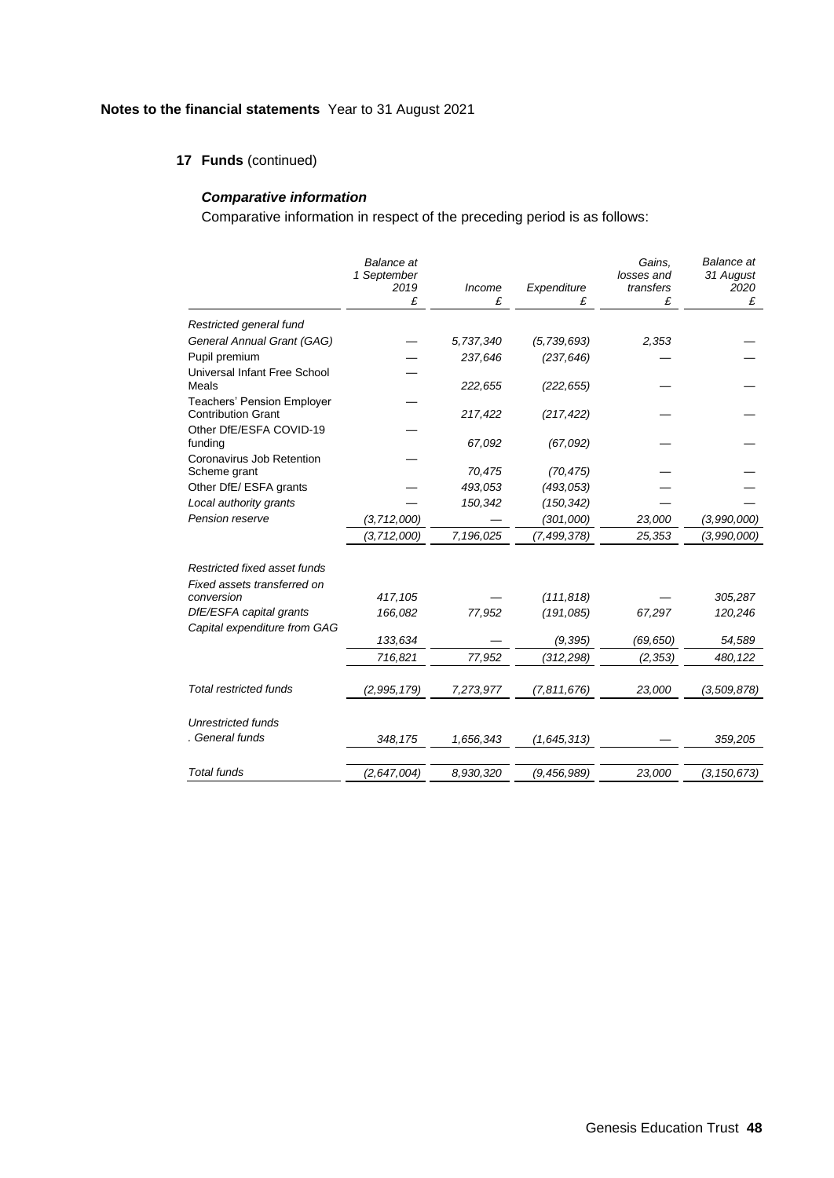**Notes to the financial statements** Year to 31 August 2021

**17 Funds** (continued)

***Comparative information***

Comparative information in respect of the preceding period is as follows:

| | *Balance at 1 September 2019* *£* | *Income* *£* | *Expenditure* *£* | *Gains, losses and transfers* *£* | *Balance at 31 August 2020* *£* |
|---|---|---|---|---|---|
| *Restricted general fund* | | | | | |
| *General Annual Grant (GAG)* | — | *5,737,340* | *(5,739,693)* | *2,353* | — |
| Pupil premium | — | *237,646* | *(237,646)* | — | — |
| Universal Infant Free School Meals | — | *222,655* | *(222,655)* | — | — |
| Teachers' Pension Employer Contribution Grant | — | *217,422* | *(217,422)* | — | — |
| Other DfE/ESFA COVID-19 funding | — | *67,092* | *(67,092)* | — | — |
| Coronavirus Job Retention Scheme grant | — | *70,475* | *(70,475)* | — | — |
| Other DfE/ ESFA grants | — | *493,053* | *(493,053)* | — | — |
| *Local authority grants* | — | *150,342* | *(150,342)* | — | — |
| *Pension reserve* | *(3,712,000)* | — | *(301,000)* | *23,000* | *(3,990,000)* |
| | *(3,712,000)* | *7,196,025* | *(7,499,378)* | *25,353* | *(3,990,000)* |
| *Restricted fixed asset funds* | | | | | |
| *Fixed assets transferred on conversion* | *417,105* | — | *(111,818)* | — | *305,287* |
| *DfE/ESFA capital grants* | *166,082* | *77,952* | *(191,085)* | *67,297* | *120,246* |
| *Capital expenditure from GAG* | *133,634* | — | *(9,395)* | *(69,650)* | *54,589* |
| | *716,821* | *77,952* | *(312,298)* | *(2,353)* | *480,122* |
| *Total restricted funds* | *(2,995,179)* | *7,273,977* | *(7,811,676)* | *23,000* | *(3,509,878)* |
| *Unrestricted funds* | | | | | |
| *. General funds* | *348,175* | *1,656,343* | *(1,645,313)* | — | *359,205* |
| *Total funds* | *(2,647,004)* | *8,930,320* | *(9,456,989)* | *23,000* | *(3,150,673)* |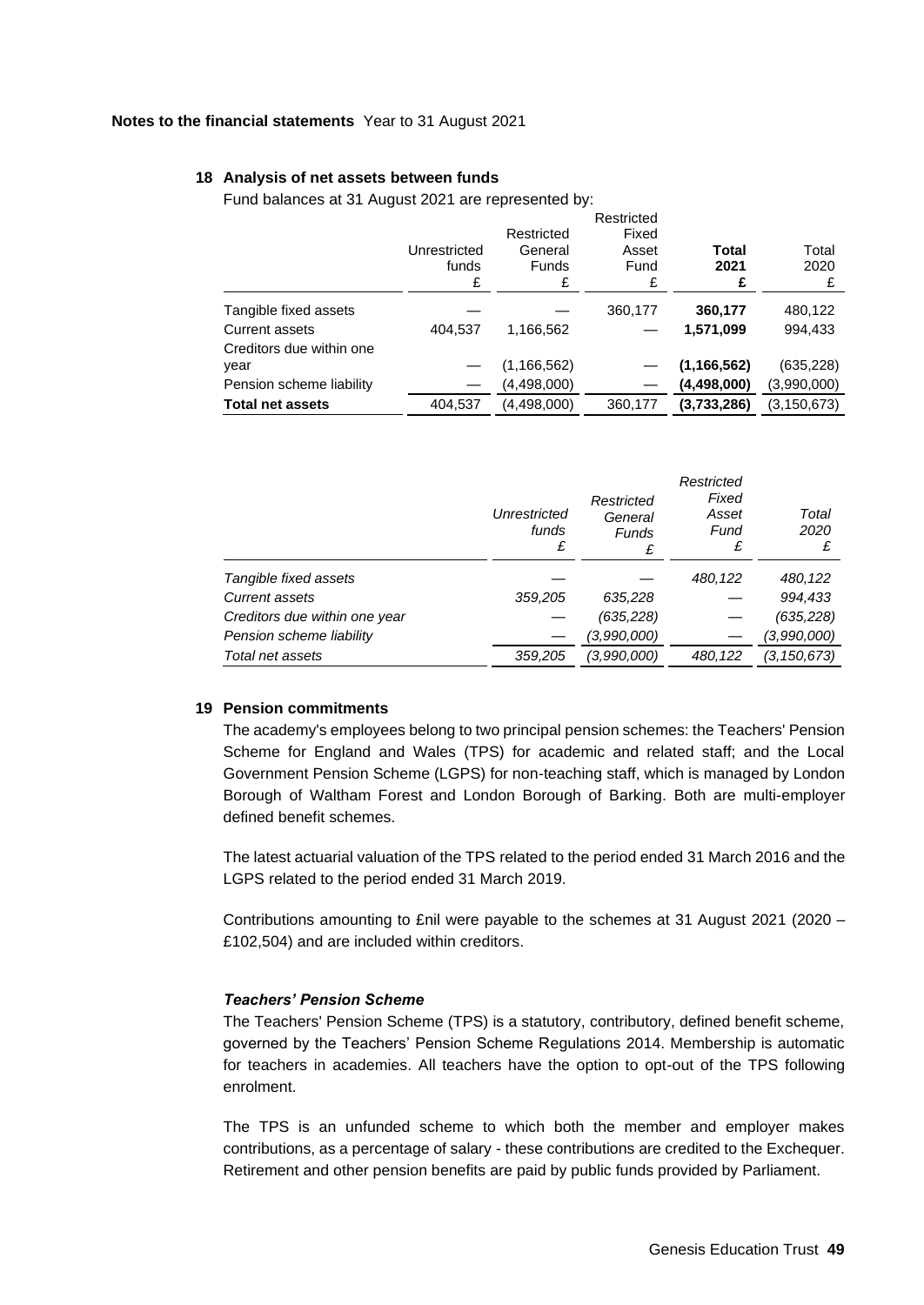**Notes to the financial statements** Year to 31 August 2021

## 18 Analysis of net assets between funds

Fund balances at 31 August 2021 are represented by:

| | Unrestricted funds £ | Restricted General Funds £ | Restricted Fixed Asset Fund £ | **Total 2021 £** | Total 2020 £ |
|---|---|---|---|---|---|
| Tangible fixed assets | — | — | 360,177 | **360,177** | 480,122 |
| Current assets | 404,537 | 1,166,562 | — | **1,571,099** | 994,433 |
| Creditors due within one year | — | (1,166,562) | — | **(1,166,562)** | (635,228) |
| Pension scheme liability | — | (4,498,000) | — | **(4,498,000)** | (3,990,000) |
| **Total net assets** | 404,537 | (4,498,000) | 360,177 | **(3,733,286)** | (3,150,673) |

| | *Unrestricted funds £* | *Restricted General Funds £* | *Restricted Fixed Asset Fund £* | *Total 2020 £* |
|---|---|---|---|---|
| *Tangible fixed assets* | — | — | *480,122* | *480,122* |
| *Current assets* | *359,205* | *635,228* | — | *994,433* |
| *Creditors due within one year* | — | *(635,228)* | — | *(635,228)* |
| *Pension scheme liability* | — | *(3,990,000)* | — | *(3,990,000)* |
| *Total net assets* | *359,205* | *(3,990,000)* | *480,122* | *(3,150,673)* |

## 19 Pension commitments

The academy's employees belong to two principal pension schemes: the Teachers' Pension Scheme for England and Wales (TPS) for academic and related staff; and the Local Government Pension Scheme (LGPS) for non-teaching staff, which is managed by London Borough of Waltham Forest and London Borough of Barking. Both are multi-employer defined benefit schemes.

The latest actuarial valuation of the TPS related to the period ended 31 March 2016 and the LGPS related to the period ended 31 March 2019.

Contributions amounting to £nil were payable to the schemes at 31 August 2021 (2020 – £102,504) and are included within creditors.

### *Teachers' Pension Scheme*

The Teachers' Pension Scheme (TPS) is a statutory, contributory, defined benefit scheme, governed by the Teachers' Pension Scheme Regulations 2014. Membership is automatic for teachers in academies. All teachers have the option to opt-out of the TPS following enrolment.

The TPS is an unfunded scheme to which both the member and employer makes contributions, as a percentage of salary - these contributions are credited to the Exchequer. Retirement and other pension benefits are paid by public funds provided by Parliament.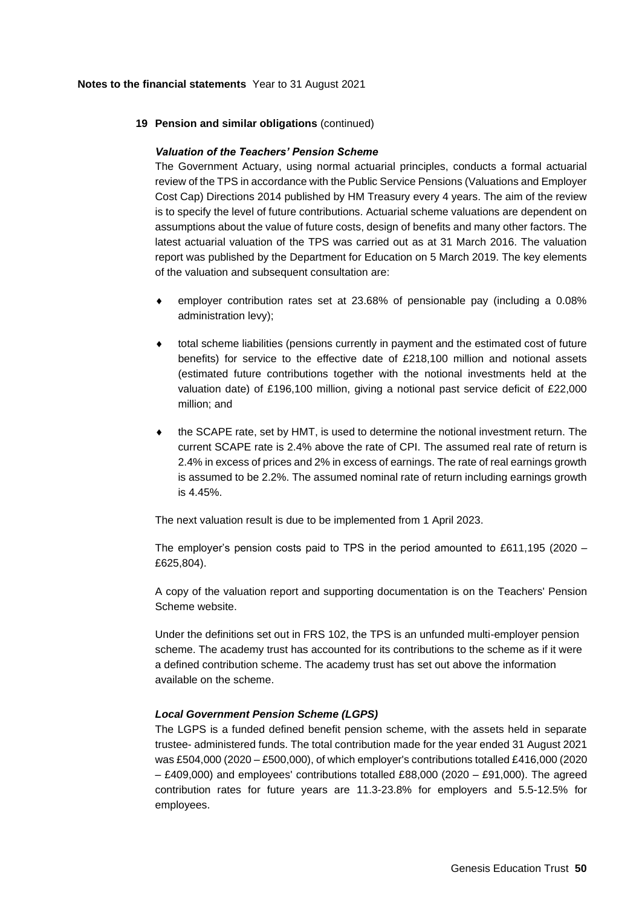**Notes to the financial statements** Year to 31 August 2021

## 19 Pension and similar obligations (continued)

### *Valuation of the Teachers' Pension Scheme*

The Government Actuary, using normal actuarial principles, conducts a formal actuarial review of the TPS in accordance with the Public Service Pensions (Valuations and Employer Cost Cap) Directions 2014 published by HM Treasury every 4 years. The aim of the review is to specify the level of future contributions. Actuarial scheme valuations are dependent on assumptions about the value of future costs, design of benefits and many other factors. The latest actuarial valuation of the TPS was carried out as at 31 March 2016. The valuation report was published by the Department for Education on 5 March 2019. The key elements of the valuation and subsequent consultation are:

- employer contribution rates set at 23.68% of pensionable pay (including a 0.08% administration levy);
- total scheme liabilities (pensions currently in payment and the estimated cost of future benefits) for service to the effective date of £218,100 million and notional assets (estimated future contributions together with the notional investments held at the valuation date) of £196,100 million, giving a notional past service deficit of £22,000 million; and
- the SCAPE rate, set by HMT, is used to determine the notional investment return. The current SCAPE rate is 2.4% above the rate of CPI. The assumed real rate of return is 2.4% in excess of prices and 2% in excess of earnings. The rate of real earnings growth is assumed to be 2.2%. The assumed nominal rate of return including earnings growth is 4.45%.

The next valuation result is due to be implemented from 1 April 2023.

The employer's pension costs paid to TPS in the period amounted to £611,195 (2020 – £625,804).

A copy of the valuation report and supporting documentation is on the Teachers' Pension Scheme website.

Under the definitions set out in FRS 102, the TPS is an unfunded multi-employer pension scheme. The academy trust has accounted for its contributions to the scheme as if it were a defined contribution scheme. The academy trust has set out above the information available on the scheme.

### *Local Government Pension Scheme (LGPS)*

The LGPS is a funded defined benefit pension scheme, with the assets held in separate trustee- administered funds. The total contribution made for the year ended 31 August 2021 was £504,000 (2020 – £500,000), of which employer's contributions totalled £416,000 (2020 – £409,000) and employees' contributions totalled £88,000 (2020 – £91,000). The agreed contribution rates for future years are 11.3-23.8% for employers and 5.5-12.5% for employees.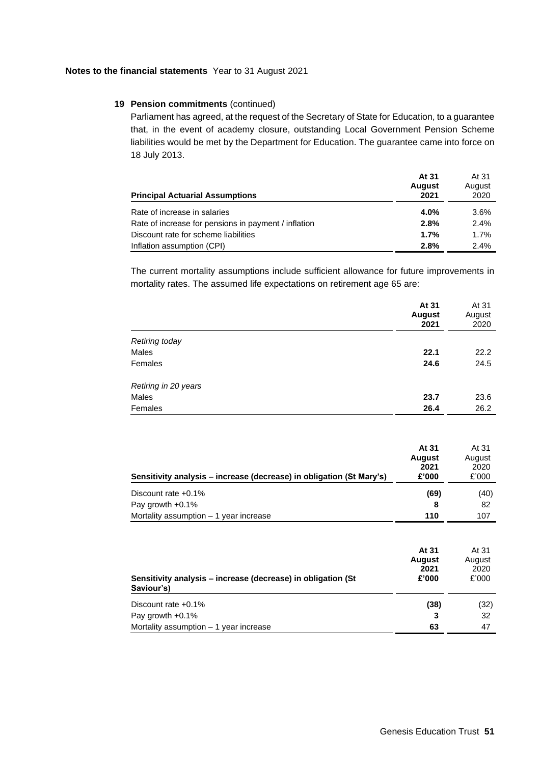**Notes to the financial statements** Year to 31 August 2021

**19 Pension commitments** (continued)

Parliament has agreed, at the request of the Secretary of State for Education, to a guarantee that, in the event of academy closure, outstanding Local Government Pension Scheme liabilities would be met by the Department for Education. The guarantee came into force on 18 July 2013.

| Principal Actuarial Assumptions | At 31 August 2021 | At 31 August 2020 |
|---|---|---|
| Rate of increase in salaries | **4.0%** | 3.6% |
| Rate of increase for pensions in payment / inflation | **2.8%** | 2.4% |
| Discount rate for scheme liabilities | **1.7%** | 1.7% |
| Inflation assumption (CPI) | **2.8%** | 2.4% |

The current mortality assumptions include sufficient allowance for future improvements in mortality rates. The assumed life expectations on retirement age 65 are:

| | At 31 August 2021 | At 31 August 2020 |
|---|---|---|
| *Retiring today* | | |
| Males | **22.1** | 22.2 |
| Females | **24.6** | 24.5 |
| *Retiring in 20 years* | | |
| Males | **23.7** | 23.6 |
| Females | **26.4** | 26.2 |

| Sensitivity analysis – increase (decrease) in obligation (St Mary's) | At 31 August 2021 £'000 | At 31 August 2020 £'000 |
|---|---|---|
| Discount rate +0.1% | **(69)** | (40) |
| Pay growth +0.1% | **8** | 82 |
| Mortality assumption – 1 year increase | **110** | 107 |

| Sensitivity analysis – increase (decrease) in obligation (St Saviour's) | At 31 August 2021 £'000 | At 31 August 2020 £'000 |
|---|---|---|
| Discount rate +0.1% | **(38)** | (32) |
| Pay growth +0.1% | **3** | 32 |
| Mortality assumption – 1 year increase | **63** | 47 |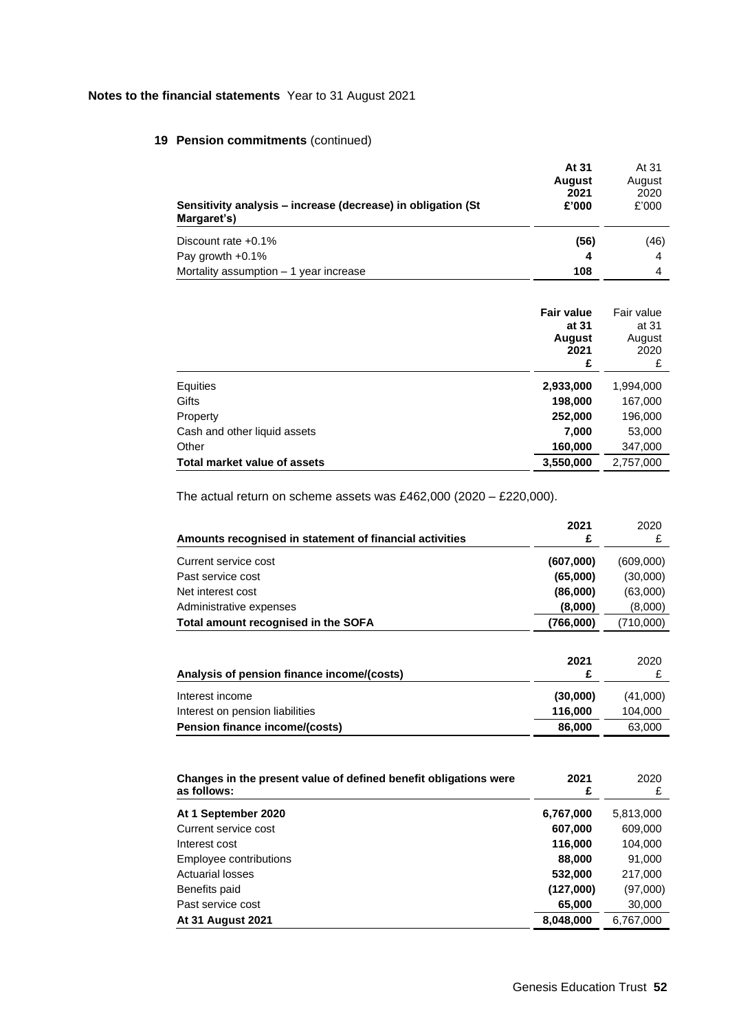## 19 Pension commitments (continued)

| Sensitivity analysis – increase (decrease) in obligation (St Margaret's) | At 31 August 2021 £'000 | At 31 August 2020 £'000 |
|---|---|---|
| Discount rate +0.1% | **(56)** | (46) |
| Pay growth +0.1% | **4** | 4 |
| Mortality assumption – 1 year increase | **108** | 4 |

| | Fair value at 31 August 2021 £ | Fair value at 31 August 2020 £ |
|---|---|---|
| Equities | **2,933,000** | 1,994,000 |
| Gifts | **198,000** | 167,000 |
| Property | **252,000** | 196,000 |
| Cash and other liquid assets | **7,000** | 53,000 |
| Other | **160,000** | 347,000 |
| **Total market value of assets** | **3,550,000** | 2,757,000 |

The actual return on scheme assets was £462,000 (2020 – £220,000).

| Amounts recognised in statement of financial activities | 2021 £ | 2020 £ |
|---|---|---|
| Current service cost | **(607,000)** | (609,000) |
| Past service cost | **(65,000)** | (30,000) |
| Net interest cost | **(86,000)** | (63,000) |
| Administrative expenses | **(8,000)** | (8,000) |
| **Total amount recognised in the SOFA** | **(766,000)** | (710,000) |

| Analysis of pension finance income/(costs) | 2021 £ | 2020 £ |
|---|---|---|
| Interest income | **(30,000)** | (41,000) |
| Interest on pension liabilities | **116,000** | 104,000 |
| **Pension finance income/(costs)** | **86,000** | 63,000 |

| Changes in the present value of defined benefit obligations were as follows: | 2021 £ | 2020 £ |
|---|---|---|
| **At 1 September 2020** | **6,767,000** | 5,813,000 |
| Current service cost | **607,000** | 609,000 |
| Interest cost | **116,000** | 104,000 |
| Employee contributions | **88,000** | 91,000 |
| Actuarial losses | **532,000** | 217,000 |
| Benefits paid | **(127,000)** | (97,000) |
| Past service cost | **65,000** | 30,000 |
| **At 31 August 2021** | **8,048,000** | 6,767,000 |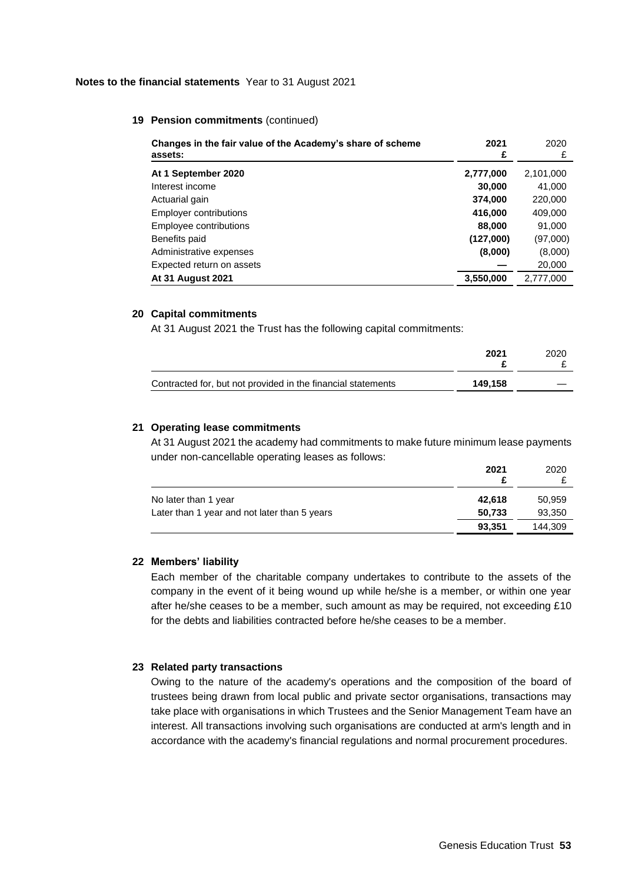**Notes to the financial statements** Year to 31 August 2021

## 19 Pension commitments (continued)

| Changes in the fair value of the Academy's share of scheme assets: | 2021 £ | 2020 £ |
|---|---|---|
| **At 1 September 2020** | **2,777,000** | 2,101,000 |
| Interest income | **30,000** | 41,000 |
| Actuarial gain | **374,000** | 220,000 |
| Employer contributions | **416,000** | 409,000 |
| Employee contributions | **88,000** | 91,000 |
| Benefits paid | **(127,000)** | (97,000) |
| Administrative expenses | **(8,000)** | (8,000) |
| Expected return on assets | **—** | 20,000 |
| **At 31 August 2021** | **3,550,000** | 2,777,000 |

## 20 Capital commitments

At 31 August 2021 the Trust has the following capital commitments:

| | 2021 £ | 2020 £ |
|---|---|---|
| Contracted for, but not provided in the financial statements | **149,158** | — |

## 21 Operating lease commitments

At 31 August 2021 the academy had commitments to make future minimum lease payments under non-cancellable operating leases as follows:

| | 2021 £ | 2020 £ |
|---|---|---|
| No later than 1 year | **42,618** | 50,959 |
| Later than 1 year and not later than 5 years | **50,733** | 93,350 |
| | **93,351** | 144,309 |

## 22 Members' liability

Each member of the charitable company undertakes to contribute to the assets of the company in the event of it being wound up while he/she is a member, or within one year after he/she ceases to be a member, such amount as may be required, not exceeding £10 for the debts and liabilities contracted before he/she ceases to be a member.

## 23 Related party transactions

Owing to the nature of the academy's operations and the composition of the board of trustees being drawn from local public and private sector organisations, transactions may take place with organisations in which Trustees and the Senior Management Team have an interest. All transactions involving such organisations are conducted at arm's length and in accordance with the academy's financial regulations and normal procurement procedures.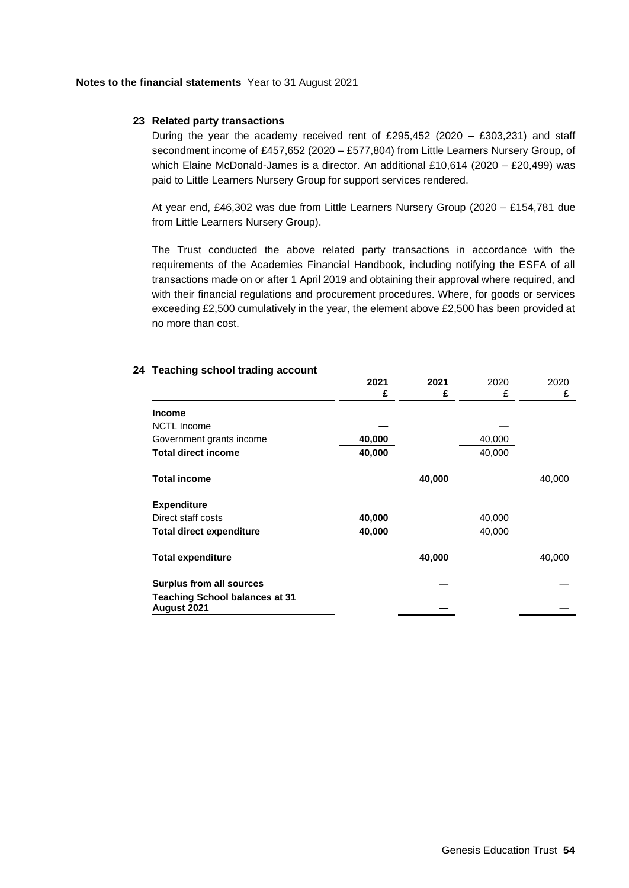**Notes to the financial statements** Year to 31 August 2021

## 23 Related party transactions

During the year the academy received rent of £295,452 (2020 – £303,231) and staff secondment income of £457,652 (2020 – £577,804) from Little Learners Nursery Group, of which Elaine McDonald-James is a director. An additional £10,614 (2020 – £20,499) was paid to Little Learners Nursery Group for support services rendered.

At year end, £46,302 was due from Little Learners Nursery Group (2020 – £154,781 due from Little Learners Nursery Group).

The Trust conducted the above related party transactions in accordance with the requirements of the Academies Financial Handbook, including notifying the ESFA of all transactions made on or after 1 April 2019 and obtaining their approval where required, and with their financial regulations and procurement procedures. Where, for goods or services exceeding £2,500 cumulatively in the year, the element above £2,500 has been provided at no more than cost.

## 24 Teaching school trading account

| | 2021 £ | 2021 £ | 2020 £ | 2020 £ |
|---|---|---|---|---|
| **Income** | | | | |
| NCTL Income | — | | — | |
| Government grants income | 40,000 | | 40,000 | |
| **Total direct income** | 40,000 | | 40,000 | |
| **Total income** | | 40,000 | | 40,000 |
| **Expenditure** | | | | |
| Direct staff costs | 40,000 | | 40,000 | |
| **Total direct expenditure** | 40,000 | | 40,000 | |
| **Total expenditure** | | 40,000 | | 40,000 |
| **Surplus from all sources** | | — | | — |
| **Teaching School balances at 31 August 2021** | | — | | — |